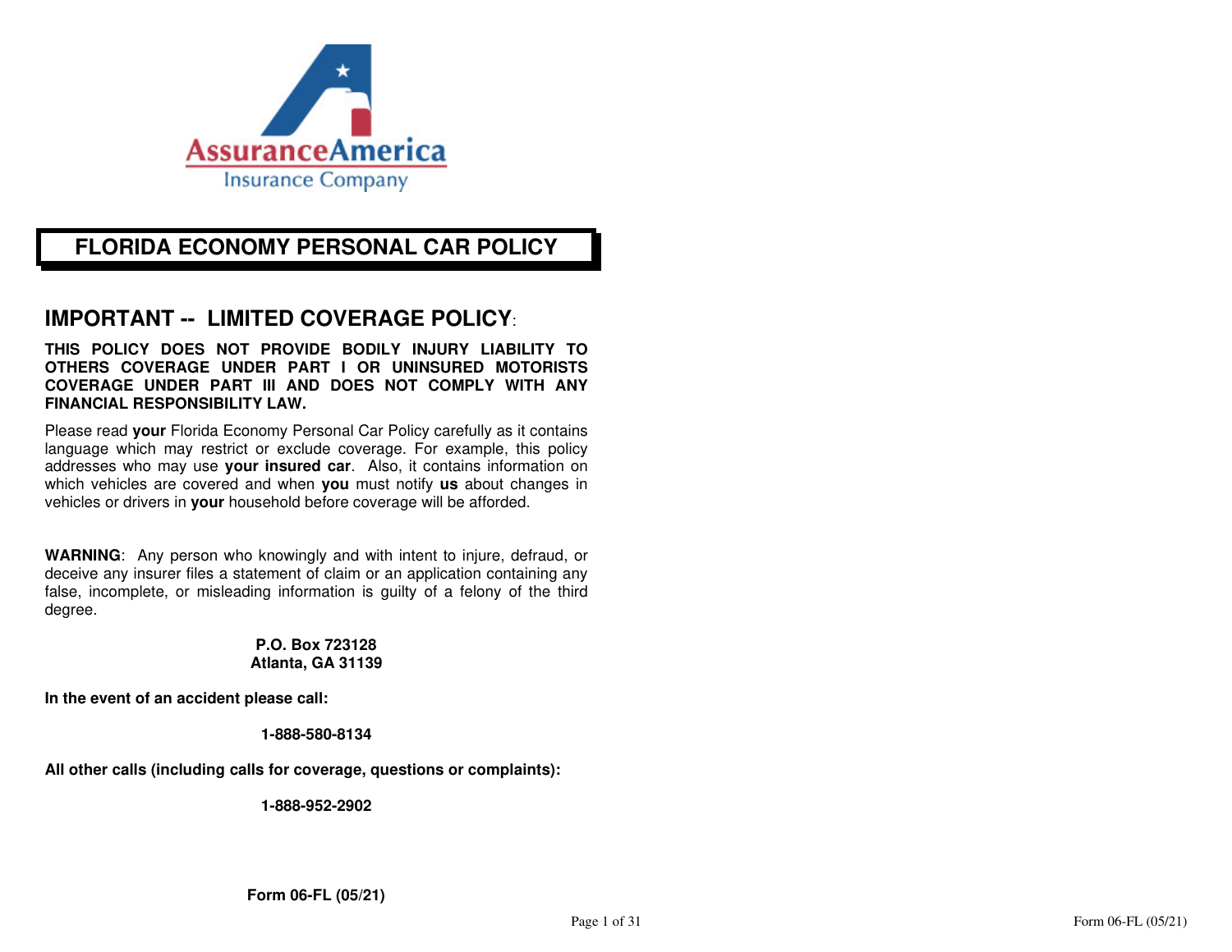AssuranceAmerica
Insurance Company

# FLORIDA ECONOMY PERSONAL CAR POLICY

## IMPORTANT -- LIMITED COVERAGE POLICY:

**THIS POLICY DOES NOT PROVIDE BODILY INJURY LIABILITY TO OTHERS COVERAGE UNDER PART I OR UNINSURED MOTORISTS COVERAGE UNDER PART III AND DOES NOT COMPLY WITH ANY FINANCIAL RESPONSIBILITY LAW.**

Please read **your** Florida Economy Personal Car Policy carefully as it contains language which may restrict or exclude coverage. For example, this policy addresses who may use **your insured car**. Also, it contains information on which vehicles are covered and when **you** must notify **us** about changes in vehicles or drivers in **your** household before coverage will be afforded.

**WARNING**: Any person who knowingly and with intent to injure, defraud, or deceive any insurer files a statement of claim or an application containing any false, incomplete, or misleading information is guilty of a felony of the third degree.

**P.O. Box 723128**
**Atlanta, GA 31139**

**In the event of an accident please call:**

**1-888-580-8134**

**All other calls (including calls for coverage, questions or complaints):**

**1-888-952-2902**

**Form 06-FL (05/21)**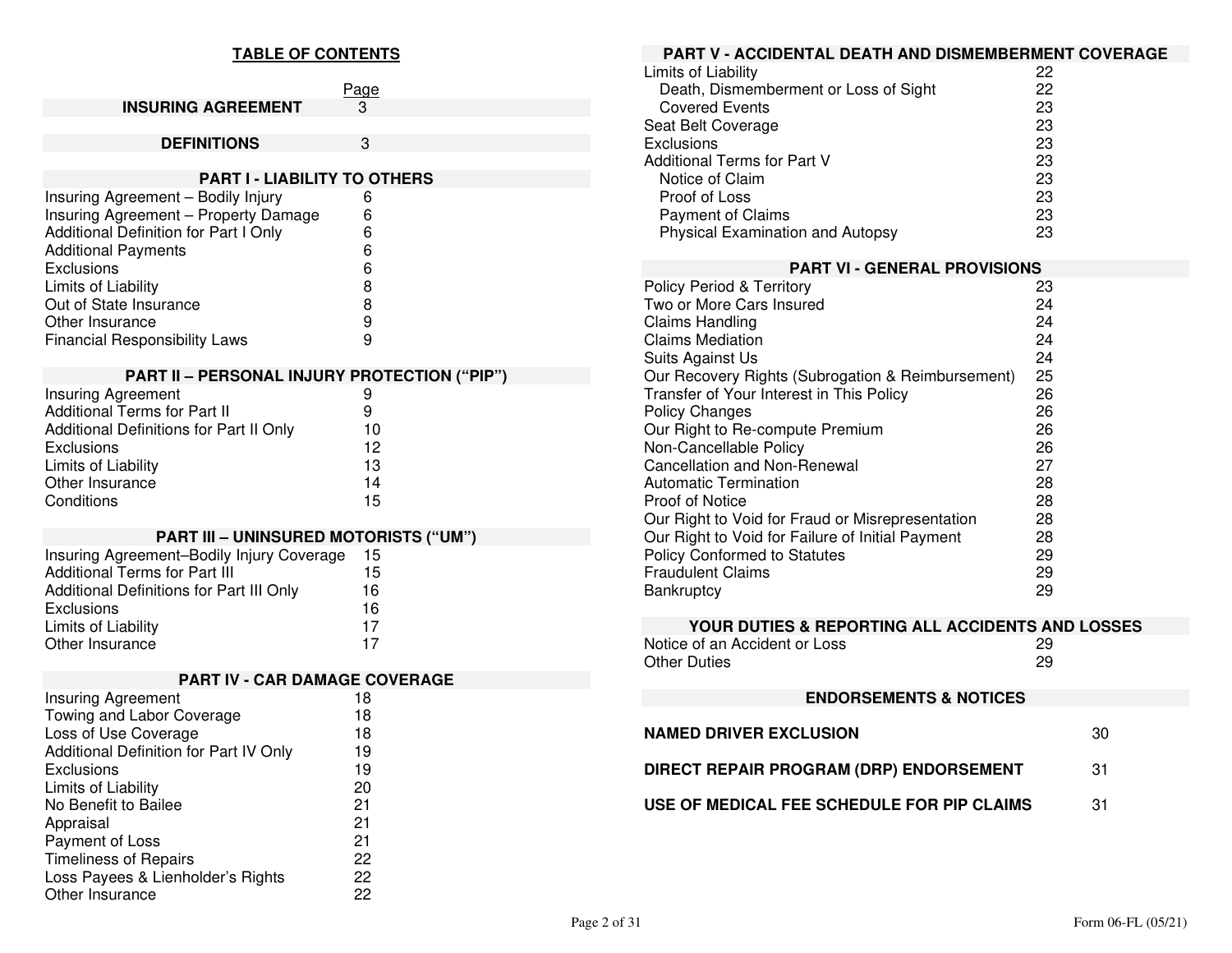## TABLE OF CONTENTS

| | Page |
|---|---|
| **INSURING AGREEMENT** | 3 |
| **DEFINITIONS** | 3 |

### PART I - LIABILITY TO OTHERS

| | |
|---|---|
| Insuring Agreement – Bodily Injury | 6 |
| Insuring Agreement – Property Damage | 6 |
| Additional Definition for Part I Only | 6 |
| Additional Payments | 6 |
| Exclusions | 6 |
| Limits of Liability | 8 |
| Out of State Insurance | 8 |
| Other Insurance | 9 |
| Financial Responsibility Laws | 9 |

### PART II – PERSONAL INJURY PROTECTION (“PIP”)

| | |
|---|---|
| Insuring Agreement | 9 |
| Additional Terms for Part II | 9 |
| Additional Definitions for Part II Only | 10 |
| Exclusions | 12 |
| Limits of Liability | 13 |
| Other Insurance | 14 |
| Conditions | 15 |

### PART III – UNINSURED MOTORISTS (“UM”)

| | |
|---|---|
| Insuring Agreement–Bodily Injury Coverage | 15 |
| Additional Terms for Part III | 15 |
| Additional Definitions for Part III Only | 16 |
| Exclusions | 16 |
| Limits of Liability | 17 |
| Other Insurance | 17 |

### PART IV - CAR DAMAGE COVERAGE

| | |
|---|---|
| Insuring Agreement | 18 |
| Towing and Labor Coverage | 18 |
| Loss of Use Coverage | 18 |
| Additional Definition for Part IV Only | 19 |
| Exclusions | 19 |
| Limits of Liability | 20 |
| No Benefit to Bailee | 21 |
| Appraisal | 21 |
| Payment of Loss | 21 |
| Timeliness of Repairs | 22 |
| Loss Payees & Lienholder’s Rights | 22 |
| Other Insurance | 22 |

### PART V - ACCIDENTAL DEATH AND DISMEMBERMENT COVERAGE

| | |
|---|---|
| Limits of Liability | 22 |
| Death, Dismemberment or Loss of Sight | 22 |
| Covered Events | 23 |
| Seat Belt Coverage | 23 |
| Exclusions | 23 |
| Additional Terms for Part V | 23 |
| Notice of Claim | 23 |
| Proof of Loss | 23 |
| Payment of Claims | 23 |
| Physical Examination and Autopsy | 23 |

### PART VI - GENERAL PROVISIONS

| | |
|---|---|
| Policy Period & Territory | 23 |
| Two or More Cars Insured | 24 |
| Claims Handling | 24 |
| Claims Mediation | 24 |
| Suits Against Us | 24 |
| Our Recovery Rights (Subrogation & Reimbursement) | 25 |
| Transfer of Your Interest in This Policy | 26 |
| Policy Changes | 26 |
| Our Right to Re-compute Premium | 26 |
| Non-Cancellable Policy | 26 |
| Cancellation and Non-Renewal | 27 |
| Automatic Termination | 28 |
| Proof of Notice | 28 |
| Our Right to Void for Fraud or Misrepresentation | 28 |
| Our Right to Void for Failure of Initial Payment | 28 |
| Policy Conformed to Statutes | 29 |
| Fraudulent Claims | 29 |
| Bankruptcy | 29 |

### YOUR DUTIES & REPORTING ALL ACCIDENTS AND LOSSES

| | |
|---|---|
| Notice of an Accident or Loss | 29 |
| Other Duties | 29 |

### ENDORSEMENTS & NOTICES

| | |
|---|---|
| **NAMED DRIVER EXCLUSION** | 30 |
| **DIRECT REPAIR PROGRAM (DRP) ENDORSEMENT** | 31 |
| **USE OF MEDICAL FEE SCHEDULE FOR PIP CLAIMS** | 31 |

Form 06-FL (05/21)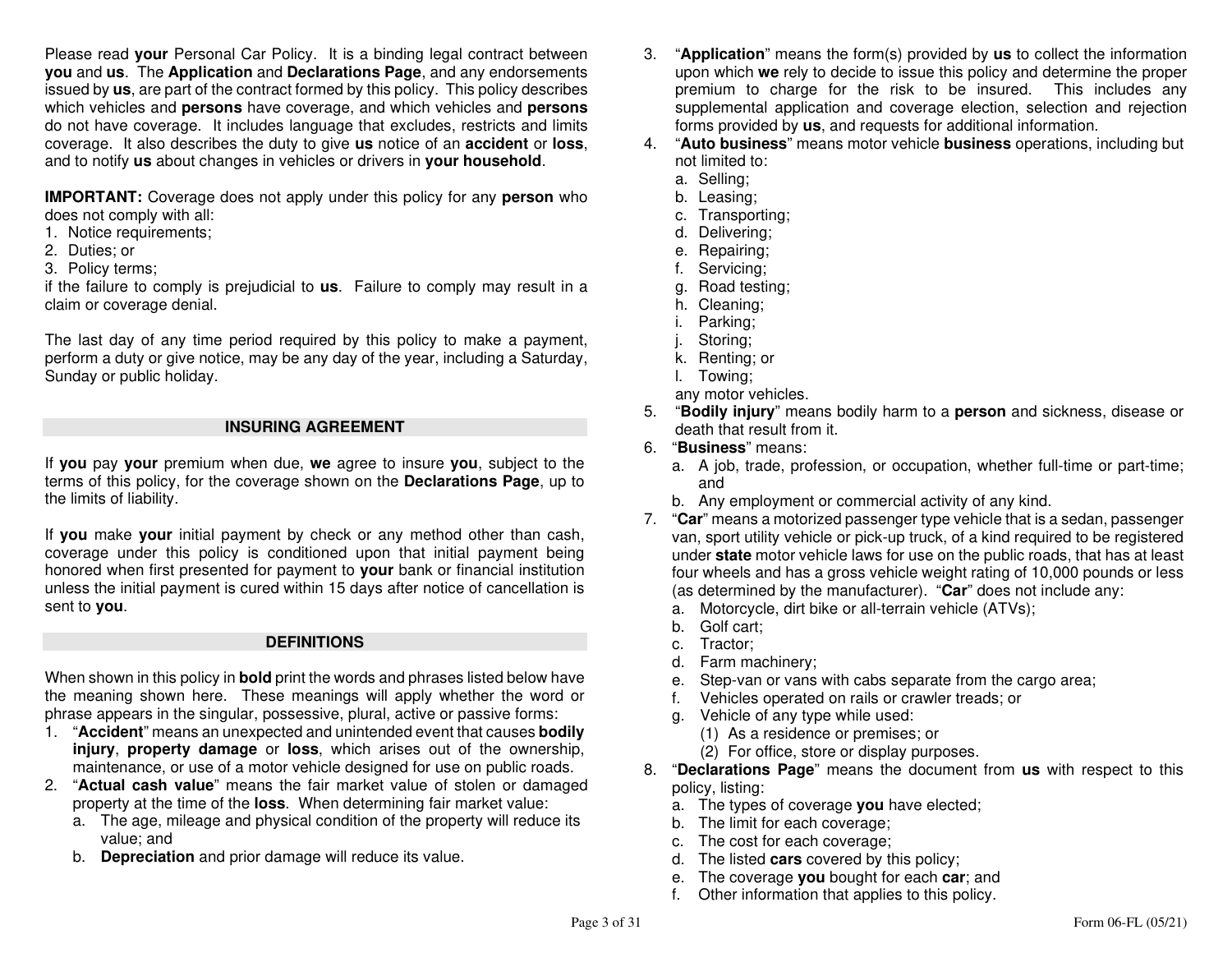Please read **your** Personal Car Policy. It is a binding legal contract between **you** and **us**. The **Application** and **Declarations Page**, and any endorsements issued by **us**, are part of the contract formed by this policy. This policy describes which vehicles and **persons** have coverage, and which vehicles and **persons** do not have coverage. It includes language that excludes, restricts and limits coverage. It also describes the duty to give **us** notice of an **accident** or **loss**, and to notify **us** about changes in vehicles or drivers in **your household**.

**IMPORTANT:** Coverage does not apply under this policy for any **person** who does not comply with all:

1. Notice requirements;
2. Duties; or
3. Policy terms;

if the failure to comply is prejudicial to **us**. Failure to comply may result in a claim or coverage denial.

The last day of any time period required by this policy to make a payment, perform a duty or give notice, may be any day of the year, including a Saturday, Sunday or public holiday.

## INSURING AGREEMENT

If **you** pay **your** premium when due, **we** agree to insure **you**, subject to the terms of this policy, for the coverage shown on the **Declarations Page**, up to the limits of liability.

If **you** make **your** initial payment by check or any method other than cash, coverage under this policy is conditioned upon that initial payment being honored when first presented for payment to **your** bank or financial institution unless the initial payment is cured within 15 days after notice of cancellation is sent to **you**.

## DEFINITIONS

When shown in this policy in **bold** print the words and phrases listed below have the meaning shown here. These meanings will apply whether the word or phrase appears in the singular, possessive, plural, active or passive forms:

1. "**Accident**" means an unexpected and unintended event that causes **bodily injury**, **property damage** or **loss**, which arises out of the ownership, maintenance, or use of a motor vehicle designed for use on public roads.
2. "**Actual cash value**" means the fair market value of stolen or damaged property at the time of the **loss**. When determining fair market value:
   a. The age, mileage and physical condition of the property will reduce its value; and
   b. **Depreciation** and prior damage will reduce its value.
3. "**Application**" means the form(s) provided by **us** to collect the information upon which **we** rely to decide to issue this policy and determine the proper premium to charge for the risk to be insured. This includes any supplemental application and coverage election, selection and rejection forms provided by **us**, and requests for additional information.
4. "**Auto business**" means motor vehicle **business** operations, including but not limited to:
   a. Selling;
   b. Leasing;
   c. Transporting;
   d. Delivering;
   e. Repairing;
   f. Servicing;
   g. Road testing;
   h. Cleaning;
   i. Parking;
   j. Storing;
   k. Renting; or
   l. Towing;

   any motor vehicles.
5. "**Bodily injury**" means bodily harm to a **person** and sickness, disease or death that result from it.
6. "**Business**" means:
   a. A job, trade, profession, or occupation, whether full-time or part-time; and
   b. Any employment or commercial activity of any kind.
7. "**Car**" means a motorized passenger type vehicle that is a sedan, passenger van, sport utility vehicle or pick-up truck, of a kind required to be registered under **state** motor vehicle laws for use on the public roads, that has at least four wheels and has a gross vehicle weight rating of 10,000 pounds or less (as determined by the manufacturer). "**Car**" does not include any:
   a. Motorcycle, dirt bike or all-terrain vehicle (ATVs);
   b. Golf cart;
   c. Tractor;
   d. Farm machinery;
   e. Step-van or vans with cabs separate from the cargo area;
   f. Vehicles operated on rails or crawler treads; or
   g. Vehicle of any type while used:
      (1) As a residence or premises; or
      (2) For office, store or display purposes.
8. "**Declarations Page**" means the document from **us** with respect to this policy, listing:
   a. The types of coverage **you** have elected;
   b. The limit for each coverage;
   c. The cost for each coverage;
   d. The listed **cars** covered by this policy;
   e. The coverage **you** bought for each **car**; and
   f. Other information that applies to this policy.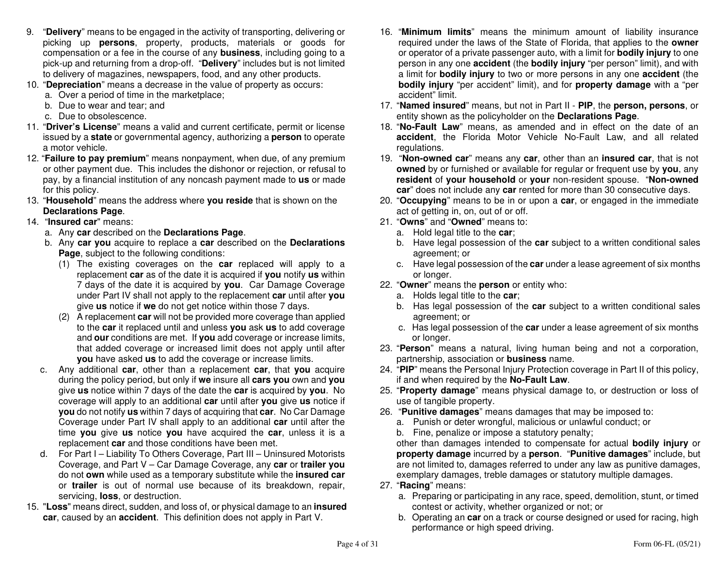9. "**Delivery**" means to be engaged in the activity of transporting, delivering or picking up **persons**, property, products, materials or goods for compensation or a fee in the course of any **business**, including going to a pick-up and returning from a drop-off. "**Delivery**" includes but is not limited to delivery of magazines, newspapers, food, and any other products.
10. "**Depreciation**" means a decrease in the value of property as occurs:
    a. Over a period of time in the marketplace;
    b. Due to wear and tear; and
    c. Due to obsolescence.
11. "**Driver's License**" means a valid and current certificate, permit or license issued by a **state** or governmental agency, authorizing a **person** to operate a motor vehicle.
12. "**Failure to pay premium**" means nonpayment, when due, of any premium or other payment due. This includes the dishonor or rejection, or refusal to pay, by a financial institution of any noncash payment made to **us** or made for this policy.
13. "**Household**" means the address where **you reside** that is shown on the **Declarations Page**.
14. "**Insured car**" means:
    a. Any **car** described on the **Declarations Page**.
    b. Any **car you** acquire to replace a **car** described on the **Declarations Page**, subject to the following conditions:
       (1) The existing coverages on the **car** replaced will apply to a replacement **car** as of the date it is acquired if **you** notify **us** within 7 days of the date it is acquired by **you**. Car Damage Coverage under Part IV shall not apply to the replacement **car** until after **you** give **us** notice if **we** do not get notice within those 7 days.
       (2) A replacement **car** will not be provided more coverage than applied to the **car** it replaced until and unless **you** ask **us** to add coverage and **our** conditions are met. If **you** add coverage or increase limits, that added coverage or increased limit does not apply until after **you** have asked **us** to add the coverage or increase limits.
    c. Any additional **car**, other than a replacement **car**, that **you** acquire during the policy period, but only if **we** insure all **cars you** own and **you** give **us** notice within 7 days of the date the **car** is acquired by **you**. No coverage will apply to an additional **car** until after **you** give **us** notice if **you** do not notify **us** within 7 days of acquiring that **car**. No Car Damage Coverage under Part IV shall apply to an additional **car** until after the time **you** give **us** notice **you** have acquired the **car**, unless it is a replacement **car** and those conditions have been met.
    d. For Part I – Liability To Others Coverage, Part III – Uninsured Motorists Coverage, and Part V – Car Damage Coverage, any **car** or **trailer you** do not **own** while used as a temporary substitute while the **insured car** or **trailer** is out of normal use because of its breakdown, repair, servicing, **loss**, or destruction.
15. "**Loss**" means direct, sudden, and loss of, or physical damage to an **insured car**, caused by an **accident**. This definition does not apply in Part V.
16. "**Minimum limits**" means the minimum amount of liability insurance required under the laws of the State of Florida, that applies to the **owner** or operator of a private passenger auto, with a limit for **bodily injury** to one person in any one **accident** (the **bodily injury** "per person" limit), and with a limit for **bodily injury** to two or more persons in any one **accident** (the **bodily injury** "per accident" limit), and for **property damage** with a "per accident" limit.
17. "**Named insured**" means, but not in Part II - **PIP**, the **person, persons**, or entity shown as the policyholder on the **Declarations Page**.
18. "**No-Fault Law**" means, as amended and in effect on the date of an **accident**, the Florida Motor Vehicle No-Fault Law, and all related regulations.
19. "**Non-owned car**" means any **car**, other than an **insured car**, that is not **owned** by or furnished or available for regular or frequent use by **you**, any **resident** of **your household** or **your** non-resident spouse. "**Non-owned car**" does not include any **car** rented for more than 30 consecutive days.
20. "**Occupying**" means to be in or upon a **car**, or engaged in the immediate act of getting in, on, out of or off.
21. "**Owns**" and "**Owned**" means to:
    a. Hold legal title to the **car**;
    b. Have legal possession of the **car** subject to a written conditional sales agreement; or
    c. Have legal possession of the **car** under a lease agreement of six months or longer.
22. "**Owner**" means the **person** or entity who:
    a. Holds legal title to the **car**;
    b. Has legal possession of the **car** subject to a written conditional sales agreement; or
    c. Has legal possession of the **car** under a lease agreement of six months or longer.
23. "**Person**" means a natural, living human being and not a corporation, partnership, association or **business** name.
24. "**PIP**" means the Personal Injury Protection coverage in Part II of this policy, if and when required by the **No-Fault Law**.
25. "**Property damage**" means physical damage to, or destruction or loss of use of tangible property.
26. "**Punitive damages**" means damages that may be imposed to:
    a. Punish or deter wrongful, malicious or unlawful conduct; or
    b. Fine, penalize or impose a statutory penalty;

    other than damages intended to compensate for actual **bodily injury** or **property damage** incurred by a **person**. "**Punitive damages**" include, but are not limited to, damages referred to under any law as punitive damages, exemplary damages, treble damages or statutory multiple damages.
27. "**Racing**" means:
    a. Preparing or participating in any race, speed, demolition, stunt, or timed contest or activity, whether organized or not; or
    b. Operating an **car** on a track or course designed or used for racing, high performance or high speed driving.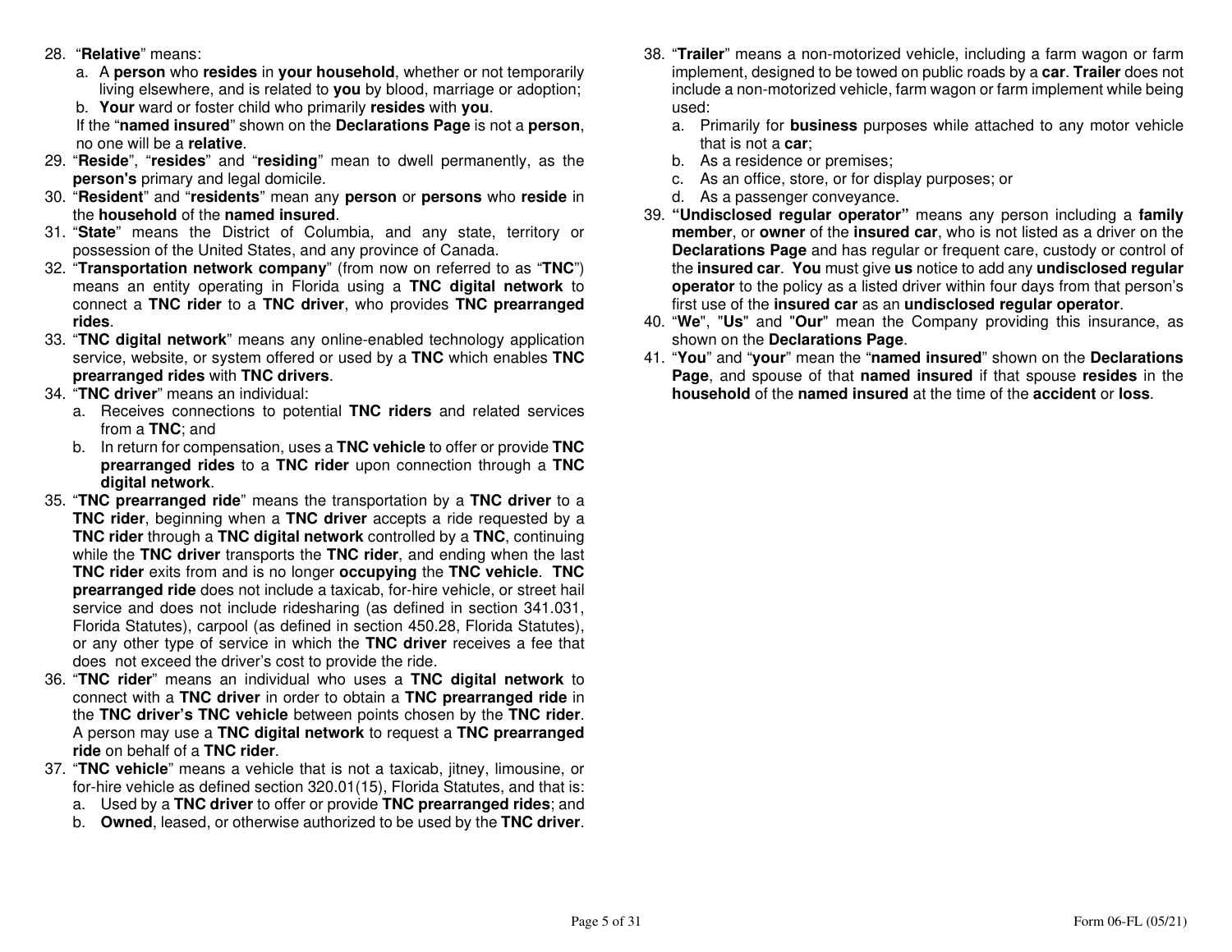28. "**Relative**" means:
    a. A **person** who **resides** in **your household**, whether or not temporarily living elsewhere, and is related to **you** by blood, marriage or adoption;
    b. **Your** ward or foster child who primarily **resides** with **you**.

    If the "**named insured**" shown on the **Declarations Page** is not a **person**, no one will be a **relative**.
29. "**Reside**", "**resides**" and "**residing**" mean to dwell permanently, as the **person's** primary and legal domicile.
30. "**Resident**" and "**residents**" mean any **person** or **persons** who **reside** in the **household** of the **named insured**.
31. "**State**" means the District of Columbia, and any state, territory or possession of the United States, and any province of Canada.
32. "**Transportation network company**" (from now on referred to as "**TNC**") means an entity operating in Florida using a **TNC digital network** to connect a **TNC rider** to a **TNC driver**, who provides **TNC prearranged rides**.
33. "**TNC digital network**" means any online-enabled technology application service, website, or system offered or used by a **TNC** which enables **TNC prearranged rides** with **TNC drivers**.
34. "**TNC driver**" means an individual:
    a. Receives connections to potential **TNC riders** and related services from a **TNC**; and
    b. In return for compensation, uses a **TNC vehicle** to offer or provide **TNC prearranged rides** to a **TNC rider** upon connection through a **TNC digital network**.
35. "**TNC prearranged ride**" means the transportation by a **TNC driver** to a **TNC rider**, beginning when a **TNC driver** accepts a ride requested by a **TNC rider** through a **TNC digital network** controlled by a **TNC**, continuing while the **TNC driver** transports the **TNC rider**, and ending when the last **TNC rider** exits from and is no longer **occupying** the **TNC vehicle**. **TNC prearranged ride** does not include a taxicab, for-hire vehicle, or street hail service and does not include ridesharing (as defined in section 341.031, Florida Statutes), carpool (as defined in section 450.28, Florida Statutes), or any other type of service in which the **TNC driver** receives a fee that does not exceed the driver's cost to provide the ride.
36. "**TNC rider**" means an individual who uses a **TNC digital network** to connect with a **TNC driver** in order to obtain a **TNC prearranged ride** in the **TNC driver's TNC vehicle** between points chosen by the **TNC rider**. A person may use a **TNC digital network** to request a **TNC prearranged ride** on behalf of a **TNC rider**.
37. "**TNC vehicle**" means a vehicle that is not a taxicab, jitney, limousine, or for-hire vehicle as defined section 320.01(15), Florida Statutes, and that is:
    a. Used by a **TNC driver** to offer or provide **TNC prearranged rides**; and
    b. **Owned**, leased, or otherwise authorized to be used by the **TNC driver**.
38. "**Trailer**" means a non-motorized vehicle, including a farm wagon or farm implement, designed to be towed on public roads by a **car**. **Trailer** does not include a non-motorized vehicle, farm wagon or farm implement while being used:
    a. Primarily for **business** purposes while attached to any motor vehicle that is not a **car**;
    b. As a residence or premises;
    c. As an office, store, or for display purposes; or
    d. As a passenger conveyance.
39. **"Undisclosed regular operator"** means any person including a **family member**, or **owner** of the **insured car**, who is not listed as a driver on the **Declarations Page** and has regular or frequent care, custody or control of the **insured car**. **You** must give **us** notice to add any **undisclosed regular operator** to the policy as a listed driver within four days from that person's first use of the **insured car** as an **undisclosed regular operator**.
40. "**We**", "**Us**" and "**Our**" mean the Company providing this insurance, as shown on the **Declarations Page**.
41. "**You**" and "**your**" mean the "**named insured**" shown on the **Declarations Page**, and spouse of that **named insured** if that spouse **resides** in the **household** of the **named insured** at the time of the **accident** or **loss**.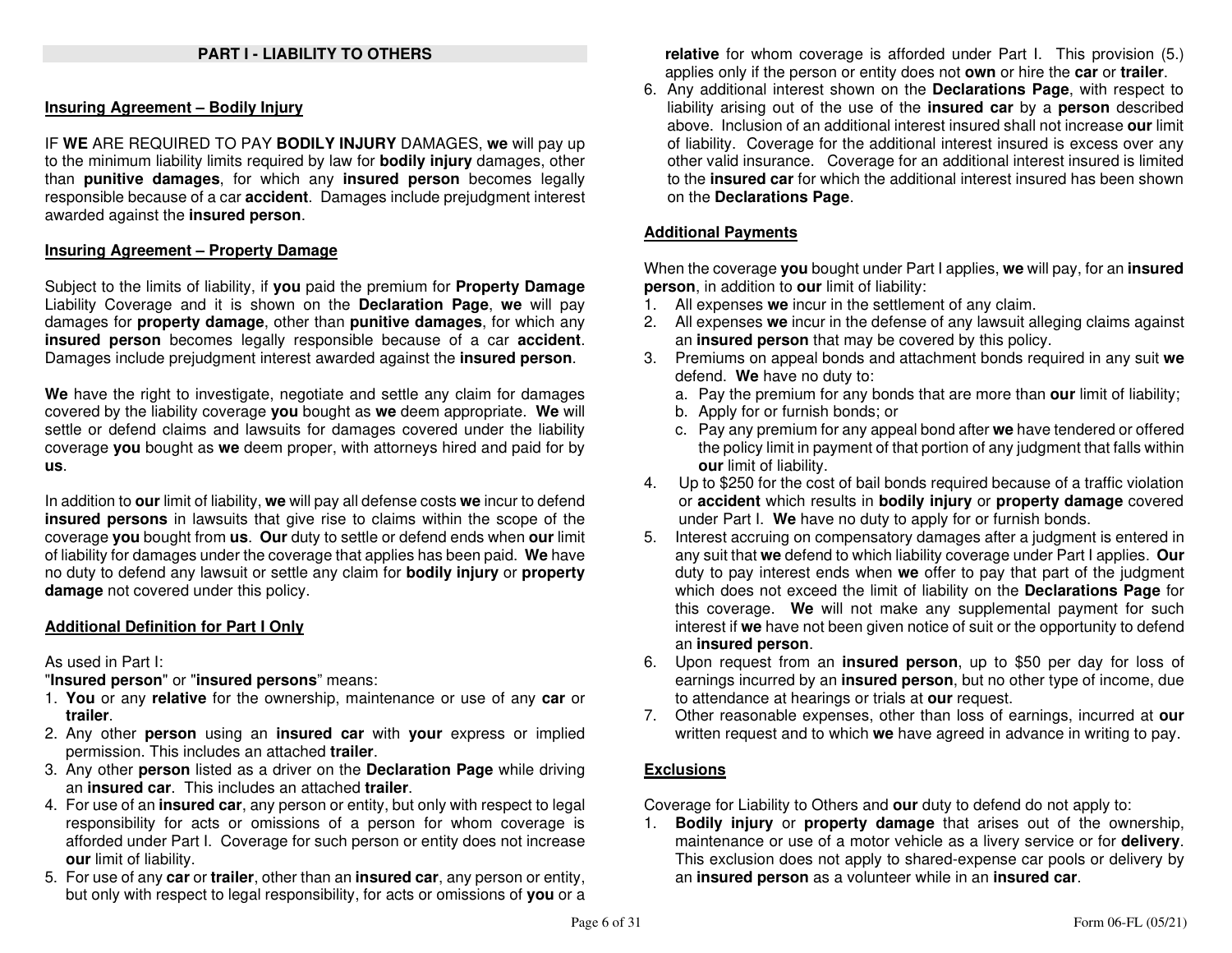## PART I - LIABILITY TO OTHERS

### Insuring Agreement – Bodily Injury

IF **WE** ARE REQUIRED TO PAY **BODILY INJURY** DAMAGES, **we** will pay up to the minimum liability limits required by law for **bodily injury** damages, other than **punitive damages**, for which any **insured person** becomes legally responsible because of a car **accident**. Damages include prejudgment interest awarded against the **insured person**.

### Insuring Agreement – Property Damage

Subject to the limits of liability, if **you** paid the premium for **Property Damage** Liability Coverage and it is shown on the **Declaration Page**, **we** will pay damages for **property damage**, other than **punitive damages**, for which any **insured person** becomes legally responsible because of a car **accident**. Damages include prejudgment interest awarded against the **insured person**.

**We** have the right to investigate, negotiate and settle any claim for damages covered by the liability coverage **you** bought as **we** deem appropriate. **We** will settle or defend claims and lawsuits for damages covered under the liability coverage **you** bought as **we** deem proper, with attorneys hired and paid for by **us**.

In addition to **our** limit of liability, **we** will pay all defense costs **we** incur to defend **insured persons** in lawsuits that give rise to claims within the scope of the coverage **you** bought from **us**. **Our** duty to settle or defend ends when **our** limit of liability for damages under the coverage that applies has been paid. **We** have no duty to defend any lawsuit or settle any claim for **bodily injury** or **property damage** not covered under this policy.

### Additional Definition for Part I Only

As used in Part I:

"**Insured person**" or "**insured persons**" means:

1. **You** or any **relative** for the ownership, maintenance or use of any **car** or **trailer**.
2. Any other **person** using an **insured car** with **your** express or implied permission. This includes an attached **trailer**.
3. Any other **person** listed as a driver on the **Declaration Page** while driving an **insured car**. This includes an attached **trailer**.
4. For use of an **insured car**, any person or entity, but only with respect to legal responsibility for acts or omissions of a person for whom coverage is afforded under Part I. Coverage for such person or entity does not increase **our** limit of liability.
5. For use of any **car** or **trailer**, other than an **insured car**, any person or entity, but only with respect to legal responsibility, for acts or omissions of **you** or a **relative** for whom coverage is afforded under Part I. This provision (5.) applies only if the person or entity does not **own** or hire the **car** or **trailer**.
6. Any additional interest shown on the **Declarations Page**, with respect to liability arising out of the use of the **insured car** by a **person** described above. Inclusion of an additional interest insured shall not increase **our** limit of liability. Coverage for the additional interest insured is excess over any other valid insurance. Coverage for an additional interest insured is limited to the **insured car** for which the additional interest insured has been shown on the **Declarations Page**.

### Additional Payments

When the coverage **you** bought under Part I applies, **we** will pay, for an **insured person**, in addition to **our** limit of liability:

1. All expenses **we** incur in the settlement of any claim.
2. All expenses **we** incur in the defense of any lawsuit alleging claims against an **insured person** that may be covered by this policy.
3. Premiums on appeal bonds and attachment bonds required in any suit **we** defend. **We** have no duty to:
   a. Pay the premium for any bonds that are more than **our** limit of liability;
   b. Apply for or furnish bonds; or
   c. Pay any premium for any appeal bond after **we** have tendered or offered the policy limit in payment of that portion of any judgment that falls within **our** limit of liability.
4. Up to $250 for the cost of bail bonds required because of a traffic violation or **accident** which results in **bodily injury** or **property damage** covered under Part I. **We** have no duty to apply for or furnish bonds.
5. Interest accruing on compensatory damages after a judgment is entered in any suit that **we** defend to which liability coverage under Part I applies. **Our** duty to pay interest ends when **we** offer to pay that part of the judgment which does not exceed the limit of liability on the **Declarations Page** for this coverage. **We** will not make any supplemental payment for such interest if **we** have not been given notice of suit or the opportunity to defend an **insured person**.
6. Upon request from an **insured person**, up to $50 per day for loss of earnings incurred by an **insured person**, but no other type of income, due to attendance at hearings or trials at **our** request.
7. Other reasonable expenses, other than loss of earnings, incurred at **our** written request and to which **we** have agreed in advance in writing to pay.

### Exclusions

Coverage for Liability to Others and **our** duty to defend do not apply to:

1. **Bodily injury** or **property damage** that arises out of the ownership, maintenance or use of a motor vehicle as a livery service or for **delivery**. This exclusion does not apply to shared-expense car pools or delivery by an **insured person** as a volunteer while in an **insured car**.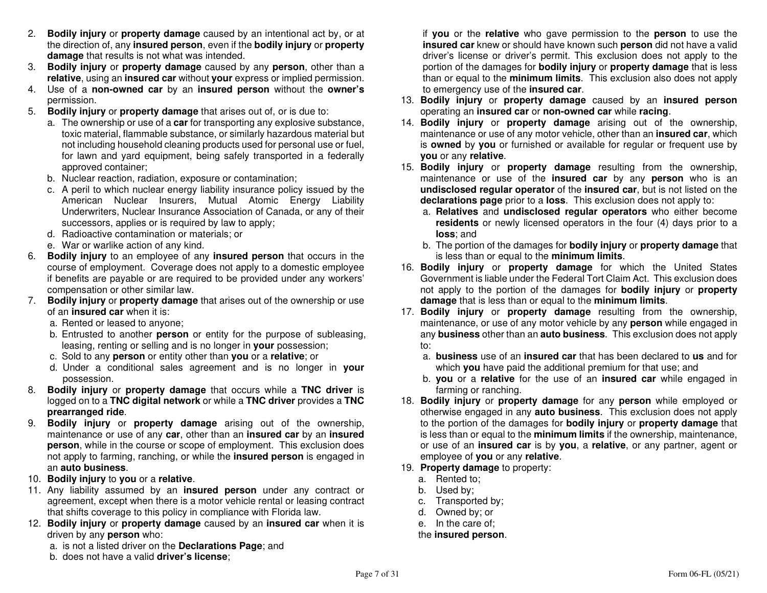2. **Bodily injury** or **property damage** caused by an intentional act by, or at the direction of, any **insured person**, even if the **bodily injury** or **property damage** that results is not what was intended.
3. **Bodily injury** or **property damage** caused by any **person**, other than a **relative**, using an **insured car** without **your** express or implied permission.
4. Use of a **non-owned car** by an **insured person** without the **owner's** permission.
5. **Bodily injury** or **property damage** that arises out of, or is due to:
   a. The ownership or use of a **car** for transporting any explosive substance, toxic material, flammable substance, or similarly hazardous material but not including household cleaning products used for personal use or fuel, for lawn and yard equipment, being safely transported in a federally approved container;
   b. Nuclear reaction, radiation, exposure or contamination;
   c. A peril to which nuclear energy liability insurance policy issued by the American Nuclear Insurers, Mutual Atomic Energy Liability Underwriters, Nuclear Insurance Association of Canada, or any of their successors, applies or is required by law to apply;
   d. Radioactive contamination or materials; or
   e. War or warlike action of any kind.
6. **Bodily injury** to an employee of any **insured person** that occurs in the course of employment. Coverage does not apply to a domestic employee if benefits are payable or are required to be provided under any workers' compensation or other similar law.
7. **Bodily injury** or **property damage** that arises out of the ownership or use of an **insured car** when it is:
   a. Rented or leased to anyone;
   b. Entrusted to another **person** or entity for the purpose of subleasing, leasing, renting or selling and is no longer in **your** possession;
   c. Sold to any **person** or entity other than **you** or a **relative**; or
   d. Under a conditional sales agreement and is no longer in **your** possession.
8. **Bodily injury** or **property damage** that occurs while a **TNC driver** is logged on to a **TNC digital network** or while a **TNC driver** provides a **TNC prearranged ride**.
9. **Bodily injury** or **property damage** arising out of the ownership, maintenance or use of any **car**, other than an **insured car** by an **insured person**, while in the course or scope of employment. This exclusion does not apply to farming, ranching, or while the **insured person** is engaged in an **auto business**.
10. **Bodily injury** to **you** or a **relative**.
11. Any liability assumed by an **insured person** under any contract or agreement, except when there is a motor vehicle rental or leasing contract that shifts coverage to this policy in compliance with Florida law.
12. **Bodily injury** or **property damage** caused by an **insured car** when it is driven by any **person** who:
    a. is not a listed driver on the **Declarations Page**; and
    b. does not have a valid **driver's license**;

    if **you** or the **relative** who gave permission to the **person** to use the **insured car** knew or should have known such **person** did not have a valid driver's license or driver's permit. This exclusion does not apply to the portion of the damages for **bodily injury** or **property damage** that is less than or equal to the **minimum limits**. This exclusion also does not apply to emergency use of the **insured car**.
13. **Bodily injury** or **property damage** caused by an **insured person** operating an **insured car** or **non-owned car** while **racing**.
14. **Bodily injury** or **property damage** arising out of the ownership, maintenance or use of any motor vehicle, other than an **insured car**, which is **owned** by **you** or furnished or available for regular or frequent use by **you** or any **relative**.
15. **Bodily injury** or **property damage** resulting from the ownership, maintenance or use of the **insured car** by any **person** who is an **undisclosed regular operator** of the **insured car**, but is not listed on the **declarations page** prior to a **loss**. This exclusion does not apply to:
    a. **Relatives** and **undisclosed regular operators** who either become **residents** or newly licensed operators in the four (4) days prior to a **loss**; and
    b. The portion of the damages for **bodily injury** or **property damage** that is less than or equal to the **minimum limits**.
16. **Bodily injury** or **property damage** for which the United States Government is liable under the Federal Tort Claim Act. This exclusion does not apply to the portion of the damages for **bodily injury** or **property damage** that is less than or equal to the **minimum limits**.
17. **Bodily injury** or **property damage** resulting from the ownership, maintenance, or use of any motor vehicle by any **person** while engaged in any **business** other than an **auto business**. This exclusion does not apply to:
    a. **business** use of an **insured car** that has been declared to **us** and for which **you** have paid the additional premium for that use; and
    b. **you** or a **relative** for the use of an **insured car** while engaged in farming or ranching.
18. **Bodily injury** or **property damage** for any **person** while employed or otherwise engaged in any **auto business**. This exclusion does not apply to the portion of the damages for **bodily injury** or **property damage** that is less than or equal to the **minimum limits** if the ownership, maintenance, or use of an **insured car** is by **you**, a **relative**, or any partner, agent or employee of **you** or any **relative**.
19. **Property damage** to property:
    a. Rented to;
    b. Used by;
    c. Transported by;
    d. Owned by; or
    e. In the care of;

    the **insured person**.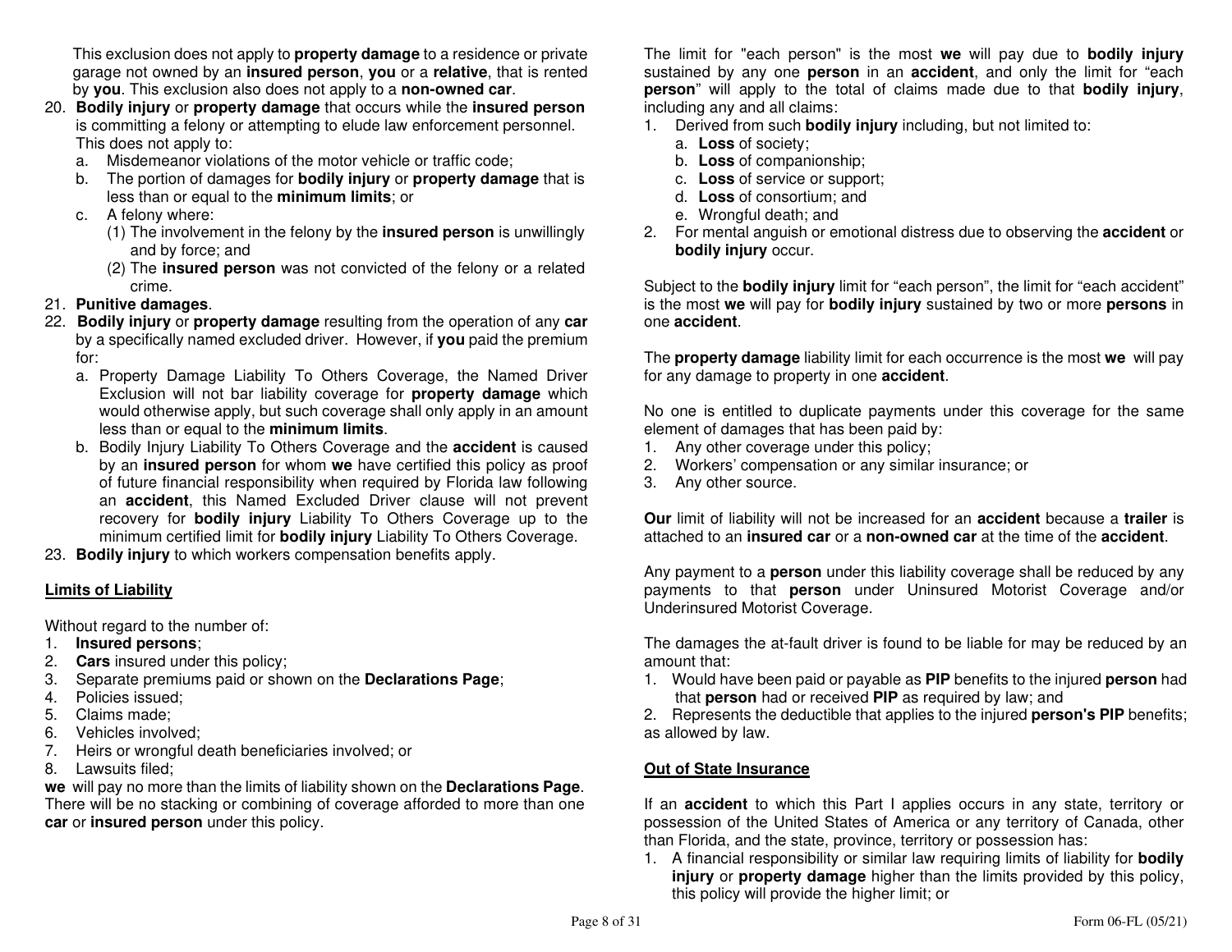This exclusion does not apply to **property damage** to a residence or private garage not owned by an **insured person**, **you** or a **relative**, that is rented by **you**. This exclusion also does not apply to a **non-owned car**.

20. **Bodily injury** or **property damage** that occurs while the **insured person** is committing a felony or attempting to elude law enforcement personnel. This does not apply to:
    a. Misdemeanor violations of the motor vehicle or traffic code;
    b. The portion of damages for **bodily injury** or **property damage** that is less than or equal to the **minimum limits**; or
    c. A felony where:
       (1) The involvement in the felony by the **insured person** is unwillingly and by force; and
       (2) The **insured person** was not convicted of the felony or a related crime.
21. **Punitive damages**.
22. **Bodily injury** or **property damage** resulting from the operation of any **car** by a specifically named excluded driver. However, if **you** paid the premium for:
    a. Property Damage Liability To Others Coverage, the Named Driver Exclusion will not bar liability coverage for **property damage** which would otherwise apply, but such coverage shall only apply in an amount less than or equal to the **minimum limits**.
    b. Bodily Injury Liability To Others Coverage and the **accident** is caused by an **insured person** for whom **we** have certified this policy as proof of future financial responsibility when required by Florida law following an **accident**, this Named Excluded Driver clause will not prevent recovery for **bodily injury** Liability To Others Coverage up to the minimum certified limit for **bodily injury** Liability To Others Coverage.
23. **Bodily injury** to which workers compensation benefits apply.

**Limits of Liability**

Without regard to the number of:

1. **Insured persons**;
2. **Cars** insured under this policy;
3. Separate premiums paid or shown on the **Declarations Page**;
4. Policies issued;
5. Claims made;
6. Vehicles involved;
7. Heirs or wrongful death beneficiaries involved; or
8. Lawsuits filed;

**we** will pay no more than the limits of liability shown on the **Declarations Page**. There will be no stacking or combining of coverage afforded to more than one **car** or **insured person** under this policy.

The limit for "each person" is the most **we** will pay due to **bodily injury** sustained by any one **person** in an **accident**, and only the limit for "each **person**" will apply to the total of claims made due to that **bodily injury**, including any and all claims:

1. Derived from such **bodily injury** including, but not limited to:
   a. **Loss** of society;
   b. **Loss** of companionship;
   c. **Loss** of service or support;
   d. **Loss** of consortium; and
   e. Wrongful death; and
2. For mental anguish or emotional distress due to observing the **accident** or **bodily injury** occur.

Subject to the **bodily injury** limit for "each person", the limit for "each accident" is the most **we** will pay for **bodily injury** sustained by two or more **persons** in one **accident**.

The **property damage** liability limit for each occurrence is the most **we** will pay for any damage to property in one **accident**.

No one is entitled to duplicate payments under this coverage for the same element of damages that has been paid by:

1. Any other coverage under this policy;
2. Workers' compensation or any similar insurance; or
3. Any other source.

**Our** limit of liability will not be increased for an **accident** because a **trailer** is attached to an **insured car** or a **non-owned car** at the time of the **accident**.

Any payment to a **person** under this liability coverage shall be reduced by any payments to that **person** under Uninsured Motorist Coverage and/or Underinsured Motorist Coverage.

The damages the at-fault driver is found to be liable for may be reduced by an amount that:

1. Would have been paid or payable as **PIP** benefits to the injured **person** had that **person** had or received **PIP** as required by law; and
2. Represents the deductible that applies to the injured **person's PIP** benefits; as allowed by law.

**Out of State Insurance**

If an **accident** to which this Part I applies occurs in any state, territory or possession of the United States of America or any territory of Canada, other than Florida, and the state, province, territory or possession has:

1. A financial responsibility or similar law requiring limits of liability for **bodily injury** or **property damage** higher than the limits provided by this policy, this policy will provide the higher limit; or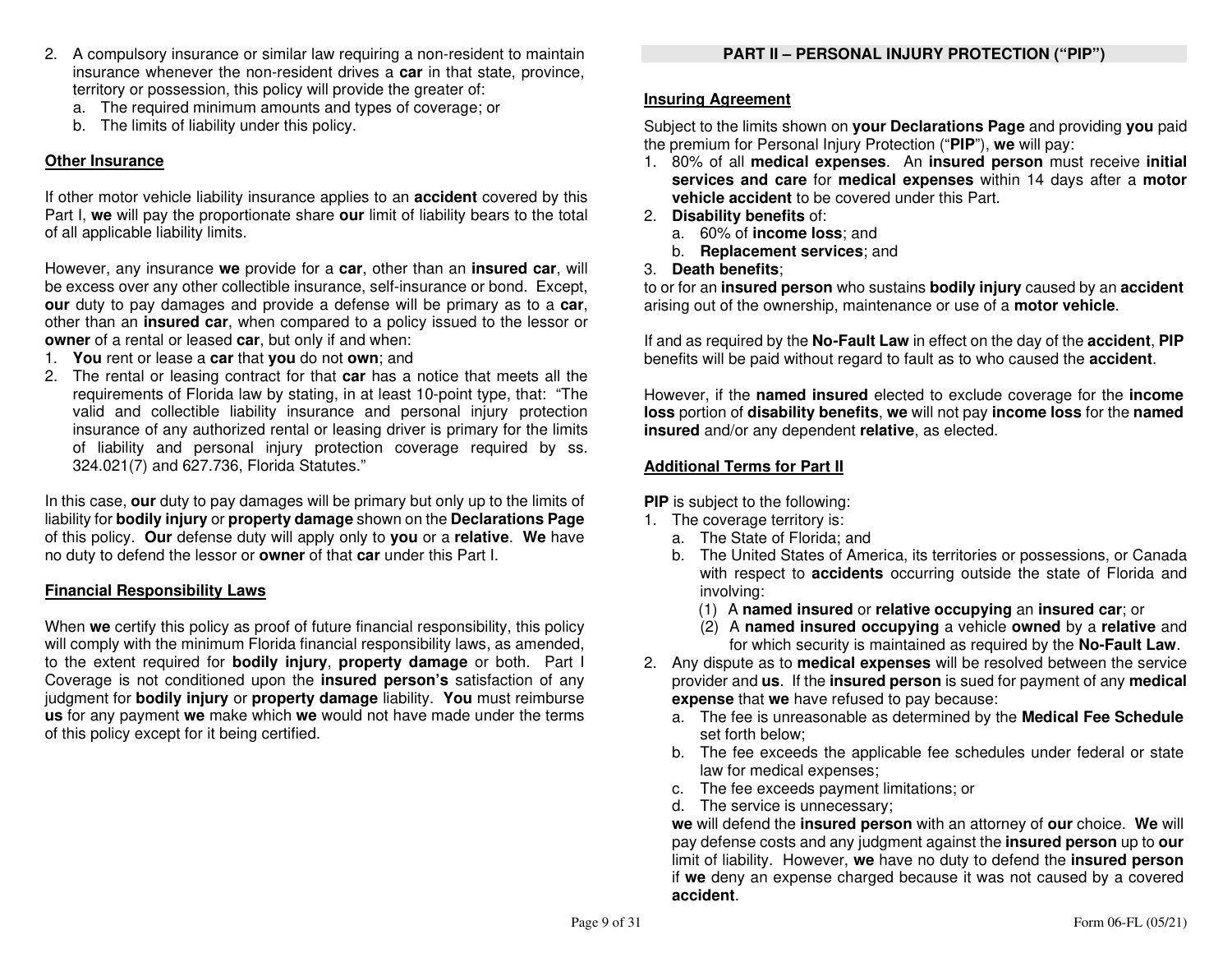2. A compulsory insurance or similar law requiring a non-resident to maintain insurance whenever the non-resident drives a **car** in that state, province, territory or possession, this policy will provide the greater of:
   a. The required minimum amounts and types of coverage; or
   b. The limits of liability under this policy.

**Other Insurance**

If other motor vehicle liability insurance applies to an **accident** covered by this Part I, **we** will pay the proportionate share **our** limit of liability bears to the total of all applicable liability limits.

However, any insurance **we** provide for a **car**, other than an **insured car**, will be excess over any other collectible insurance, self-insurance or bond. Except, **our** duty to pay damages and provide a defense will be primary as to a **car**, other than an **insured car**, when compared to a policy issued to the lessor or **owner** of a rental or leased **car**, but only if and when:

1. **You** rent or lease a **car** that **you** do not **own**; and
2. The rental or leasing contract for that **car** has a notice that meets all the requirements of Florida law by stating, in at least 10-point type, that: "The valid and collectible liability insurance and personal injury protection insurance of any authorized rental or leasing driver is primary for the limits of liability and personal injury protection coverage required by ss. 324.021(7) and 627.736, Florida Statutes."

In this case, **our** duty to pay damages will be primary but only up to the limits of liability for **bodily injury** or **property damage** shown on the **Declarations Page** of this policy. **Our** defense duty will apply only to **you** or a **relative**. **We** have no duty to defend the lessor or **owner** of that **car** under this Part I.

**Financial Responsibility Laws**

When **we** certify this policy as proof of future financial responsibility, this policy will comply with the minimum Florida financial responsibility laws, as amended, to the extent required for **bodily injury**, **property damage** or both. Part I Coverage is not conditioned upon the **insured person's** satisfaction of any judgment for **bodily injury** or **property damage** liability. **You** must reimburse **us** for any payment **we** make which **we** would not have made under the terms of this policy except for it being certified.

## PART II – PERSONAL INJURY PROTECTION ("PIP")

**Insuring Agreement**

Subject to the limits shown on **your Declarations Page** and providing **you** paid the premium for Personal Injury Protection ("**PIP**"), **we** will pay:

1. 80% of all **medical expenses**. An **insured person** must receive **initial services and care** for **medical expenses** within 14 days after a **motor vehicle accident** to be covered under this Part.
2. **Disability benefits** of:
   a. 60% of **income loss**; and
   b. **Replacement services**; and
3. **Death benefits**;

to or for an **insured person** who sustains **bodily injury** caused by an **accident** arising out of the ownership, maintenance or use of a **motor vehicle**.

If and as required by the **No-Fault Law** in effect on the day of the **accident**, **PIP** benefits will be paid without regard to fault as to who caused the **accident**.

However, if the **named insured** elected to exclude coverage for the **income loss** portion of **disability benefits**, **we** will not pay **income loss** for the **named insured** and/or any dependent **relative**, as elected.

**Additional Terms for Part II**

**PIP** is subject to the following:

1. The coverage territory is:
   a. The State of Florida; and
   b. The United States of America, its territories or possessions, or Canada with respect to **accidents** occurring outside the state of Florida and involving:
      (1) A **named insured** or **relative occupying** an **insured car**; or
      (2) A **named insured occupying** a vehicle **owned** by a **relative** and for which security is maintained as required by the **No-Fault Law**.
2. Any dispute as to **medical expenses** will be resolved between the service provider and **us**. If the **insured person** is sued for payment of any **medical expense** that **we** have refused to pay because:
   a. The fee is unreasonable as determined by the **Medical Fee Schedule** set forth below;
   b. The fee exceeds the applicable fee schedules under federal or state law for medical expenses;
   c. The fee exceeds payment limitations; or
   d. The service is unnecessary;

   **we** will defend the **insured person** with an attorney of **our** choice. **We** will pay defense costs and any judgment against the **insured person** up to **our** limit of liability. However, **we** have no duty to defend the **insured person** if **we** deny an expense charged because it was not caused by a covered **accident**.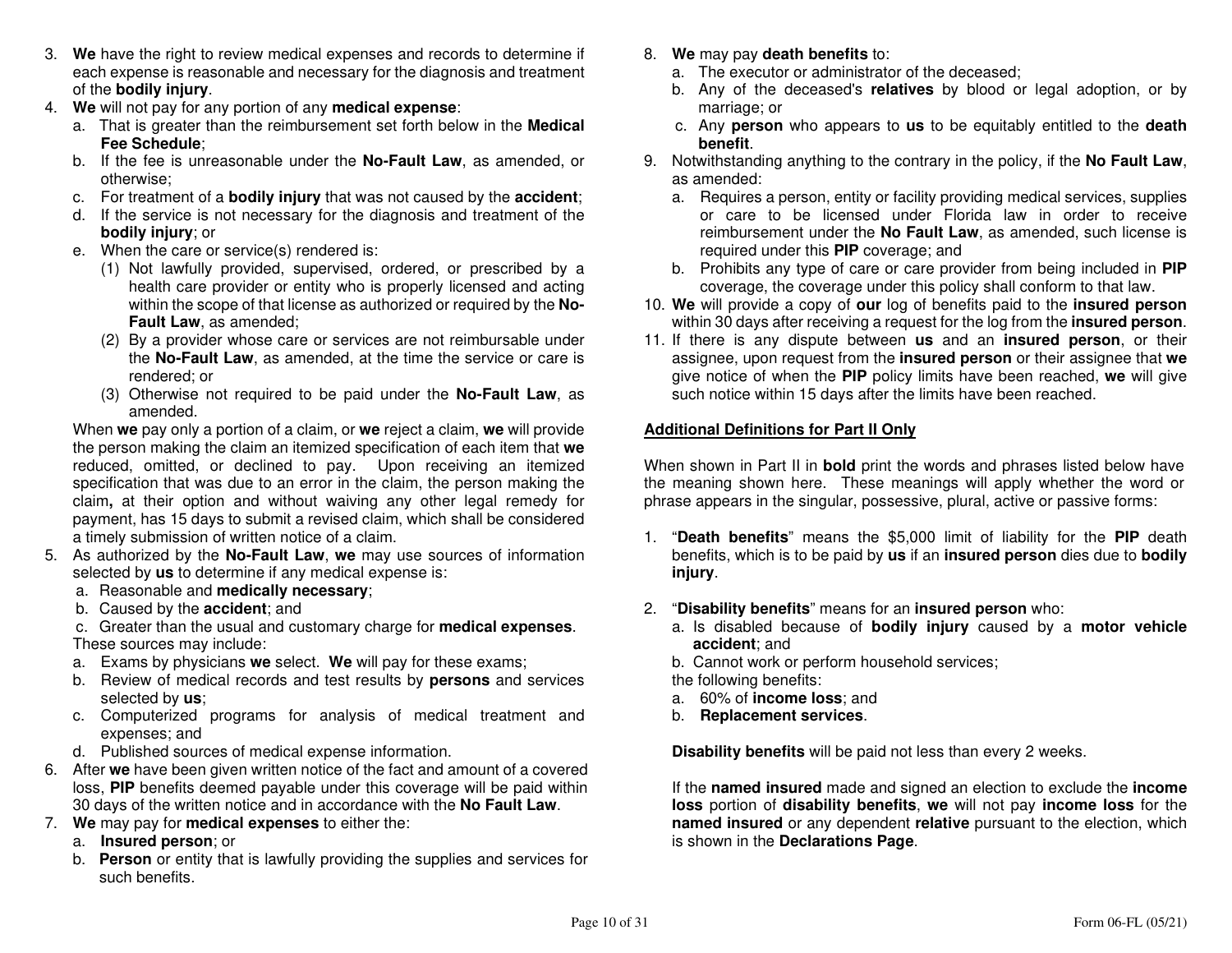3. **We** have the right to review medical expenses and records to determine if each expense is reasonable and necessary for the diagnosis and treatment of the **bodily injury**.
4. **We** will not pay for any portion of any **medical expense**:
   a. That is greater than the reimbursement set forth below in the **Medical Fee Schedule**;
   b. If the fee is unreasonable under the **No-Fault Law**, as amended, or otherwise;
   c. For treatment of a **bodily injury** that was not caused by the **accident**;
   d. If the service is not necessary for the diagnosis and treatment of the **bodily injury**; or
   e. When the care or service(s) rendered is:
      (1) Not lawfully provided, supervised, ordered, or prescribed by a health care provider or entity who is properly licensed and acting within the scope of that license as authorized or required by the **No-Fault Law**, as amended;
      (2) By a provider whose care or services are not reimbursable under the **No-Fault Law**, as amended, at the time the service or care is rendered; or
      (3) Otherwise not required to be paid under the **No-Fault Law**, as amended.

   When **we** pay only a portion of a claim, or **we** reject a claim, **we** will provide the person making the claim an itemized specification of each item that **we** reduced, omitted, or declined to pay. Upon receiving an itemized specification that was due to an error in the claim, the person making the claim**,** at their option and without waiving any other legal remedy for payment, has 15 days to submit a revised claim, which shall be considered a timely submission of written notice of a claim.
5. As authorized by the **No-Fault Law**, **we** may use sources of information selected by **us** to determine if any medical expense is:
   a. Reasonable and **medically necessary**;
   b. Caused by the **accident**; and
   c. Greater than the usual and customary charge for **medical expenses**.

   These sources may include:
   a. Exams by physicians **we** select. **We** will pay for these exams;
   b. Review of medical records and test results by **persons** and services selected by **us**;
   c. Computerized programs for analysis of medical treatment and expenses; and
   d. Published sources of medical expense information.
6. After **we** have been given written notice of the fact and amount of a covered loss, **PIP** benefits deemed payable under this coverage will be paid within 30 days of the written notice and in accordance with the **No Fault Law**.
7. **We** may pay for **medical expenses** to either the:
   a. **Insured person**; or
   b. **Person** or entity that is lawfully providing the supplies and services for such benefits.
8. **We** may pay **death benefits** to:
   a. The executor or administrator of the deceased;
   b. Any of the deceased's **relatives** by blood or legal adoption, or by marriage; or
   c. Any **person** who appears to **us** to be equitably entitled to the **death benefit**.
9. Notwithstanding anything to the contrary in the policy, if the **No Fault Law**, as amended:
   a. Requires a person, entity or facility providing medical services, supplies or care to be licensed under Florida law in order to receive reimbursement under the **No Fault Law**, as amended, such license is required under this **PIP** coverage; and
   b. Prohibits any type of care or care provider from being included in **PIP** coverage, the coverage under this policy shall conform to that law.
10. **We** will provide a copy of **our** log of benefits paid to the **insured person** within 30 days after receiving a request for the log from the **insured person**.
11. If there is any dispute between **us** and an **insured person**, or their assignee, upon request from the **insured person** or their assignee that **we** give notice of when the **PIP** policy limits have been reached, **we** will give such notice within 15 days after the limits have been reached.

**Additional Definitions for Part II Only**

When shown in Part II in **bold** print the words and phrases listed below have the meaning shown here. These meanings will apply whether the word or phrase appears in the singular, possessive, plural, active or passive forms:

1. "**Death benefits**" means the $5,000 limit of liability for the **PIP** death benefits, which is to be paid by **us** if an **insured person** dies due to **bodily injury**.

2. "**Disability benefits**" means for an **insured person** who:
   a. Is disabled because of **bodily injury** caused by a **motor vehicle accident**; and
   b. Cannot work or perform household services;

   the following benefits:
   a. 60% of **income loss**; and
   b. **Replacement services**.

   **Disability benefits** will be paid not less than every 2 weeks.

   If the **named insured** made and signed an election to exclude the **income loss** portion of **disability benefits**, **we** will not pay **income loss** for the **named insured** or any dependent **relative** pursuant to the election, which is shown in the **Declarations Page**.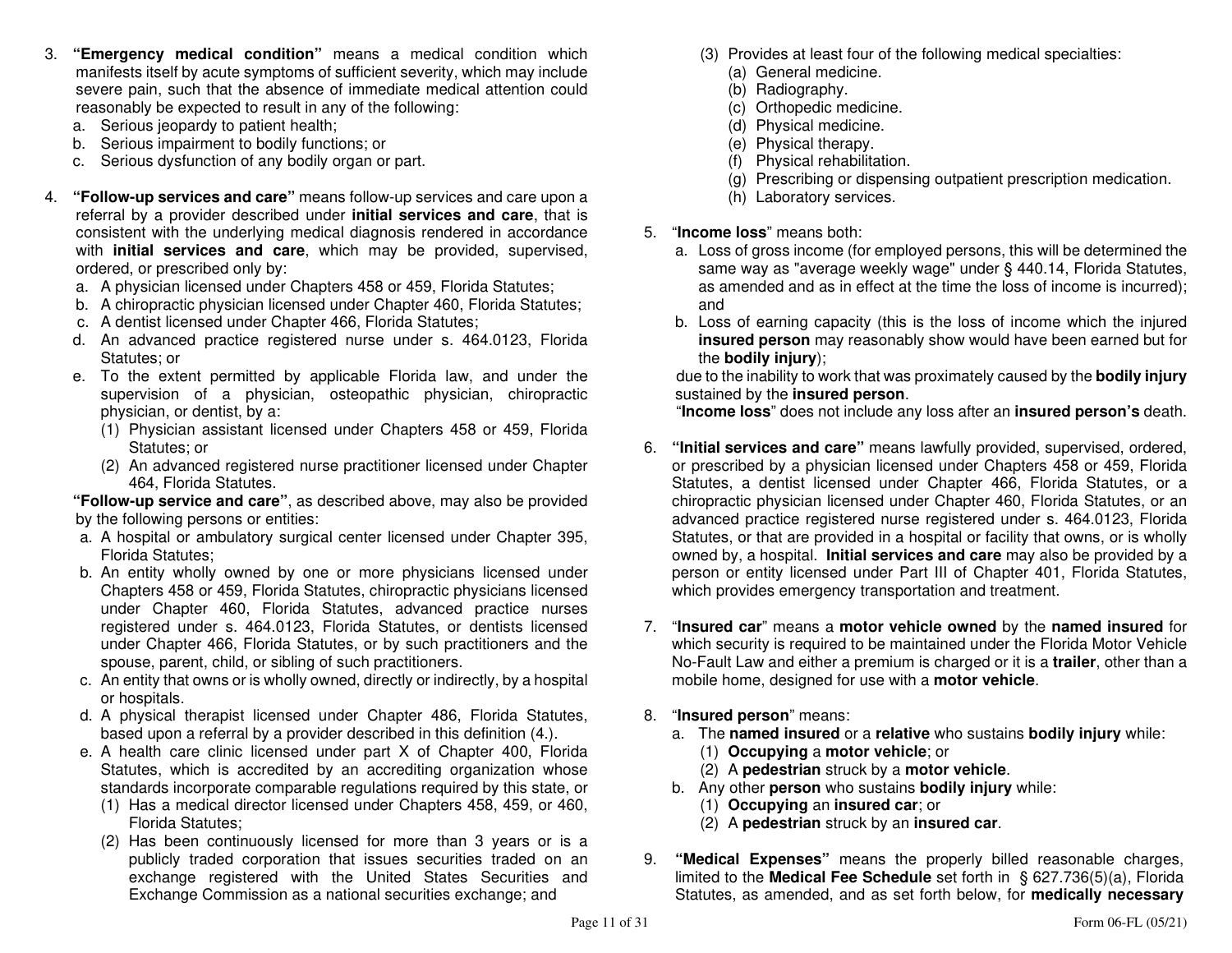3. **"Emergency medical condition"** means a medical condition which manifests itself by acute symptoms of sufficient severity, which may include severe pain, such that the absence of immediate medical attention could reasonably be expected to result in any of the following:
   a. Serious jeopardy to patient health;
   b. Serious impairment to bodily functions; or
   c. Serious dysfunction of any bodily organ or part.

4. **"Follow-up services and care"** means follow-up services and care upon a referral by a provider described under **initial services and care**, that is consistent with the underlying medical diagnosis rendered in accordance with **initial services and care**, which may be provided, supervised, ordered, or prescribed only by:
   a. A physician licensed under Chapters 458 or 459, Florida Statutes;
   b. A chiropractic physician licensed under Chapter 460, Florida Statutes;
   c. A dentist licensed under Chapter 466, Florida Statutes;
   d. An advanced practice registered nurse under s. 464.0123, Florida Statutes; or
   e. To the extent permitted by applicable Florida law, and under the supervision of a physician, osteopathic physician, chiropractic physician, or dentist, by a:
      (1) Physician assistant licensed under Chapters 458 or 459, Florida Statutes; or
      (2) An advanced registered nurse practitioner licensed under Chapter 464, Florida Statutes.

   **"Follow-up service and care"**, as described above, may also be provided by the following persons or entities:
   a. A hospital or ambulatory surgical center licensed under Chapter 395, Florida Statutes;
   b. An entity wholly owned by one or more physicians licensed under Chapters 458 or 459, Florida Statutes, chiropractic physicians licensed under Chapter 460, Florida Statutes, advanced practice nurses registered under s. 464.0123, Florida Statutes, or dentists licensed under Chapter 466, Florida Statutes, or by such practitioners and the spouse, parent, child, or sibling of such practitioners.
   c. An entity that owns or is wholly owned, directly or indirectly, by a hospital or hospitals.
   d. A physical therapist licensed under Chapter 486, Florida Statutes, based upon a referral by a provider described in this definition (4.).
   e. A health care clinic licensed under part X of Chapter 400, Florida Statutes, which is accredited by an accrediting organization whose standards incorporate comparable regulations required by this state, or
      (1) Has a medical director licensed under Chapters 458, 459, or 460, Florida Statutes;
      (2) Has been continuously licensed for more than 3 years or is a publicly traded corporation that issues securities traded on an exchange registered with the United States Securities and Exchange Commission as a national securities exchange; and
      (3) Provides at least four of the following medical specialties:
         (a) General medicine.
         (b) Radiography.
         (c) Orthopedic medicine.
         (d) Physical medicine.
         (e) Physical therapy.
         (f) Physical rehabilitation.
         (g) Prescribing or dispensing outpatient prescription medication.
         (h) Laboratory services.

5. "**Income loss**" means both:
   a. Loss of gross income (for employed persons, this will be determined the same way as "average weekly wage" under § 440.14, Florida Statutes, as amended and as in effect at the time the loss of income is incurred); and
   b. Loss of earning capacity (this is the loss of income which the injured **insured person** may reasonably show would have been earned but for the **bodily injury**);

   due to the inability to work that was proximately caused by the **bodily injury** sustained by the **insured person**.

   "**Income loss**" does not include any loss after an **insured person's** death.

6. **"Initial services and care"** means lawfully provided, supervised, ordered, or prescribed by a physician licensed under Chapters 458 or 459, Florida Statutes, a dentist licensed under Chapter 466, Florida Statutes, or a chiropractic physician licensed under Chapter 460, Florida Statutes, or an advanced practice registered nurse registered under s. 464.0123, Florida Statutes, or that are provided in a hospital or facility that owns, or is wholly owned by, a hospital. **Initial services and care** may also be provided by a person or entity licensed under Part III of Chapter 401, Florida Statutes, which provides emergency transportation and treatment.

7. "**Insured car**" means a **motor vehicle owned** by the **named insured** for which security is required to be maintained under the Florida Motor Vehicle No-Fault Law and either a premium is charged or it is a **trailer**, other than a mobile home, designed for use with a **motor vehicle**.

8. "**Insured person**" means:
   a. The **named insured** or a **relative** who sustains **bodily injury** while:
      (1) **Occupying** a **motor vehicle**; or
      (2) A **pedestrian** struck by a **motor vehicle**.
   b. Any other **person** who sustains **bodily injury** while:
      (1) **Occupying** an **insured car**; or
      (2) A **pedestrian** struck by an **insured car**.

9. **"Medical Expenses"** means the properly billed reasonable charges, limited to the **Medical Fee Schedule** set forth in § 627.736(5)(a), Florida Statutes, as amended, and as set forth below, for **medically necessary**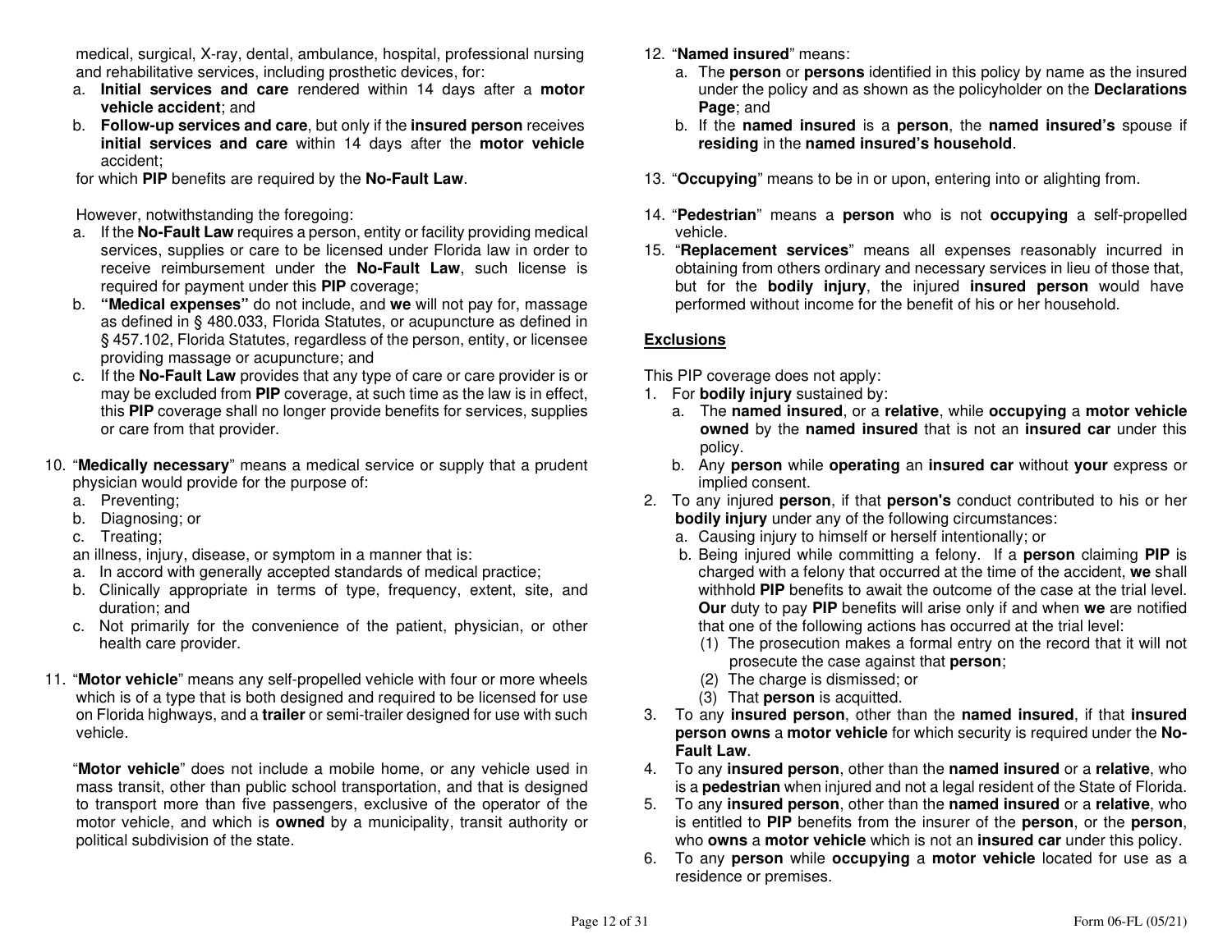medical, surgical, X-ray, dental, ambulance, hospital, professional nursing and rehabilitative services, including prosthetic devices, for:

a. **Initial services and care** rendered within 14 days after a **motor vehicle accident**; and
b. **Follow-up services and care**, but only if the **insured person** receives **initial services and care** within 14 days after the **motor vehicle** accident;

for which **PIP** benefits are required by the **No-Fault Law**.

However, notwithstanding the foregoing:

a. If the **No-Fault Law** requires a person, entity or facility providing medical services, supplies or care to be licensed under Florida law in order to receive reimbursement under the **No-Fault Law**, such license is required for payment under this **PIP** coverage;
b. **"Medical expenses"** do not include, and **we** will not pay for, massage as defined in § 480.033, Florida Statutes, or acupuncture as defined in § 457.102, Florida Statutes, regardless of the person, entity, or licensee providing massage or acupuncture; and
c. If the **No-Fault Law** provides that any type of care or care provider is or may be excluded from **PIP** coverage, at such time as the law is in effect, this **PIP** coverage shall no longer provide benefits for services, supplies or care from that provider.

10. "**Medically necessary**" means a medical service or supply that a prudent physician would provide for the purpose of:
    a. Preventing;
    b. Diagnosing; or
    c. Treating;

    an illness, injury, disease, or symptom in a manner that is:
    a. In accord with generally accepted standards of medical practice;
    b. Clinically appropriate in terms of type, frequency, extent, site, and duration; and
    c. Not primarily for the convenience of the patient, physician, or other health care provider.

11. "**Motor vehicle**" means any self-propelled vehicle with four or more wheels which is of a type that is both designed and required to be licensed for use on Florida highways, and a **trailer** or semi-trailer designed for use with such vehicle.

    "**Motor vehicle**" does not include a mobile home, or any vehicle used in mass transit, other than public school transportation, and that is designed to transport more than five passengers, exclusive of the operator of the motor vehicle, and which is **owned** by a municipality, transit authority or political subdivision of the state.

12. "**Named insured**" means:
    a. The **person** or **persons** identified in this policy by name as the insured under the policy and as shown as the policyholder on the **Declarations Page**; and
    b. If the **named insured** is a **person**, the **named insured's** spouse if **residing** in the **named insured's household**.

13. "**Occupying**" means to be in or upon, entering into or alighting from.

14. "**Pedestrian**" means a **person** who is not **occupying** a self-propelled vehicle.

15. "**Replacement services**" means all expenses reasonably incurred in obtaining from others ordinary and necessary services in lieu of those that, but for the **bodily injury**, the injured **insured person** would have performed without income for the benefit of his or her household.

## Exclusions

This PIP coverage does not apply:

1. For **bodily injury** sustained by:
   a. The **named insured**, or a **relative**, while **occupying** a **motor vehicle owned** by the **named insured** that is not an **insured car** under this policy.
   b. Any **person** while **operating** an **insured car** without **your** express or implied consent.
2. To any injured **person**, if that **person's** conduct contributed to his or her **bodily injury** under any of the following circumstances:
   a. Causing injury to himself or herself intentionally; or
   b. Being injured while committing a felony. If a **person** claiming **PIP** is charged with a felony that occurred at the time of the accident, **we** shall withhold **PIP** benefits to await the outcome of the case at the trial level. **Our** duty to pay **PIP** benefits will arise only if and when **we** are notified that one of the following actions has occurred at the trial level:
      (1) The prosecution makes a formal entry on the record that it will not prosecute the case against that **person**;
      (2) The charge is dismissed; or
      (3) That **person** is acquitted.
3. To any **insured person**, other than the **named insured**, if that **insured person owns** a **motor vehicle** for which security is required under the **No-Fault Law**.
4. To any **insured person**, other than the **named insured** or a **relative**, who is a **pedestrian** when injured and not a legal resident of the State of Florida.
5. To any **insured person**, other than the **named insured** or a **relative**, who is entitled to **PIP** benefits from the insurer of the **person**, or the **person**, who **owns** a **motor vehicle** which is not an **insured car** under this policy.
6. To any **person** while **occupying** a **motor vehicle** located for use as a residence or premises.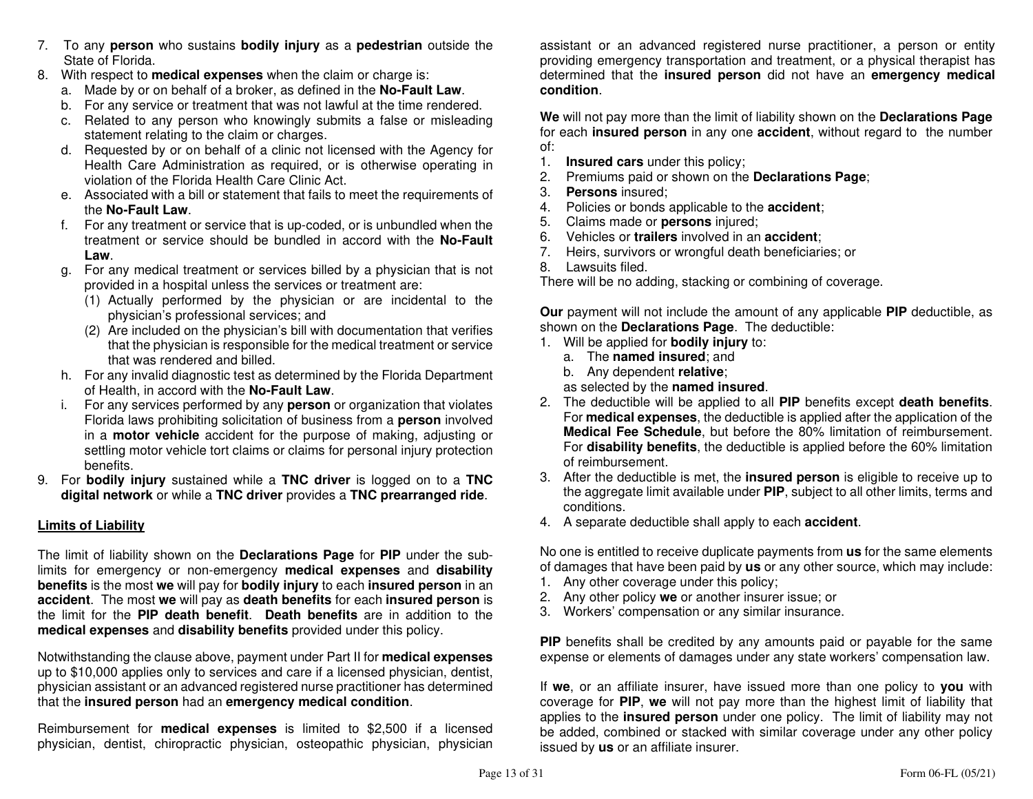7. To any **person** who sustains **bodily injury** as a **pedestrian** outside the State of Florida.
8. With respect to **medical expenses** when the claim or charge is:
   a. Made by or on behalf of a broker, as defined in the **No-Fault Law**.
   b. For any service or treatment that was not lawful at the time rendered.
   c. Related to any person who knowingly submits a false or misleading statement relating to the claim or charges.
   d. Requested by or on behalf of a clinic not licensed with the Agency for Health Care Administration as required, or is otherwise operating in violation of the Florida Health Care Clinic Act.
   e. Associated with a bill or statement that fails to meet the requirements of the **No-Fault Law**.
   f. For any treatment or service that is up-coded, or is unbundled when the treatment or service should be bundled in accord with the **No-Fault Law**.
   g. For any medical treatment or services billed by a physician that is not provided in a hospital unless the services or treatment are:
      (1) Actually performed by the physician or are incidental to the physician's professional services; and
      (2) Are included on the physician's bill with documentation that verifies that the physician is responsible for the medical treatment or service that was rendered and billed.
   h. For any invalid diagnostic test as determined by the Florida Department of Health, in accord with the **No-Fault Law**.
   i. For any services performed by any **person** or organization that violates Florida laws prohibiting solicitation of business from a **person** involved in a **motor vehicle** accident for the purpose of making, adjusting or settling motor vehicle tort claims or claims for personal injury protection benefits.
9. For **bodily injury** sustained while a **TNC driver** is logged on to a **TNC digital network** or while a **TNC driver** provides a **TNC prearranged ride**.

## Limits of Liability

The limit of liability shown on the **Declarations Page** for **PIP** under the sub-limits for emergency or non-emergency **medical expenses** and **disability benefits** is the most **we** will pay for **bodily injury** to each **insured person** in an **accident**. The most **we** will pay as **death benefits** for each **insured person** is the limit for the **PIP death benefit**. **Death benefits** are in addition to the **medical expenses** and **disability benefits** provided under this policy.

Notwithstanding the clause above, payment under Part II for **medical expenses** up to $10,000 applies only to services and care if a licensed physician, dentist, physician assistant or an advanced registered nurse practitioner has determined that the **insured person** had an **emergency medical condition**.

Reimbursement for **medical expenses** is limited to $2,500 if a licensed physician, dentist, chiropractic physician, osteopathic physician, physician assistant or an advanced registered nurse practitioner, a person or entity providing emergency transportation and treatment, or a physical therapist has determined that the **insured person** did not have an **emergency medical condition**.

**We** will not pay more than the limit of liability shown on the **Declarations Page** for each **insured person** in any one **accident**, without regard to the number of:

1. **Insured cars** under this policy;
2. Premiums paid or shown on the **Declarations Page**;
3. **Persons** insured;
4. Policies or bonds applicable to the **accident**;
5. Claims made or **persons** injured;
6. Vehicles or **trailers** involved in an **accident**;
7. Heirs, survivors or wrongful death beneficiaries; or
8. Lawsuits filed.

There will be no adding, stacking or combining of coverage.

**Our** payment will not include the amount of any applicable **PIP** deductible, as shown on the **Declarations Page**. The deductible:

1. Will be applied for **bodily injury** to:
   a. The **named insured**; and
   b. Any dependent **relative**;

   as selected by the **named insured**.
2. The deductible will be applied to all **PIP** benefits except **death benefits**. For **medical expenses**, the deductible is applied after the application of the **Medical Fee Schedule**, but before the 80% limitation of reimbursement. For **disability benefits**, the deductible is applied before the 60% limitation of reimbursement.
3. After the deductible is met, the **insured person** is eligible to receive up to the aggregate limit available under **PIP**, subject to all other limits, terms and conditions.
4. A separate deductible shall apply to each **accident**.

No one is entitled to receive duplicate payments from **us** for the same elements of damages that have been paid by **us** or any other source, which may include:

1. Any other coverage under this policy;
2. Any other policy **we** or another insurer issue; or
3. Workers' compensation or any similar insurance.

**PIP** benefits shall be credited by any amounts paid or payable for the same expense or elements of damages under any state workers' compensation law.

If **we**, or an affiliate insurer, have issued more than one policy to **you** with coverage for **PIP**, **we** will not pay more than the highest limit of liability that applies to the **insured person** under one policy. The limit of liability may not be added, combined or stacked with similar coverage under any other policy issued by **us** or an affiliate insurer.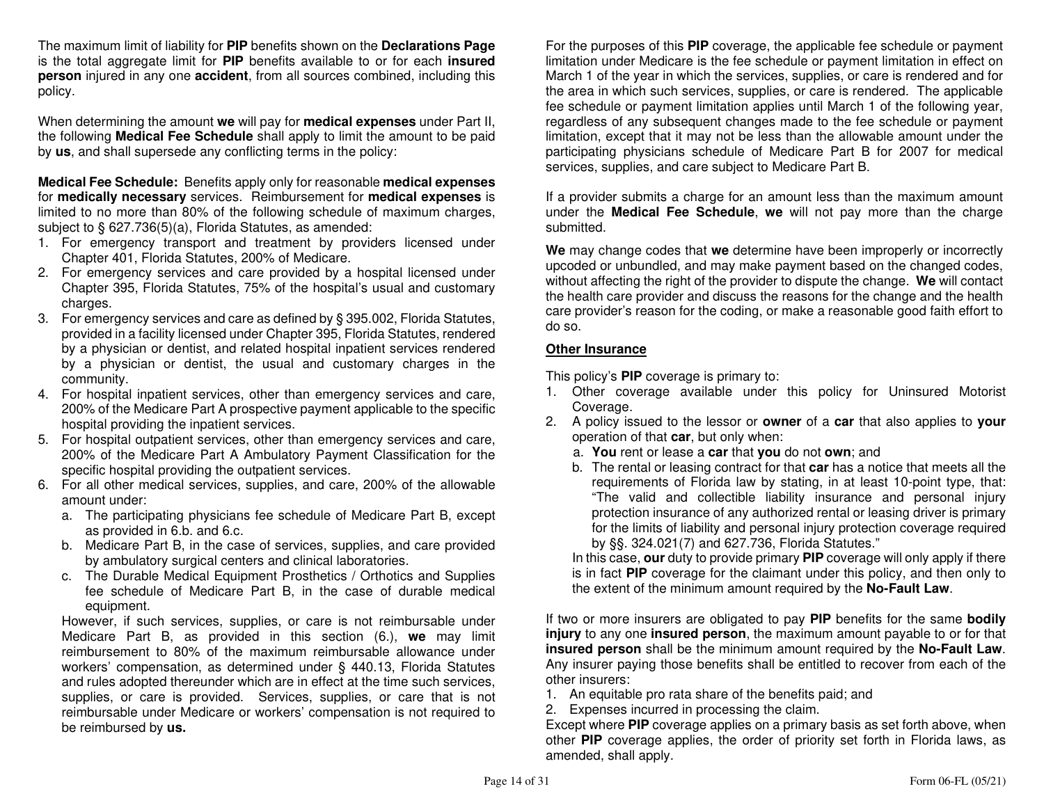The maximum limit of liability for **PIP** benefits shown on the **Declarations Page** is the total aggregate limit for **PIP** benefits available to or for each **insured person** injured in any one **accident**, from all sources combined, including this policy.

When determining the amount **we** will pay for **medical expenses** under Part II, the following **Medical Fee Schedule** shall apply to limit the amount to be paid by **us**, and shall supersede any conflicting terms in the policy:

**Medical Fee Schedule:** Benefits apply only for reasonable **medical expenses** for **medically necessary** services. Reimbursement for **medical expenses** is limited to no more than 80% of the following schedule of maximum charges, subject to § 627.736(5)(a), Florida Statutes, as amended:

1. For emergency transport and treatment by providers licensed under Chapter 401, Florida Statutes, 200% of Medicare.
2. For emergency services and care provided by a hospital licensed under Chapter 395, Florida Statutes, 75% of the hospital's usual and customary charges.
3. For emergency services and care as defined by § 395.002, Florida Statutes, provided in a facility licensed under Chapter 395, Florida Statutes, rendered by a physician or dentist, and related hospital inpatient services rendered by a physician or dentist, the usual and customary charges in the community.
4. For hospital inpatient services, other than emergency services and care, 200% of the Medicare Part A prospective payment applicable to the specific hospital providing the inpatient services.
5. For hospital outpatient services, other than emergency services and care, 200% of the Medicare Part A Ambulatory Payment Classification for the specific hospital providing the outpatient services.
6. For all other medical services, supplies, and care, 200% of the allowable amount under:
   a. The participating physicians fee schedule of Medicare Part B, except as provided in 6.b. and 6.c.
   b. Medicare Part B, in the case of services, supplies, and care provided by ambulatory surgical centers and clinical laboratories.
   c. The Durable Medical Equipment Prosthetics / Orthotics and Supplies fee schedule of Medicare Part B, in the case of durable medical equipment.

   However, if such services, supplies, or care is not reimbursable under Medicare Part B, as provided in this section (6.), **we** may limit reimbursement to 80% of the maximum reimbursable allowance under workers' compensation, as determined under § 440.13, Florida Statutes and rules adopted thereunder which are in effect at the time such services, supplies, or care is provided. Services, supplies, or care that is not reimbursable under Medicare or workers' compensation is not required to be reimbursed by **us.**

For the purposes of this **PIP** coverage, the applicable fee schedule or payment limitation under Medicare is the fee schedule or payment limitation in effect on March 1 of the year in which the services, supplies, or care is rendered and for the area in which such services, supplies, or care is rendered. The applicable fee schedule or payment limitation applies until March 1 of the following year, regardless of any subsequent changes made to the fee schedule or payment limitation, except that it may not be less than the allowable amount under the participating physicians schedule of Medicare Part B for 2007 for medical services, supplies, and care subject to Medicare Part B.

If a provider submits a charge for an amount less than the maximum amount under the **Medical Fee Schedule**, **we** will not pay more than the charge submitted.

**We** may change codes that **we** determine have been improperly or incorrectly upcoded or unbundled, and may make payment based on the changed codes, without affecting the right of the provider to dispute the change. **We** will contact the health care provider and discuss the reasons for the change and the health care provider's reason for the coding, or make a reasonable good faith effort to do so.

**Other Insurance**

This policy's **PIP** coverage is primary to:

1. Other coverage available under this policy for Uninsured Motorist Coverage.
2. A policy issued to the lessor or **owner** of a **car** that also applies to **your** operation of that **car**, but only when:
   a. **You** rent or lease a **car** that **you** do not **own**; and
   b. The rental or leasing contract for that **car** has a notice that meets all the requirements of Florida law by stating, in at least 10-point type, that: "The valid and collectible liability insurance and personal injury protection insurance of any authorized rental or leasing driver is primary for the limits of liability and personal injury protection coverage required by §§. 324.021(7) and 627.736, Florida Statutes."

   In this case, **our** duty to provide primary **PIP** coverage will only apply if there is in fact **PIP** coverage for the claimant under this policy, and then only to the extent of the minimum amount required by the **No-Fault Law**.

If two or more insurers are obligated to pay **PIP** benefits for the same **bodily injury** to any one **insured person**, the maximum amount payable to or for that **insured person** shall be the minimum amount required by the **No-Fault Law**. Any insurer paying those benefits shall be entitled to recover from each of the other insurers:

1. An equitable pro rata share of the benefits paid; and
2. Expenses incurred in processing the claim.

Except where **PIP** coverage applies on a primary basis as set forth above, when other **PIP** coverage applies, the order of priority set forth in Florida laws, as amended, shall apply.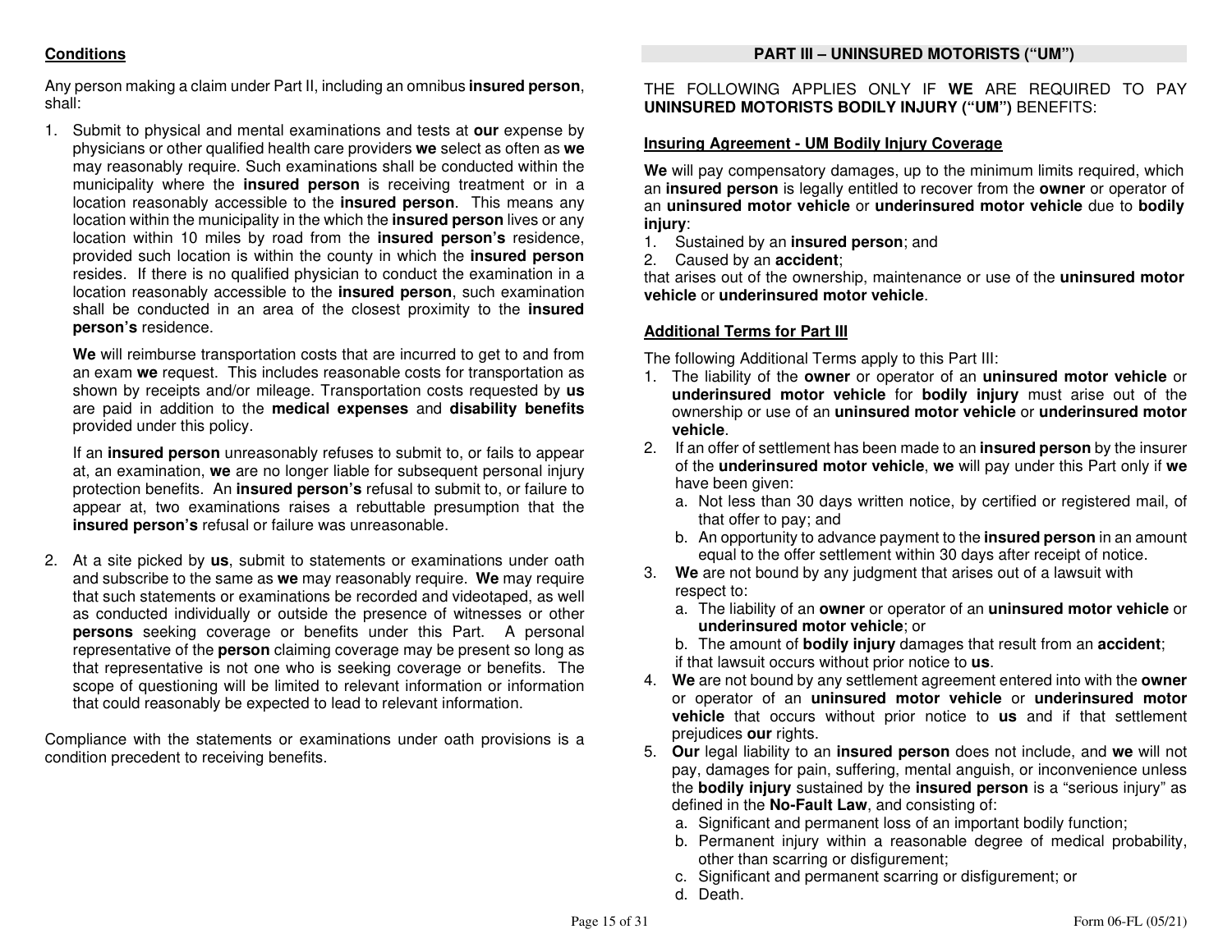**Conditions**

Any person making a claim under Part II, including an omnibus **insured person**, shall:

1. Submit to physical and mental examinations and tests at **our** expense by physicians or other qualified health care providers **we** select as often as **we** may reasonably require. Such examinations shall be conducted within the municipality where the **insured person** is receiving treatment or in a location reasonably accessible to the **insured person**. This means any location within the municipality in the which the **insured person** lives or any location within 10 miles by road from the **insured person's** residence, provided such location is within the county in which the **insured person** resides. If there is no qualified physician to conduct the examination in a location reasonably accessible to the **insured person**, such examination shall be conducted in an area of the closest proximity to the **insured person's** residence.

   **We** will reimburse transportation costs that are incurred to get to and from an exam **we** request. This includes reasonable costs for transportation as shown by receipts and/or mileage. Transportation costs requested by **us** are paid in addition to the **medical expenses** and **disability benefits** provided under this policy.

   If an **insured person** unreasonably refuses to submit to, or fails to appear at, an examination, **we** are no longer liable for subsequent personal injury protection benefits. An **insured person's** refusal to submit to, or failure to appear at, two examinations raises a rebuttable presumption that the **insured person's** refusal or failure was unreasonable.

2. At a site picked by **us**, submit to statements or examinations under oath and subscribe to the same as **we** may reasonably require. **We** may require that such statements or examinations be recorded and videotaped, as well as conducted individually or outside the presence of witnesses or other **persons** seeking coverage or benefits under this Part. A personal representative of the **person** claiming coverage may be present so long as that representative is not one who is seeking coverage or benefits. The scope of questioning will be limited to relevant information or information that could reasonably be expected to lead to relevant information.

Compliance with the statements or examinations under oath provisions is a condition precedent to receiving benefits.

## PART III – UNINSURED MOTORISTS ("UM")

THE FOLLOWING APPLIES ONLY IF **WE** ARE REQUIRED TO PAY **UNINSURED MOTORISTS BODILY INJURY ("UM")** BENEFITS:

**Insuring Agreement - UM Bodily Injury Coverage**

**We** will pay compensatory damages, up to the minimum limits required, which an **insured person** is legally entitled to recover from the **owner** or operator of an **uninsured motor vehicle** or **underinsured motor vehicle** due to **bodily injury**:

1. Sustained by an **insured person**; and
2. Caused by an **accident**;

that arises out of the ownership, maintenance or use of the **uninsured motor vehicle** or **underinsured motor vehicle**.

**Additional Terms for Part III**

The following Additional Terms apply to this Part III:

1. The liability of the **owner** or operator of an **uninsured motor vehicle** or **underinsured motor vehicle** for **bodily injury** must arise out of the ownership or use of an **uninsured motor vehicle** or **underinsured motor vehicle**.
2. If an offer of settlement has been made to an **insured person** by the insurer of the **underinsured motor vehicle**, **we** will pay under this Part only if **we** have been given:
   a. Not less than 30 days written notice, by certified or registered mail, of that offer to pay; and
   b. An opportunity to advance payment to the **insured person** in an amount equal to the offer settlement within 30 days after receipt of notice.
3. **We** are not bound by any judgment that arises out of a lawsuit with respect to:
   a. The liability of an **owner** or operator of an **uninsured motor vehicle** or **underinsured motor vehicle**; or
   b. The amount of **bodily injury** damages that result from an **accident**;

   if that lawsuit occurs without prior notice to **us**.
4. **We** are not bound by any settlement agreement entered into with the **owner** or operator of an **uninsured motor vehicle** or **underinsured motor vehicle** that occurs without prior notice to **us** and if that settlement prejudices **our** rights.
5. **Our** legal liability to an **insured person** does not include, and **we** will not pay, damages for pain, suffering, mental anguish, or inconvenience unless the **bodily injury** sustained by the **insured person** is a "serious injury" as defined in the **No-Fault Law**, and consisting of:
   a. Significant and permanent loss of an important bodily function;
   b. Permanent injury within a reasonable degree of medical probability, other than scarring or disfigurement;
   c. Significant and permanent scarring or disfigurement; or
   d. Death.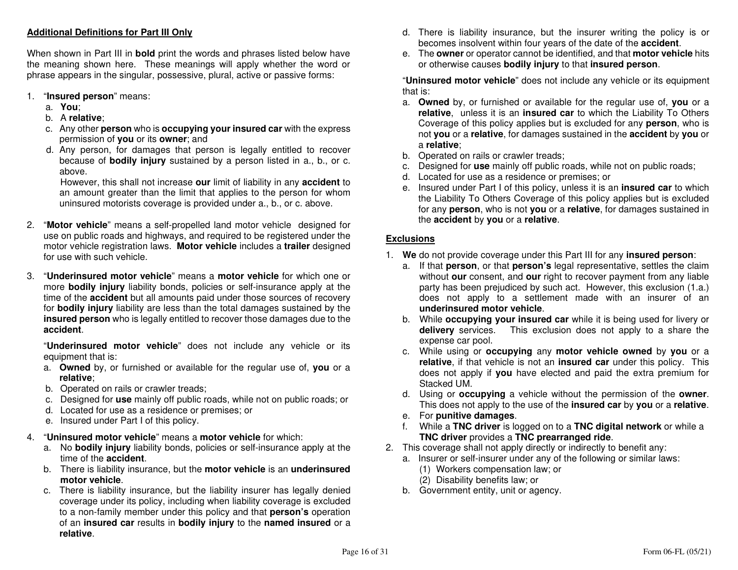**Additional Definitions for Part III Only**

When shown in Part III in **bold** print the words and phrases listed below have the meaning shown here. These meanings will apply whether the word or phrase appears in the singular, possessive, plural, active or passive forms:

1. "**Insured person**" means:
   a. **You**;
   b. A **relative**;
   c. Any other **person** who is **occupying your insured car** with the express permission of **you** or its **owner**; and
   d. Any person, for damages that person is legally entitled to recover because of **bodily injury** sustained by a person listed in a., b., or c. above.

      However, this shall not increase **our** limit of liability in any **accident** to an amount greater than the limit that applies to the person for whom uninsured motorists coverage is provided under a., b., or c. above.

2. "**Motor vehicle**" means a self-propelled land motor vehicle designed for use on public roads and highways, and required to be registered under the motor vehicle registration laws. **Motor vehicle** includes a **trailer** designed for use with such vehicle.

3. "**Underinsured motor vehicle**" means a **motor vehicle** for which one or more **bodily injury** liability bonds, policies or self-insurance apply at the time of the **accident** but all amounts paid under those sources of recovery for **bodily injury** liability are less than the total damages sustained by the **insured person** who is legally entitled to recover those damages due to the **accident**.

   "**Underinsured motor vehicle**" does not include any vehicle or its equipment that is:
   a. **Owned** by, or furnished or available for the regular use of, **you** or a **relative**;
   b. Operated on rails or crawler treads;
   c. Designed for **use** mainly off public roads, while not on public roads; or
   d. Located for use as a residence or premises; or
   e. Insured under Part I of this policy.

4. "**Uninsured motor vehicle**" means a **motor vehicle** for which:
   a. No **bodily injury** liability bonds, policies or self-insurance apply at the time of the **accident**.
   b. There is liability insurance, but the **motor vehicle** is an **underinsured motor vehicle**.
   c. There is liability insurance, but the liability insurer has legally denied coverage under its policy, including when liability coverage is excluded to a non-family member under this policy and that **person's** operation of an **insured car** results in **bodily injury** to the **named insured** or a **relative**.
   d. There is liability insurance, but the insurer writing the policy is or becomes insolvent within four years of the date of the **accident**.
   e. The **owner** or operator cannot be identified, and that **motor vehicle** hits or otherwise causes **bodily injury** to that **insured person**.

   "**Uninsured motor vehicle**" does not include any vehicle or its equipment that is:
   a. **Owned** by, or furnished or available for the regular use of, **you** or a **relative**, unless it is an **insured car** to which the Liability To Others Coverage of this policy applies but is excluded for any **person**, who is not **you** or a **relative**, for damages sustained in the **accident** by **you** or a **relative**;
   b. Operated on rails or crawler treads;
   c. Designed for **use** mainly off public roads, while not on public roads;
   d. Located for use as a residence or premises; or
   e. Insured under Part I of this policy, unless it is an **insured car** to which the Liability To Others Coverage of this policy applies but is excluded for any **person**, who is not **you** or a **relative**, for damages sustained in the **accident** by **you** or a **relative**.

**Exclusions**

1. **We** do not provide coverage under this Part III for any **insured person**:
   a. If that **person**, or that **person's** legal representative, settles the claim without **our** consent, and **our** right to recover payment from any liable party has been prejudiced by such act. However, this exclusion (1.a.) does not apply to a settlement made with an insurer of an **underinsured motor vehicle**.
   b. While **occupying your insured car** while it is being used for livery or **delivery** services. This exclusion does not apply to a share the expense car pool.
   c. While using or **occupying** any **motor vehicle owned** by **you** or a **relative**, if that vehicle is not an **insured car** under this policy. This does not apply if **you** have elected and paid the extra premium for Stacked UM.
   d. Using or **occupying** a vehicle without the permission of the **owner**. This does not apply to the use of the **insured car** by **you** or a **relative**.
   e. For **punitive damages**.
   f. While a **TNC driver** is logged on to a **TNC digital network** or while a **TNC driver** provides a **TNC prearranged ride**.
2. This coverage shall not apply directly or indirectly to benefit any:
   a. Insurer or self-insurer under any of the following or similar laws:
      (1) Workers compensation law; or
      (2) Disability benefits law; or
   b. Government entity, unit or agency.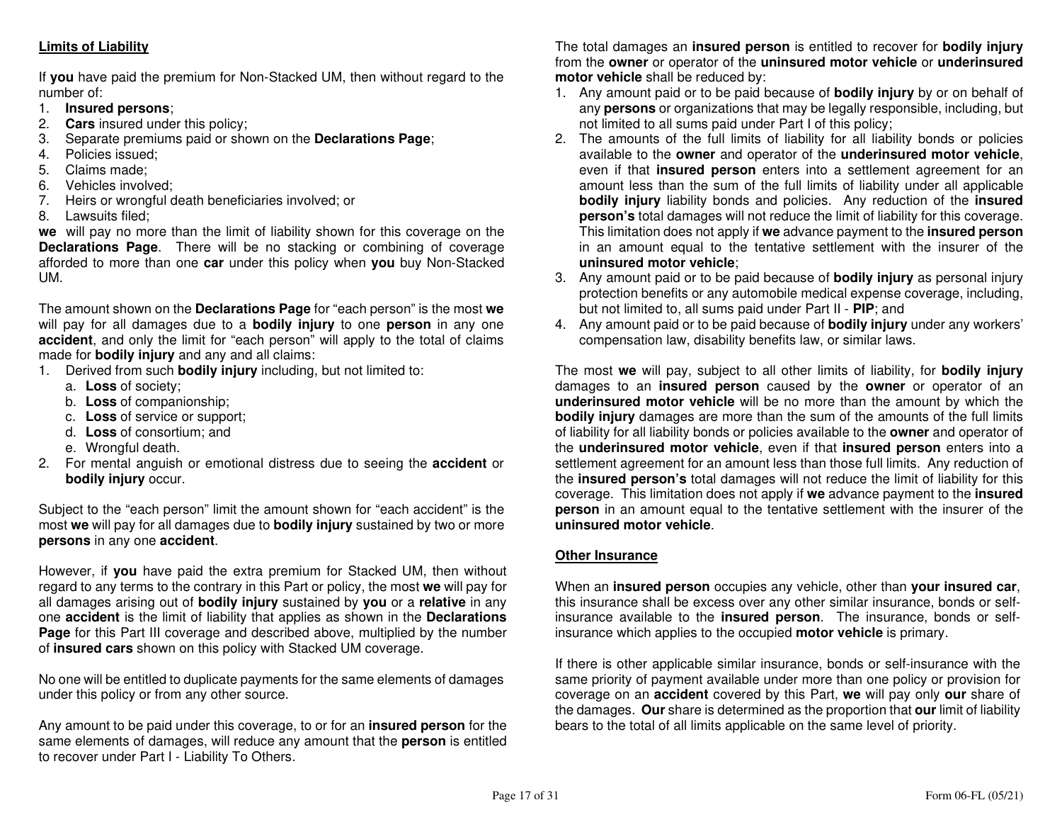**Limits of Liability**

If **you** have paid the premium for Non-Stacked UM, then without regard to the number of:

1. **Insured persons**;
2. **Cars** insured under this policy;
3. Separate premiums paid or shown on the **Declarations Page**;
4. Policies issued;
5. Claims made;
6. Vehicles involved;
7. Heirs or wrongful death beneficiaries involved; or
8. Lawsuits filed;

**we** will pay no more than the limit of liability shown for this coverage on the **Declarations Page**. There will be no stacking or combining of coverage afforded to more than one **car** under this policy when **you** buy Non-Stacked UM.

The amount shown on the **Declarations Page** for "each person" is the most **we** will pay for all damages due to a **bodily injury** to one **person** in any one **accident**, and only the limit for "each person" will apply to the total of claims made for **bodily injury** and any and all claims:

1. Derived from such **bodily injury** including, but not limited to:
   a. **Loss** of society;
   b. **Loss** of companionship;
   c. **Loss** of service or support;
   d. **Loss** of consortium; and
   e. Wrongful death.
2. For mental anguish or emotional distress due to seeing the **accident** or **bodily injury** occur.

Subject to the "each person" limit the amount shown for "each accident" is the most **we** will pay for all damages due to **bodily injury** sustained by two or more **persons** in any one **accident**.

However, if **you** have paid the extra premium for Stacked UM, then without regard to any terms to the contrary in this Part or policy, the most **we** will pay for all damages arising out of **bodily injury** sustained by **you** or a **relative** in any one **accident** is the limit of liability that applies as shown in the **Declarations Page** for this Part III coverage and described above, multiplied by the number of **insured cars** shown on this policy with Stacked UM coverage.

No one will be entitled to duplicate payments for the same elements of damages under this policy or from any other source.

Any amount to be paid under this coverage, to or for an **insured person** for the same elements of damages, will reduce any amount that the **person** is entitled to recover under Part I - Liability To Others.

The total damages an **insured person** is entitled to recover for **bodily injury** from the **owner** or operator of the **uninsured motor vehicle** or **underinsured motor vehicle** shall be reduced by:

1. Any amount paid or to be paid because of **bodily injury** by or on behalf of any **persons** or organizations that may be legally responsible, including, but not limited to all sums paid under Part I of this policy;
2. The amounts of the full limits of liability for all liability bonds or policies available to the **owner** and operator of the **underinsured motor vehicle**, even if that **insured person** enters into a settlement agreement for an amount less than the sum of the full limits of liability under all applicable **bodily injury** liability bonds and policies. Any reduction of the **insured person's** total damages will not reduce the limit of liability for this coverage. This limitation does not apply if **we** advance payment to the **insured person** in an amount equal to the tentative settlement with the insurer of the **uninsured motor vehicle**;
3. Any amount paid or to be paid because of **bodily injury** as personal injury protection benefits or any automobile medical expense coverage, including, but not limited to, all sums paid under Part II - **PIP**; and
4. Any amount paid or to be paid because of **bodily injury** under any workers' compensation law, disability benefits law, or similar laws.

The most **we** will pay, subject to all other limits of liability, for **bodily injury** damages to an **insured person** caused by the **owner** or operator of an **underinsured motor vehicle** will be no more than the amount by which the **bodily injury** damages are more than the sum of the amounts of the full limits of liability for all liability bonds or policies available to the **owner** and operator of the **underinsured motor vehicle**, even if that **insured person** enters into a settlement agreement for an amount less than those full limits. Any reduction of the **insured person's** total damages will not reduce the limit of liability for this coverage. This limitation does not apply if **we** advance payment to the **insured person** in an amount equal to the tentative settlement with the insurer of the **uninsured motor vehicle**.

**Other Insurance**

When an **insured person** occupies any vehicle, other than **your insured car**, this insurance shall be excess over any other similar insurance, bonds or self-insurance available to the **insured person**. The insurance, bonds or self-insurance which applies to the occupied **motor vehicle** is primary.

If there is other applicable similar insurance, bonds or self-insurance with the same priority of payment available under more than one policy or provision for coverage on an **accident** covered by this Part, **we** will pay only **our** share of the damages. **Our** share is determined as the proportion that **our** limit of liability bears to the total of all limits applicable on the same level of priority.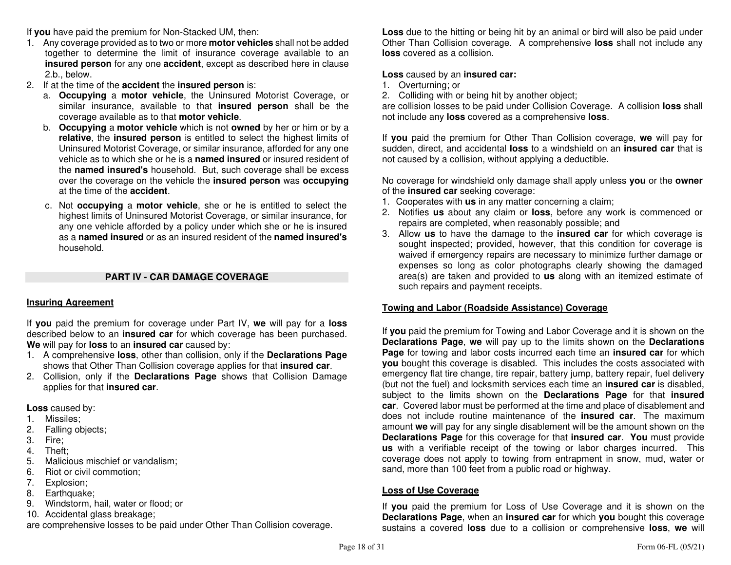If **you** have paid the premium for Non-Stacked UM, then:

1. Any coverage provided as to two or more **motor vehicles** shall not be added together to determine the limit of insurance coverage available to an **insured person** for any one **accident**, except as described here in clause 2.b., below.
2. If at the time of the **accident** the **insured person** is:
   a. **Occupying** a **motor vehicle**, the Uninsured Motorist Coverage, or similar insurance, available to that **insured person** shall be the coverage available as to that **motor vehicle**.
   b. **Occupying** a **motor vehicle** which is not **owned** by her or him or by a **relative**, the **insured person** is entitled to select the highest limits of Uninsured Motorist Coverage, or similar insurance, afforded for any one vehicle as to which she or he is a **named insured** or insured resident of the **named insured's** household. But, such coverage shall be excess over the coverage on the vehicle the **insured person** was **occupying** at the time of the **accident**.
   c. Not **occupying** a **motor vehicle**, she or he is entitled to select the highest limits of Uninsured Motorist Coverage, or similar insurance, for any one vehicle afforded by a policy under which she or he is insured as a **named insured** or as an insured resident of the **named insured's** household.

## PART IV - CAR DAMAGE COVERAGE

**Insuring Agreement**

If **you** paid the premium for coverage under Part IV, **we** will pay for a **loss** described below to an **insured car** for which coverage has been purchased. **We** will pay for **loss** to an **insured car** caused by:

1. A comprehensive **loss**, other than collision, only if the **Declarations Page** shows that Other Than Collision coverage applies for that **insured car**.
2. Collision, only if the **Declarations Page** shows that Collision Damage applies for that **insured car**.

**Loss** caused by:

1. Missiles;
2. Falling objects;
3. Fire;
4. Theft;
5. Malicious mischief or vandalism;
6. Riot or civil commotion;
7. Explosion;
8. Earthquake;
9. Windstorm, hail, water or flood; or
10. Accidental glass breakage;

are comprehensive losses to be paid under Other Than Collision coverage.

**Loss** due to the hitting or being hit by an animal or bird will also be paid under Other Than Collision coverage. A comprehensive **loss** shall not include any **loss** covered as a collision.

**Loss** caused by an **insured car:**

1. Overturning; or
2. Colliding with or being hit by another object;

are collision losses to be paid under Collision Coverage. A collision **loss** shall not include any **loss** covered as a comprehensive **loss**.

If **you** paid the premium for Other Than Collision coverage, **we** will pay for sudden, direct, and accidental **loss** to a windshield on an **insured car** that is not caused by a collision, without applying a deductible.

No coverage for windshield only damage shall apply unless **you** or the **owner** of the **insured car** seeking coverage:

1. Cooperates with **us** in any matter concerning a claim;
2. Notifies **us** about any claim or **loss**, before any work is commenced or repairs are completed, when reasonably possible; and
3. Allow **us** to have the damage to the **insured car** for which coverage is sought inspected; provided, however, that this condition for coverage is waived if emergency repairs are necessary to minimize further damage or expenses so long as color photographs clearly showing the damaged area(s) are taken and provided to **us** along with an itemized estimate of such repairs and payment receipts.

**Towing and Labor (Roadside Assistance) Coverage**

If **you** paid the premium for Towing and Labor Coverage and it is shown on the **Declarations Page**, **we** will pay up to the limits shown on the **Declarations Page** for towing and labor costs incurred each time an **insured car** for which **you** bought this coverage is disabled. This includes the costs associated with emergency flat tire change, tire repair, battery jump, battery repair, fuel delivery (but not the fuel) and locksmith services each time an **insured car** is disabled, subject to the limits shown on the **Declarations Page** for that **insured car**. Covered labor must be performed at the time and place of disablement and does not include routine maintenance of the **insured car**. The maximum amount **we** will pay for any single disablement will be the amount shown on the **Declarations Page** for this coverage for that **insured car**. **You** must provide **us** with a verifiable receipt of the towing or labor charges incurred. This coverage does not apply to towing from entrapment in snow, mud, water or sand, more than 100 feet from a public road or highway.

**Loss of Use Coverage**

If **you** paid the premium for Loss of Use Coverage and it is shown on the **Declarations Page**, when an **insured car** for which **you** bought this coverage sustains a covered **loss** due to a collision or comprehensive **loss**, **we** will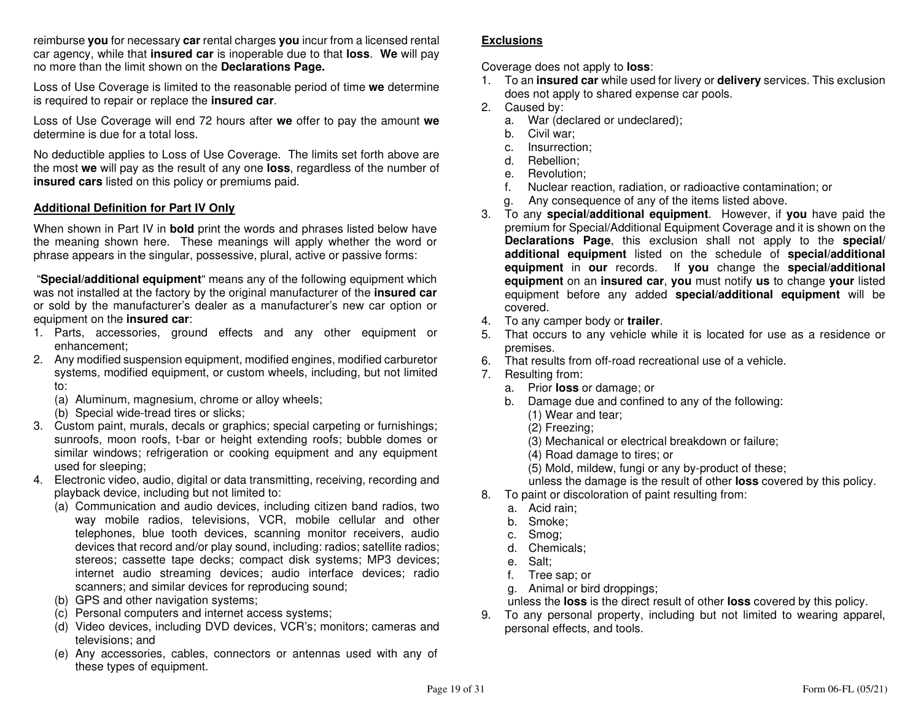reimburse **you** for necessary **car** rental charges **you** incur from a licensed rental car agency, while that **insured car** is inoperable due to that **loss**. **We** will pay no more than the limit shown on the **Declarations Page.**

Loss of Use Coverage is limited to the reasonable period of time **we** determine is required to repair or replace the **insured car**.

Loss of Use Coverage will end 72 hours after **we** offer to pay the amount **we** determine is due for a total loss.

No deductible applies to Loss of Use Coverage. The limits set forth above are the most **we** will pay as the result of any one **loss**, regardless of the number of **insured cars** listed on this policy or premiums paid.

**Additional Definition for Part IV Only**

When shown in Part IV in **bold** print the words and phrases listed below have the meaning shown here. These meanings will apply whether the word or phrase appears in the singular, possessive, plural, active or passive forms:

"**Special/additional equipment**" means any of the following equipment which was not installed at the factory by the original manufacturer of the **insured car** or sold by the manufacturer's dealer as a manufacturer's new car option or equipment on the **insured car**:

1. Parts, accessories, ground effects and any other equipment or enhancement;
2. Any modified suspension equipment, modified engines, modified carburetor systems, modified equipment, or custom wheels, including, but not limited to:
   (a) Aluminum, magnesium, chrome or alloy wheels;
   (b) Special wide-tread tires or slicks;
3. Custom paint, murals, decals or graphics; special carpeting or furnishings; sunroofs, moon roofs, t-bar or height extending roofs; bubble domes or similar windows; refrigeration or cooking equipment and any equipment used for sleeping;
4. Electronic video, audio, digital or data transmitting, receiving, recording and playback device, including but not limited to:
   (a) Communication and audio devices, including citizen band radios, two way mobile radios, televisions, VCR, mobile cellular and other telephones, blue tooth devices, scanning monitor receivers, audio devices that record and/or play sound, including: radios; satellite radios; stereos; cassette tape decks; compact disk systems; MP3 devices; internet audio streaming devices; audio interface devices; radio scanners; and similar devices for reproducing sound;
   (b) GPS and other navigation systems;
   (c) Personal computers and internet access systems;
   (d) Video devices, including DVD devices, VCR's; monitors; cameras and televisions; and
   (e) Any accessories, cables, connectors or antennas used with any of these types of equipment.

**Exclusions**

Coverage does not apply to **loss**:

1. To an **insured car** while used for livery or **delivery** services. This exclusion does not apply to shared expense car pools.
2. Caused by:
   a. War (declared or undeclared);
   b. Civil war;
   c. Insurrection;
   d. Rebellion;
   e. Revolution;
   f. Nuclear reaction, radiation, or radioactive contamination; or
   g. Any consequence of any of the items listed above.
3. To any **special/additional equipment**. However, if **you** have paid the premium for Special/Additional Equipment Coverage and it is shown on the **Declarations Page**, this exclusion shall not apply to the **special/additional equipment** listed on the schedule of **special/additional equipment** in **our** records. If **you** change the **special/additional equipment** on an **insured car**, **you** must notify **us** to change **your** listed equipment before any added **special/additional equipment** will be covered.
4. To any camper body or **trailer**.
5. That occurs to any vehicle while it is located for use as a residence or premises.
6. That results from off-road recreational use of a vehicle.
7. Resulting from:
   a. Prior **loss** or damage; or
   b. Damage due and confined to any of the following:
      (1) Wear and tear;
      (2) Freezing;
      (3) Mechanical or electrical breakdown or failure;
      (4) Road damage to tires; or
      (5) Mold, mildew, fungi or any by-product of these;
   unless the damage is the result of other **loss** covered by this policy.
8. To paint or discoloration of paint resulting from:
   a. Acid rain;
   b. Smoke;
   c. Smog;
   d. Chemicals;
   e. Salt;
   f. Tree sap; or
   g. Animal or bird droppings;
   unless the **loss** is the direct result of other **loss** covered by this policy.
9. To any personal property, including but not limited to wearing apparel, personal effects, and tools.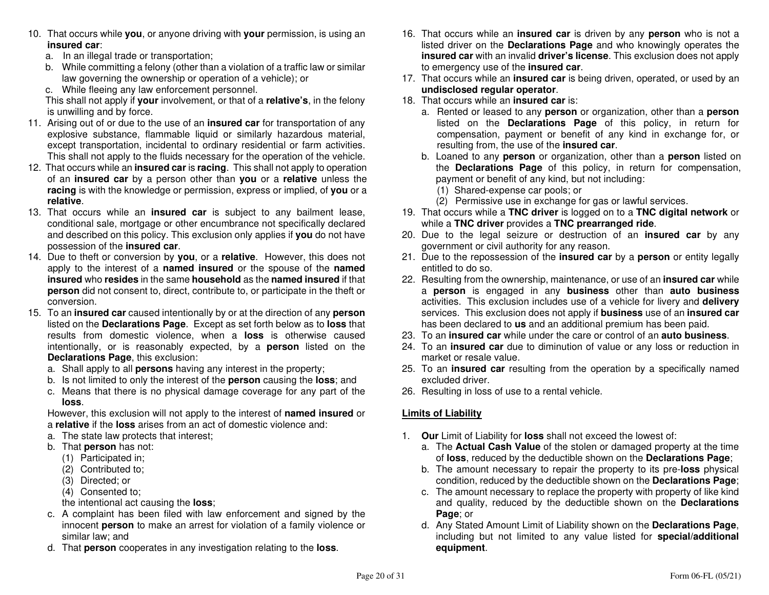10. That occurs while **you**, or anyone driving with **your** permission, is using an **insured car**:
    a. In an illegal trade or transportation;
    b. While committing a felony (other than a violation of a traffic law or similar law governing the ownership or operation of a vehicle); or
    c. While fleeing any law enforcement personnel.

    This shall not apply if **your** involvement, or that of a **relative's**, in the felony is unwilling and by force.
11. Arising out of or due to the use of an **insured car** for transportation of any explosive substance, flammable liquid or similarly hazardous material, except transportation, incidental to ordinary residential or farm activities. This shall not apply to the fluids necessary for the operation of the vehicle.
12. That occurs while an **insured car** is **racing**. This shall not apply to operation of an **insured car** by a person other than **you** or a **relative** unless the **racing** is with the knowledge or permission, express or implied, of **you** or a **relative**.
13. That occurs while an **insured car** is subject to any bailment lease, conditional sale, mortgage or other encumbrance not specifically declared and described on this policy. This exclusion only applies if **you** do not have possession of the **insured car**.
14. Due to theft or conversion by **you**, or a **relative**. However, this does not apply to the interest of a **named insured** or the spouse of the **named insured** who **resides** in the same **household** as the **named insured** if that **person** did not consent to, direct, contribute to, or participate in the theft or conversion.
15. To an **insured car** caused intentionally by or at the direction of any **person** listed on the **Declarations Page**. Except as set forth below as to **loss** that results from domestic violence, when a **loss** is otherwise caused intentionally, or is reasonably expected, by a **person** listed on the **Declarations Page**, this exclusion:
    a. Shall apply to all **persons** having any interest in the property;
    b. Is not limited to only the interest of the **person** causing the **loss**; and
    c. Means that there is no physical damage coverage for any part of the **loss**.

    However, this exclusion will not apply to the interest of **named insured** or a **relative** if the **loss** arises from an act of domestic violence and:
    a. The state law protects that interest;
    b. That **person** has not:
       (1) Participated in;
       (2) Contributed to;
       (3) Directed; or
       (4) Consented to;

       the intentional act causing the **loss**;
    c. A complaint has been filed with law enforcement and signed by the innocent **person** to make an arrest for violation of a family violence or similar law; and
    d. That **person** cooperates in any investigation relating to the **loss**.
16. That occurs while an **insured car** is driven by any **person** who is not a listed driver on the **Declarations Page** and who knowingly operates the **insured car** with an invalid **driver's license**. This exclusion does not apply to emergency use of the **insured car**.
17. That occurs while an **insured car** is being driven, operated, or used by an **undisclosed regular operator**.
18. That occurs while an **insured car** is:
    a. Rented or leased to any **person** or organization, other than a **person** listed on the **Declarations Page** of this policy, in return for compensation, payment or benefit of any kind in exchange for, or resulting from, the use of the **insured car**.
    b. Loaned to any **person** or organization, other than a **person** listed on the **Declarations Page** of this policy, in return for compensation, payment or benefit of any kind, but not including:
       (1) Shared-expense car pools; or
       (2) Permissive use in exchange for gas or lawful services.
19. That occurs while a **TNC driver** is logged on to a **TNC digital network** or while a **TNC driver** provides a **TNC prearranged ride**.
20. Due to the legal seizure or destruction of an **insured car** by any government or civil authority for any reason.
21. Due to the repossession of the **insured car** by a **person** or entity legally entitled to do so.
22. Resulting from the ownership, maintenance, or use of an **insured car** while a **person** is engaged in any **business** other than **auto business** activities. This exclusion includes use of a vehicle for livery and **delivery** services. This exclusion does not apply if **business** use of an **insured car** has been declared to **us** and an additional premium has been paid.
23. To an **insured car** while under the care or control of an **auto business**.
24. To an **insured car** due to diminution of value or any loss or reduction in market or resale value.
25. To an **insured car** resulting from the operation by a specifically named excluded driver.
26. Resulting in loss of use to a rental vehicle.

**Limits of Liability**

1. **Our** Limit of Liability for **loss** shall not exceed the lowest of:
   a. The **Actual Cash Value** of the stolen or damaged property at the time of **loss**, reduced by the deductible shown on the **Declarations Page**;
   b. The amount necessary to repair the property to its pre-**loss** physical condition, reduced by the deductible shown on the **Declarations Page**;
   c. The amount necessary to replace the property with property of like kind and quality, reduced by the deductible shown on the **Declarations Page**; or
   d. Any Stated Amount Limit of Liability shown on the **Declarations Page**, including but not limited to any value listed for **special/additional equipment**.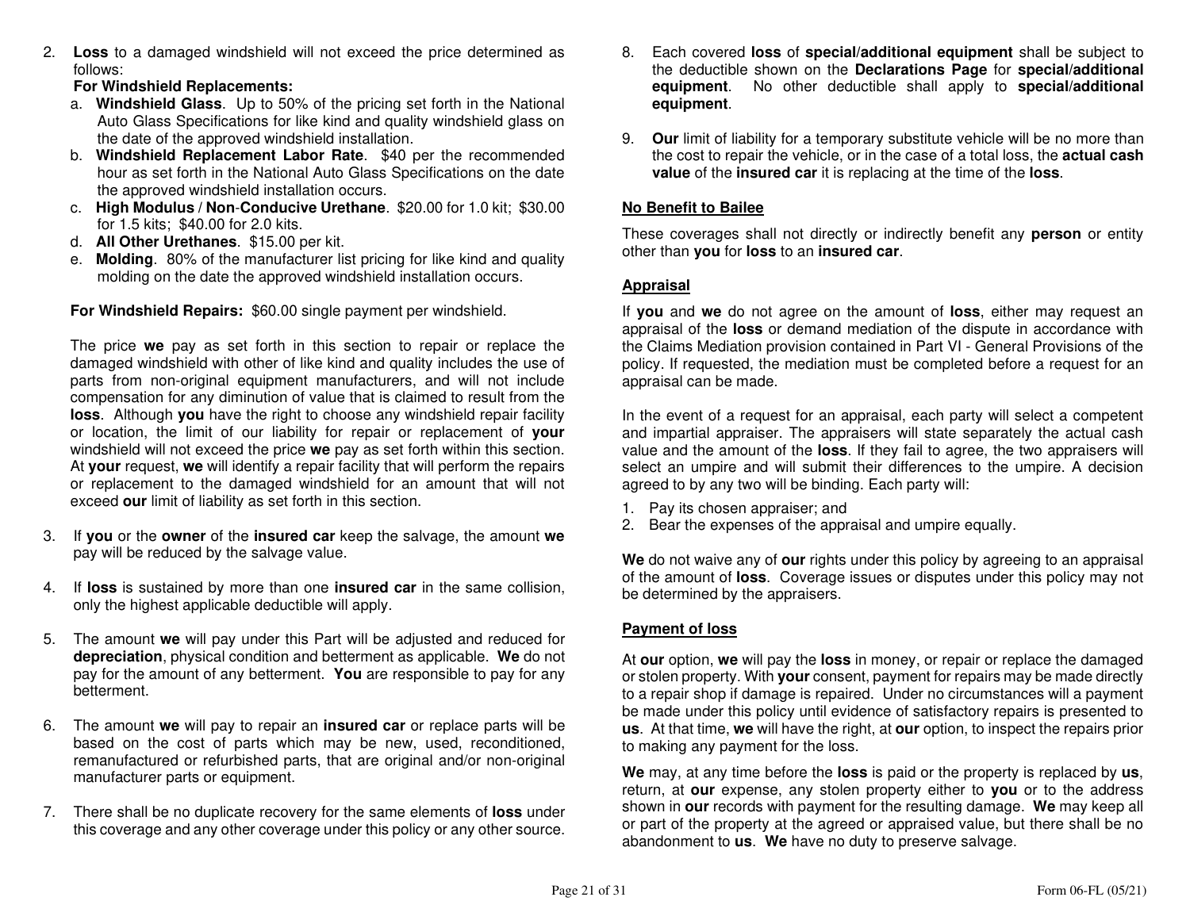2. **Loss** to a damaged windshield will not exceed the price determined as follows:

   **For Windshield Replacements:**

   a. **Windshield Glass**. Up to 50% of the pricing set forth in the National Auto Glass Specifications for like kind and quality windshield glass on the date of the approved windshield installation.
   b. **Windshield Replacement Labor Rate**. $40 per the recommended hour as set forth in the National Auto Glass Specifications on the date the approved windshield installation occurs.
   c. **High Modulus / Non-Conducive Urethane**. $20.00 for 1.0 kit; $30.00 for 1.5 kits; $40.00 for 2.0 kits.
   d. **All Other Urethanes**. $15.00 per kit.
   e. **Molding**. 80% of the manufacturer list pricing for like kind and quality molding on the date the approved windshield installation occurs.

   **For Windshield Repairs:** $60.00 single payment per windshield.

   The price **we** pay as set forth in this section to repair or replace the damaged windshield with other of like kind and quality includes the use of parts from non-original equipment manufacturers, and will not include compensation for any diminution of value that is claimed to result from the **loss**. Although **you** have the right to choose any windshield repair facility or location, the limit of our liability for repair or replacement of **your** windshield will not exceed the price **we** pay as set forth within this section. At **your** request, **we** will identify a repair facility that will perform the repairs or replacement to the damaged windshield for an amount that will not exceed **our** limit of liability as set forth in this section.

3. If **you** or the **owner** of the **insured car** keep the salvage, the amount **we** pay will be reduced by the salvage value.

4. If **loss** is sustained by more than one **insured car** in the same collision, only the highest applicable deductible will apply.

5. The amount **we** will pay under this Part will be adjusted and reduced for **depreciation**, physical condition and betterment as applicable. **We** do not pay for the amount of any betterment. **You** are responsible to pay for any betterment.

6. The amount **we** will pay to repair an **insured car** or replace parts will be based on the cost of parts which may be new, used, reconditioned, remanufactured or refurbished parts, that are original and/or non-original manufacturer parts or equipment.

7. There shall be no duplicate recovery for the same elements of **loss** under this coverage and any other coverage under this policy or any other source.

8. Each covered **loss** of **special/additional equipment** shall be subject to the deductible shown on the **Declarations Page** for **special/additional equipment**. No other deductible shall apply to **special/additional equipment**.

9. **Our** limit of liability for a temporary substitute vehicle will be no more than the cost to repair the vehicle, or in the case of a total loss, the **actual cash value** of the **insured car** it is replacing at the time of the **loss**.

## No Benefit to Bailee

These coverages shall not directly or indirectly benefit any **person** or entity other than **you** for **loss** to an **insured car**.

## Appraisal

If **you** and **we** do not agree on the amount of **loss**, either may request an appraisal of the **loss** or demand mediation of the dispute in accordance with the Claims Mediation provision contained in Part VI - General Provisions of the policy. If requested, the mediation must be completed before a request for an appraisal can be made.

In the event of a request for an appraisal, each party will select a competent and impartial appraiser. The appraisers will state separately the actual cash value and the amount of the **loss**. If they fail to agree, the two appraisers will select an umpire and will submit their differences to the umpire. A decision agreed to by any two will be binding. Each party will:

1. Pay its chosen appraiser; and
2. Bear the expenses of the appraisal and umpire equally.

**We** do not waive any of **our** rights under this policy by agreeing to an appraisal of the amount of **loss**. Coverage issues or disputes under this policy may not be determined by the appraisers.

## Payment of loss

At **our** option, **we** will pay the **loss** in money, or repair or replace the damaged or stolen property. With **your** consent, payment for repairs may be made directly to a repair shop if damage is repaired. Under no circumstances will a payment be made under this policy until evidence of satisfactory repairs is presented to **us**. At that time, **we** will have the right, at **our** option, to inspect the repairs prior to making any payment for the loss.

**We** may, at any time before the **loss** is paid or the property is replaced by **us**, return, at **our** expense, any stolen property either to **you** or to the address shown in **our** records with payment for the resulting damage. **We** may keep all or part of the property at the agreed or appraised value, but there shall be no abandonment to **us**. **We** have no duty to preserve salvage.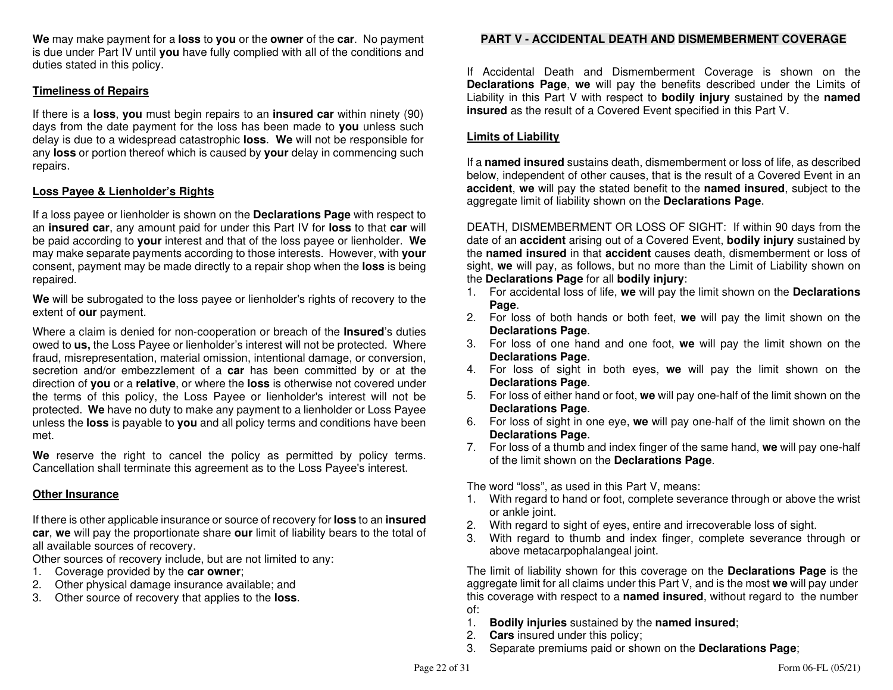**We** may make payment for a **loss** to **you** or the **owner** of the **car**. No payment is due under Part IV until **you** have fully complied with all of the conditions and duties stated in this policy.

**Timeliness of Repairs**

If there is a **loss**, **you** must begin repairs to an **insured car** within ninety (90) days from the date payment for the loss has been made to **you** unless such delay is due to a widespread catastrophic **loss**. **We** will not be responsible for any **loss** or portion thereof which is caused by **your** delay in commencing such repairs.

**Loss Payee & Lienholder's Rights**

If a loss payee or lienholder is shown on the **Declarations Page** with respect to an **insured car**, any amount paid for under this Part IV for **loss** to that **car** will be paid according to **your** interest and that of the loss payee or lienholder. **We** may make separate payments according to those interests. However, with **your** consent, payment may be made directly to a repair shop when the **loss** is being repaired.

**We** will be subrogated to the loss payee or lienholder's rights of recovery to the extent of **our** payment.

Where a claim is denied for non-cooperation or breach of the **Insured**'s duties owed to **us,** the Loss Payee or lienholder's interest will not be protected. Where fraud, misrepresentation, material omission, intentional damage, or conversion, secretion and/or embezzlement of a **car** has been committed by or at the direction of **you** or a **relative**, or where the **loss** is otherwise not covered under the terms of this policy, the Loss Payee or lienholder's interest will not be protected. **We** have no duty to make any payment to a lienholder or Loss Payee unless the **loss** is payable to **you** and all policy terms and conditions have been met.

**We** reserve the right to cancel the policy as permitted by policy terms. Cancellation shall terminate this agreement as to the Loss Payee's interest.

**Other Insurance**

If there is other applicable insurance or source of recovery for **loss** to an **insured car**, **we** will pay the proportionate share **our** limit of liability bears to the total of all available sources of recovery.

Other sources of recovery include, but are not limited to any:

1. Coverage provided by the **car owner**;
2. Other physical damage insurance available; and
3. Other source of recovery that applies to the **loss**.

## PART V - ACCIDENTAL DEATH AND DISMEMBERMENT COVERAGE

If Accidental Death and Dismemberment Coverage is shown on the **Declarations Page**, **we** will pay the benefits described under the Limits of Liability in this Part V with respect to **bodily injury** sustained by the **named insured** as the result of a Covered Event specified in this Part V.

**Limits of Liability**

If a **named insured** sustains death, dismemberment or loss of life, as described below, independent of other causes, that is the result of a Covered Event in an **accident**, **we** will pay the stated benefit to the **named insured**, subject to the aggregate limit of liability shown on the **Declarations Page**.

DEATH, DISMEMBERMENT OR LOSS OF SIGHT: If within 90 days from the date of an **accident** arising out of a Covered Event, **bodily injury** sustained by the **named insured** in that **accident** causes death, dismemberment or loss of sight, **we** will pay, as follows, but no more than the Limit of Liability shown on the **Declarations Page** for all **bodily injury**:

1. For accidental loss of life, **we** will pay the limit shown on the **Declarations Page**.
2. For loss of both hands or both feet, **we** will pay the limit shown on the **Declarations Page**.
3. For loss of one hand and one foot, **we** will pay the limit shown on the **Declarations Page**.
4. For loss of sight in both eyes, **we** will pay the limit shown on the **Declarations Page**.
5. For loss of either hand or foot, **we** will pay one-half of the limit shown on the **Declarations Page**.
6. For loss of sight in one eye, **we** will pay one-half of the limit shown on the **Declarations Page**.
7. For loss of a thumb and index finger of the same hand, **we** will pay one-half of the limit shown on the **Declarations Page**.

The word "loss", as used in this Part V, means:

1. With regard to hand or foot, complete severance through or above the wrist or ankle joint.
2. With regard to sight of eyes, entire and irrecoverable loss of sight.
3. With regard to thumb and index finger, complete severance through or above metacarpophalangeal joint.

The limit of liability shown for this coverage on the **Declarations Page** is the aggregate limit for all claims under this Part V, and is the most **we** will pay under this coverage with respect to a **named insured**, without regard to the number of:

1. **Bodily injuries** sustained by the **named insured**;
2. **Cars** insured under this policy;
3. Separate premiums paid or shown on the **Declarations Page**;

Form 06-FL (05/21)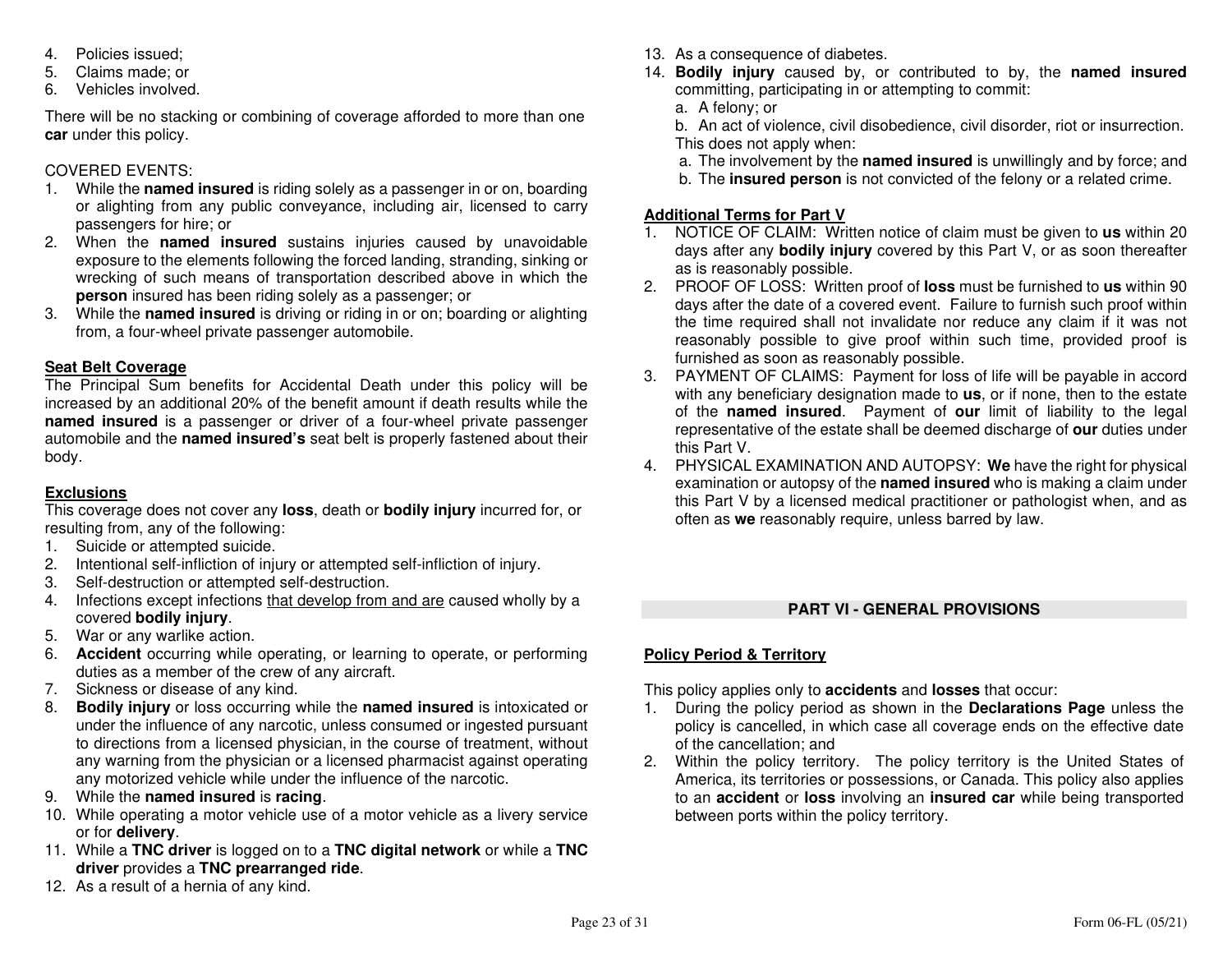4. Policies issued;
5. Claims made; or
6. Vehicles involved.

There will be no stacking or combining of coverage afforded to more than one **car** under this policy.

COVERED EVENTS:

1. While the **named insured** is riding solely as a passenger in or on, boarding or alighting from any public conveyance, including air, licensed to carry passengers for hire; or
2. When the **named insured** sustains injuries caused by unavoidable exposure to the elements following the forced landing, stranding, sinking or wrecking of such means of transportation described above in which the **person** insured has been riding solely as a passenger; or
3. While the **named insured** is driving or riding in or on; boarding or alighting from, a four-wheel private passenger automobile.

**Seat Belt Coverage**

The Principal Sum benefits for Accidental Death under this policy will be increased by an additional 20% of the benefit amount if death results while the **named insured** is a passenger or driver of a four-wheel private passenger automobile and the **named insured's** seat belt is properly fastened about their body.

**Exclusions**

This coverage does not cover any **loss**, death or **bodily injury** incurred for, or resulting from, any of the following:

1. Suicide or attempted suicide.
2. Intentional self-infliction of injury or attempted self-infliction of injury.
3. Self-destruction or attempted self-destruction.
4. Infections except infections that develop from and are caused wholly by a covered **bodily injury**.
5. War or any warlike action.
6. **Accident** occurring while operating, or learning to operate, or performing duties as a member of the crew of any aircraft.
7. Sickness or disease of any kind.
8. **Bodily injury** or loss occurring while the **named insured** is intoxicated or under the influence of any narcotic, unless consumed or ingested pursuant to directions from a licensed physician, in the course of treatment, without any warning from the physician or a licensed pharmacist against operating any motorized vehicle while under the influence of the narcotic.
9. While the **named insured** is **racing**.
10. While operating a motor vehicle use of a motor vehicle as a livery service or for **delivery**.
11. While a **TNC driver** is logged on to a **TNC digital network** or while a **TNC driver** provides a **TNC prearranged ride**.
12. As a result of a hernia of any kind.
13. As a consequence of diabetes.
14. **Bodily injury** caused by, or contributed to by, the **named insured** committing, participating in or attempting to commit:
    a. A felony; or
    b. An act of violence, civil disobedience, civil disorder, riot or insurrection.
    This does not apply when:
    a. The involvement by the **named insured** is unwillingly and by force; and
    b. The **insured person** is not convicted of the felony or a related crime.

**Additional Terms for Part V**

1. NOTICE OF CLAIM: Written notice of claim must be given to **us** within 20 days after any **bodily injury** covered by this Part V, or as soon thereafter as is reasonably possible.
2. PROOF OF LOSS: Written proof of **loss** must be furnished to **us** within 90 days after the date of a covered event. Failure to furnish such proof within the time required shall not invalidate nor reduce any claim if it was not reasonably possible to give proof within such time, provided proof is furnished as soon as reasonably possible.
3. PAYMENT OF CLAIMS: Payment for loss of life will be payable in accord with any beneficiary designation made to **us**, or if none, then to the estate of the **named insured**. Payment of **our** limit of liability to the legal representative of the estate shall be deemed discharge of **our** duties under this Part V.
4. PHYSICAL EXAMINATION AND AUTOPSY: **We** have the right for physical examination or autopsy of the **named insured** who is making a claim under this Part V by a licensed medical practitioner or pathologist when, and as often as **we** reasonably require, unless barred by law.

## PART VI - GENERAL PROVISIONS

**Policy Period & Territory**

This policy applies only to **accidents** and **losses** that occur:

1. During the policy period as shown in the **Declarations Page** unless the policy is cancelled, in which case all coverage ends on the effective date of the cancellation; and
2. Within the policy territory. The policy territory is the United States of America, its territories or possessions, or Canada. This policy also applies to an **accident** or **loss** involving an **insured car** while being transported between ports within the policy territory.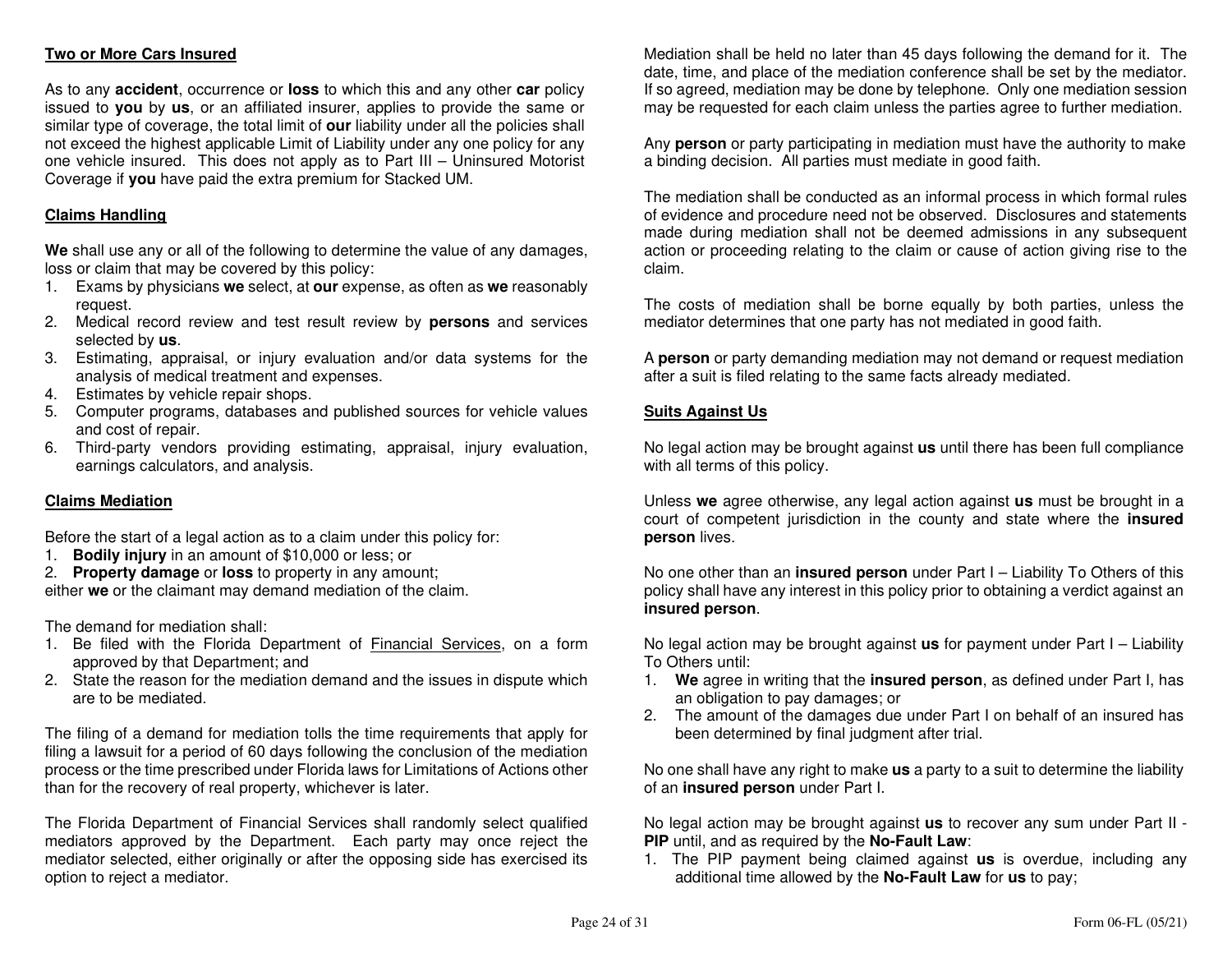**Two or More Cars Insured**

As to any **accident**, occurrence or **loss** to which this and any other **car** policy issued to **you** by **us**, or an affiliated insurer, applies to provide the same or similar type of coverage, the total limit of **our** liability under all the policies shall not exceed the highest applicable Limit of Liability under any one policy for any one vehicle insured. This does not apply as to Part III – Uninsured Motorist Coverage if **you** have paid the extra premium for Stacked UM.

**Claims Handling**

**We** shall use any or all of the following to determine the value of any damages, loss or claim that may be covered by this policy:

1. Exams by physicians **we** select, at **our** expense, as often as **we** reasonably request.
2. Medical record review and test result review by **persons** and services selected by **us**.
3. Estimating, appraisal, or injury evaluation and/or data systems for the analysis of medical treatment and expenses.
4. Estimates by vehicle repair shops.
5. Computer programs, databases and published sources for vehicle values and cost of repair.
6. Third-party vendors providing estimating, appraisal, injury evaluation, earnings calculators, and analysis.

**Claims Mediation**

Before the start of a legal action as to a claim under this policy for:

1. **Bodily injury** in an amount of $10,000 or less; or
2. **Property damage** or **loss** to property in any amount;

either **we** or the claimant may demand mediation of the claim.

The demand for mediation shall:

1. Be filed with the Florida Department of Financial Services, on a form approved by that Department; and
2. State the reason for the mediation demand and the issues in dispute which are to be mediated.

The filing of a demand for mediation tolls the time requirements that apply for filing a lawsuit for a period of 60 days following the conclusion of the mediation process or the time prescribed under Florida laws for Limitations of Actions other than for the recovery of real property, whichever is later.

The Florida Department of Financial Services shall randomly select qualified mediators approved by the Department. Each party may once reject the mediator selected, either originally or after the opposing side has exercised its option to reject a mediator.

Mediation shall be held no later than 45 days following the demand for it. The date, time, and place of the mediation conference shall be set by the mediator. If so agreed, mediation may be done by telephone. Only one mediation session may be requested for each claim unless the parties agree to further mediation.

Any **person** or party participating in mediation must have the authority to make a binding decision. All parties must mediate in good faith.

The mediation shall be conducted as an informal process in which formal rules of evidence and procedure need not be observed. Disclosures and statements made during mediation shall not be deemed admissions in any subsequent action or proceeding relating to the claim or cause of action giving rise to the claim.

The costs of mediation shall be borne equally by both parties, unless the mediator determines that one party has not mediated in good faith.

A **person** or party demanding mediation may not demand or request mediation after a suit is filed relating to the same facts already mediated.

**Suits Against Us**

No legal action may be brought against **us** until there has been full compliance with all terms of this policy.

Unless **we** agree otherwise, any legal action against **us** must be brought in a court of competent jurisdiction in the county and state where the **insured person** lives.

No one other than an **insured person** under Part I – Liability To Others of this policy shall have any interest in this policy prior to obtaining a verdict against an **insured person**.

No legal action may be brought against **us** for payment under Part I – Liability To Others until:

1. **We** agree in writing that the **insured person**, as defined under Part I, has an obligation to pay damages; or
2. The amount of the damages due under Part I on behalf of an insured has been determined by final judgment after trial.

No one shall have any right to make **us** a party to a suit to determine the liability of an **insured person** under Part I.

No legal action may be brought against **us** to recover any sum under Part II - **PIP** until, and as required by the **No-Fault Law**:

1. The PIP payment being claimed against **us** is overdue, including any additional time allowed by the **No-Fault Law** for **us** to pay;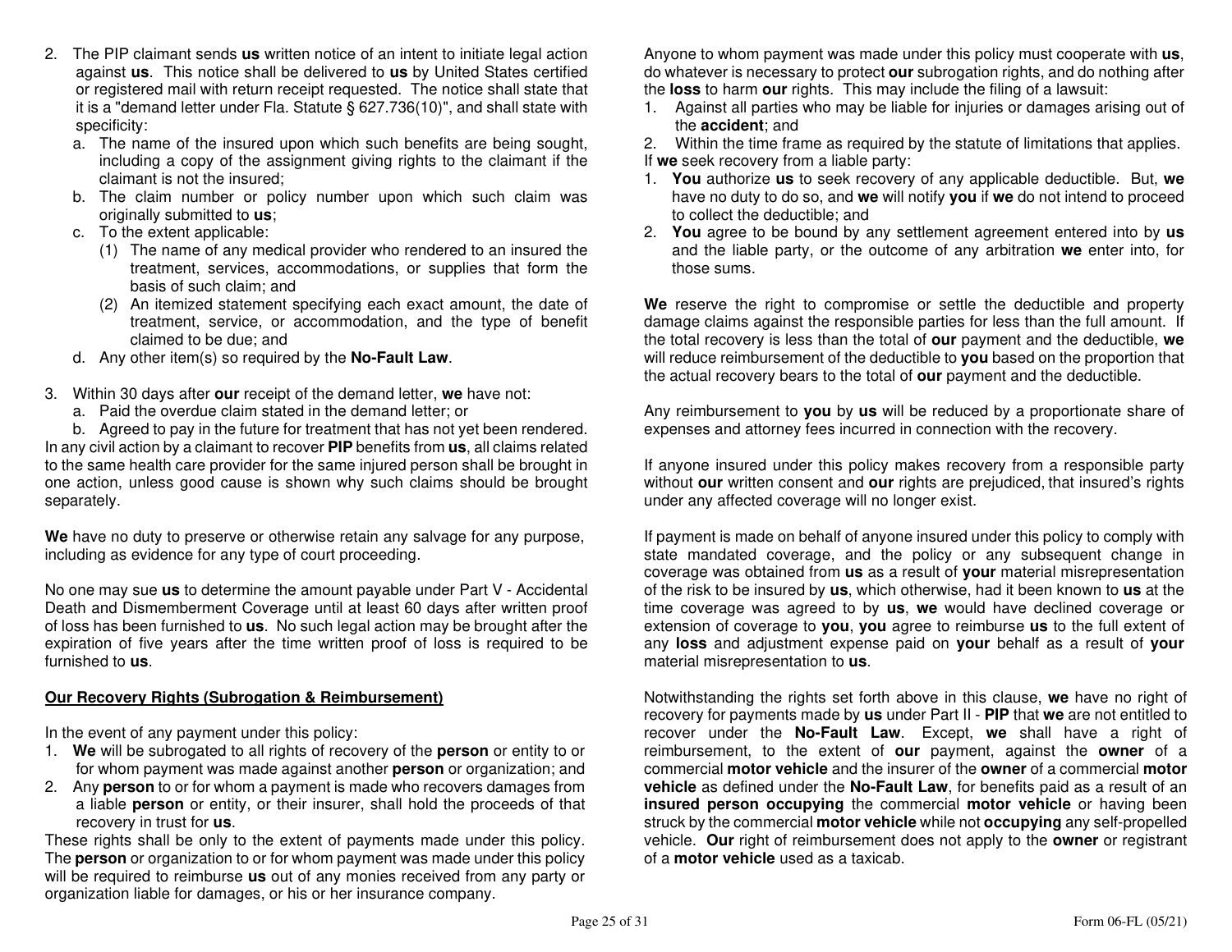2. The PIP claimant sends **us** written notice of an intent to initiate legal action against **us**. This notice shall be delivered to **us** by United States certified or registered mail with return receipt requested. The notice shall state that it is a "demand letter under Fla. Statute § 627.736(10)", and shall state with specificity:
   a. The name of the insured upon which such benefits are being sought, including a copy of the assignment giving rights to the claimant if the claimant is not the insured;
   b. The claim number or policy number upon which such claim was originally submitted to **us**;
   c. To the extent applicable:
      (1) The name of any medical provider who rendered to an insured the treatment, services, accommodations, or supplies that form the basis of such claim; and
      (2) An itemized statement specifying each exact amount, the date of treatment, service, or accommodation, and the type of benefit claimed to be due; and
   d. Any other item(s) so required by the **No-Fault Law**.
3. Within 30 days after **our** receipt of the demand letter, **we** have not:
   a. Paid the overdue claim stated in the demand letter; or
   b. Agreed to pay in the future for treatment that has not yet been rendered.

In any civil action by a claimant to recover **PIP** benefits from **us**, all claims related to the same health care provider for the same injured person shall be brought in one action, unless good cause is shown why such claims should be brought separately.

**We** have no duty to preserve or otherwise retain any salvage for any purpose, including as evidence for any type of court proceeding.

No one may sue **us** to determine the amount payable under Part V - Accidental Death and Dismemberment Coverage until at least 60 days after written proof of loss has been furnished to **us**. No such legal action may be brought after the expiration of five years after the time written proof of loss is required to be furnished to **us**.

**Our Recovery Rights (Subrogation & Reimbursement)**

In the event of any payment under this policy:
1. **We** will be subrogated to all rights of recovery of the **person** or entity to or for whom payment was made against another **person** or organization; and
2. Any **person** to or for whom a payment is made who recovers damages from a liable **person** or entity, or their insurer, shall hold the proceeds of that recovery in trust for **us**.

These rights shall be only to the extent of payments made under this policy. The **person** or organization to or for whom payment was made under this policy will be required to reimburse **us** out of any monies received from any party or organization liable for damages, or his or her insurance company.

Anyone to whom payment was made under this policy must cooperate with **us**, do whatever is necessary to protect **our** subrogation rights, and do nothing after the **loss** to harm **our** rights. This may include the filing of a lawsuit:
1. Against all parties who may be liable for injuries or damages arising out of the **accident**; and
2. Within the time frame as required by the statute of limitations that applies.

If **we** seek recovery from a liable party:
1. **You** authorize **us** to seek recovery of any applicable deductible. But, **we** have no duty to do so, and **we** will notify **you** if **we** do not intend to proceed to collect the deductible; and
2. **You** agree to be bound by any settlement agreement entered into by **us** and the liable party, or the outcome of any arbitration **we** enter into, for those sums.

**We** reserve the right to compromise or settle the deductible and property damage claims against the responsible parties for less than the full amount. If the total recovery is less than the total of **our** payment and the deductible, **we** will reduce reimbursement of the deductible to **you** based on the proportion that the actual recovery bears to the total of **our** payment and the deductible.

Any reimbursement to **you** by **us** will be reduced by a proportionate share of expenses and attorney fees incurred in connection with the recovery.

If anyone insured under this policy makes recovery from a responsible party without **our** written consent and **our** rights are prejudiced, that insured's rights under any affected coverage will no longer exist.

If payment is made on behalf of anyone insured under this policy to comply with state mandated coverage, and the policy or any subsequent change in coverage was obtained from **us** as a result of **your** material misrepresentation of the risk to be insured by **us**, which otherwise, had it been known to **us** at the time coverage was agreed to by **us**, **we** would have declined coverage or extension of coverage to **you**, **you** agree to reimburse **us** to the full extent of any **loss** and adjustment expense paid on **your** behalf as a result of **your** material misrepresentation to **us**.

Notwithstanding the rights set forth above in this clause, **we** have no right of recovery for payments made by **us** under Part II - **PIP** that **we** are not entitled to recover under the **No-Fault Law**. Except, **we** shall have a right of reimbursement, to the extent of **our** payment, against the **owner** of a commercial **motor vehicle** and the insurer of the **owner** of a commercial **motor vehicle** as defined under the **No-Fault Law**, for benefits paid as a result of an **insured person occupying** the commercial **motor vehicle** or having been struck by the commercial **motor vehicle** while not **occupying** any self-propelled vehicle. **Our** right of reimbursement does not apply to the **owner** or registrant of a **motor vehicle** used as a taxicab.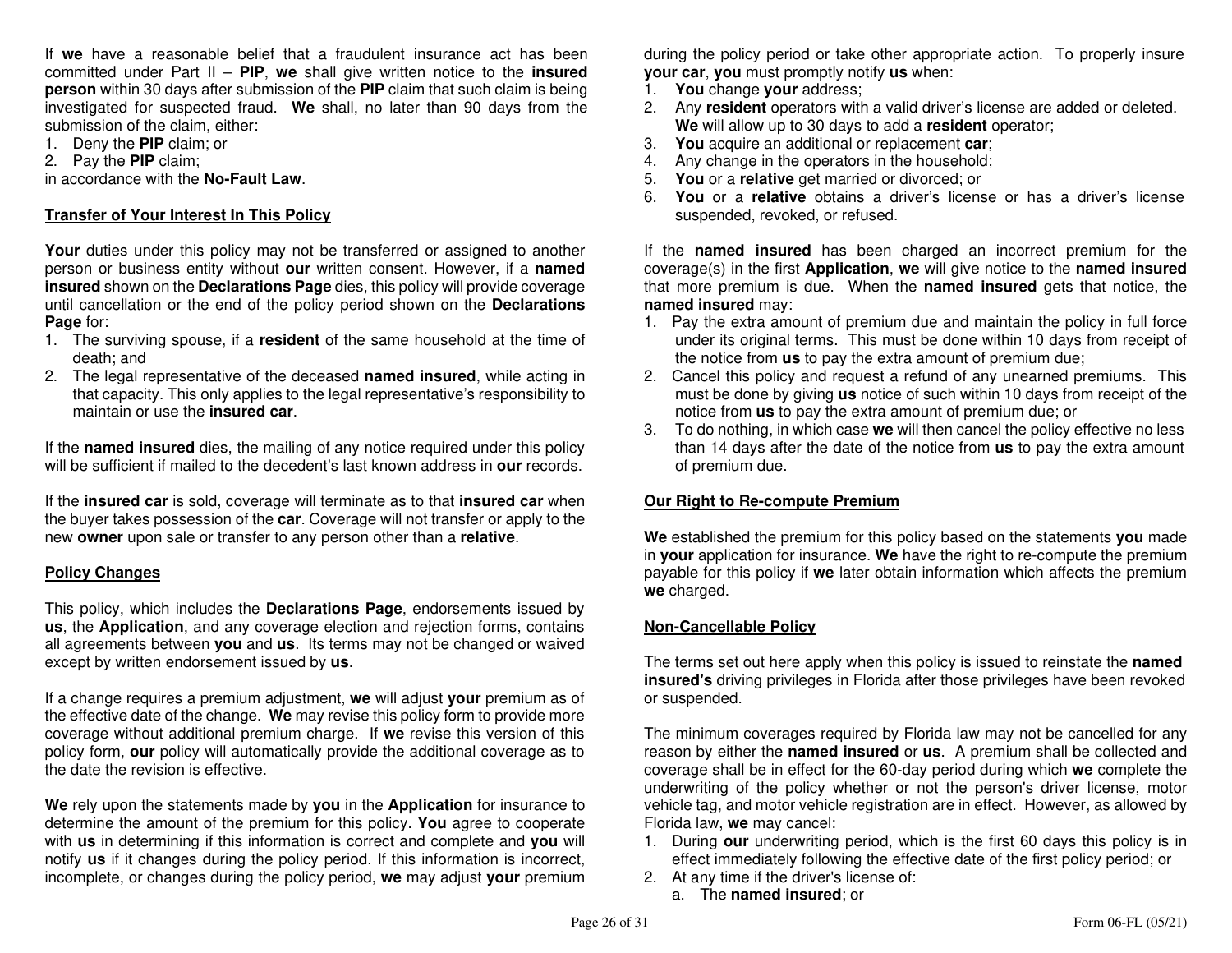If **we** have a reasonable belief that a fraudulent insurance act has been committed under Part II – **PIP**, **we** shall give written notice to the **insured person** within 30 days after submission of the **PIP** claim that such claim is being investigated for suspected fraud. **We** shall, no later than 90 days from the submission of the claim, either:

1. Deny the **PIP** claim; or
2. Pay the **PIP** claim;

in accordance with the **No-Fault Law**.

**Transfer of Your Interest In This Policy**

**Your** duties under this policy may not be transferred or assigned to another person or business entity without **our** written consent. However, if a **named insured** shown on the **Declarations Page** dies, this policy will provide coverage until cancellation or the end of the policy period shown on the **Declarations Page** for:

1. The surviving spouse, if a **resident** of the same household at the time of death; and
2. The legal representative of the deceased **named insured**, while acting in that capacity. This only applies to the legal representative's responsibility to maintain or use the **insured car**.

If the **named insured** dies, the mailing of any notice required under this policy will be sufficient if mailed to the decedent's last known address in **our** records.

If the **insured car** is sold, coverage will terminate as to that **insured car** when the buyer takes possession of the **car**. Coverage will not transfer or apply to the new **owner** upon sale or transfer to any person other than a **relative**.

**Policy Changes**

This policy, which includes the **Declarations Page**, endorsements issued by **us**, the **Application**, and any coverage election and rejection forms, contains all agreements between **you** and **us**. Its terms may not be changed or waived except by written endorsement issued by **us**.

If a change requires a premium adjustment, **we** will adjust **your** premium as of the effective date of the change. **We** may revise this policy form to provide more coverage without additional premium charge. If **we** revise this version of this policy form, **our** policy will automatically provide the additional coverage as to the date the revision is effective.

**We** rely upon the statements made by **you** in the **Application** for insurance to determine the amount of the premium for this policy. **You** agree to cooperate with **us** in determining if this information is correct and complete and **you** will notify **us** if it changes during the policy period. If this information is incorrect, incomplete, or changes during the policy period, **we** may adjust **your** premium during the policy period or take other appropriate action. To properly insure **your car**, **you** must promptly notify **us** when:

1. **You** change **your** address;
2. Any **resident** operators with a valid driver's license are added or deleted. **We** will allow up to 30 days to add a **resident** operator;
3. **You** acquire an additional or replacement **car**;
4. Any change in the operators in the household;
5. **You** or a **relative** get married or divorced; or
6. **You** or a **relative** obtains a driver's license or has a driver's license suspended, revoked, or refused.

If the **named insured** has been charged an incorrect premium for the coverage(s) in the first **Application**, **we** will give notice to the **named insured** that more premium is due. When the **named insured** gets that notice, the **named insured** may:

1. Pay the extra amount of premium due and maintain the policy in full force under its original terms. This must be done within 10 days from receipt of the notice from **us** to pay the extra amount of premium due;
2. Cancel this policy and request a refund of any unearned premiums. This must be done by giving **us** notice of such within 10 days from receipt of the notice from **us** to pay the extra amount of premium due; or
3. To do nothing, in which case **we** will then cancel the policy effective no less than 14 days after the date of the notice from **us** to pay the extra amount of premium due.

**Our Right to Re-compute Premium**

**We** established the premium for this policy based on the statements **you** made in **your** application for insurance. **We** have the right to re-compute the premium payable for this policy if **we** later obtain information which affects the premium **we** charged.

**Non-Cancellable Policy**

The terms set out here apply when this policy is issued to reinstate the **named insured's** driving privileges in Florida after those privileges have been revoked or suspended.

The minimum coverages required by Florida law may not be cancelled for any reason by either the **named insured** or **us**. A premium shall be collected and coverage shall be in effect for the 60-day period during which **we** complete the underwriting of the policy whether or not the person's driver license, motor vehicle tag, and motor vehicle registration are in effect. However, as allowed by Florida law, **we** may cancel:

1. During **our** underwriting period, which is the first 60 days this policy is in effect immediately following the effective date of the first policy period; or
2. At any time if the driver's license of:
   a. The **named insured**; or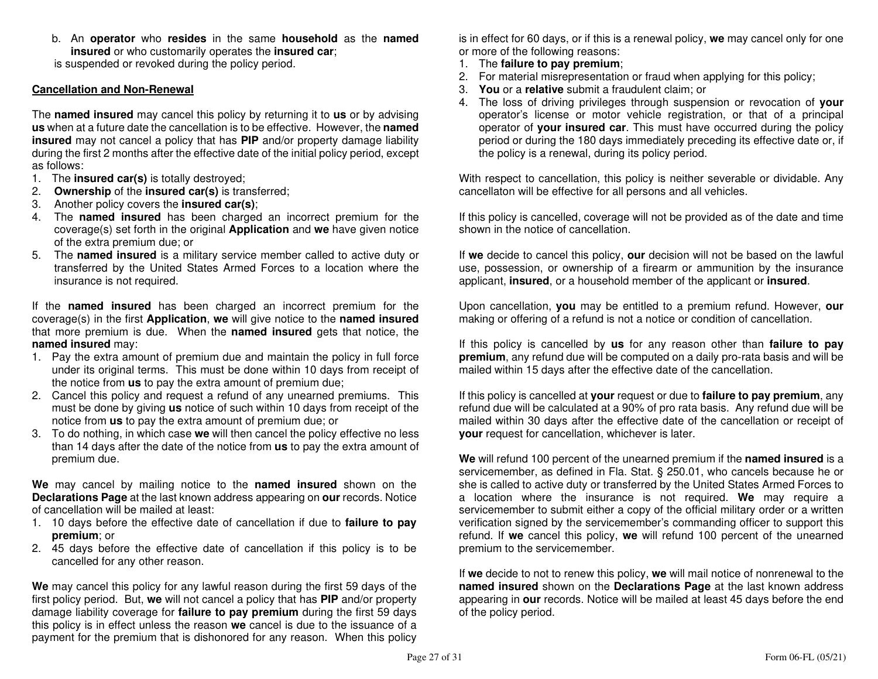b. An **operator** who **resides** in the same **household** as the **named insured** or who customarily operates the **insured car**;

is suspended or revoked during the policy period.

**Cancellation and Non-Renewal**

The **named insured** may cancel this policy by returning it to **us** or by advising **us** when at a future date the cancellation is to be effective. However, the **named insured** may not cancel a policy that has **PIP** and/or property damage liability during the first 2 months after the effective date of the initial policy period, except as follows:

1. The **insured car(s)** is totally destroyed;
2. **Ownership** of the **insured car(s)** is transferred;
3. Another policy covers the **insured car(s)**;
4. The **named insured** has been charged an incorrect premium for the coverage(s) set forth in the original **Application** and **we** have given notice of the extra premium due; or
5. The **named insured** is a military service member called to active duty or transferred by the United States Armed Forces to a location where the insurance is not required.

If the **named insured** has been charged an incorrect premium for the coverage(s) in the first **Application**, **we** will give notice to the **named insured** that more premium is due. When the **named insured** gets that notice, the **named insured** may:

1. Pay the extra amount of premium due and maintain the policy in full force under its original terms. This must be done within 10 days from receipt of the notice from **us** to pay the extra amount of premium due;
2. Cancel this policy and request a refund of any unearned premiums. This must be done by giving **us** notice of such within 10 days from receipt of the notice from **us** to pay the extra amount of premium due; or
3. To do nothing, in which case **we** will then cancel the policy effective no less than 14 days after the date of the notice from **us** to pay the extra amount of premium due.

**We** may cancel by mailing notice to the **named insured** shown on the **Declarations Page** at the last known address appearing on **our** records. Notice of cancellation will be mailed at least:

1. 10 days before the effective date of cancellation if due to **failure to pay premium**; or
2. 45 days before the effective date of cancellation if this policy is to be cancelled for any other reason.

**We** may cancel this policy for any lawful reason during the first 59 days of the first policy period. But, **we** will not cancel a policy that has **PIP** and/or property damage liability coverage for **failure to pay premium** during the first 59 days this policy is in effect unless the reason **we** cancel is due to the issuance of a payment for the premium that is dishonored for any reason. When this policy is in effect for 60 days, or if this is a renewal policy, **we** may cancel only for one or more of the following reasons:

1. The **failure to pay premium**;
2. For material misrepresentation or fraud when applying for this policy;
3. **You** or a **relative** submit a fraudulent claim; or
4. The loss of driving privileges through suspension or revocation of **your** operator's license or motor vehicle registration, or that of a principal operator of **your insured car**. This must have occurred during the policy period or during the 180 days immediately preceding its effective date or, if the policy is a renewal, during its policy period.

With respect to cancellation, this policy is neither severable or dividable. Any cancellaton will be effective for all persons and all vehicles.

If this policy is cancelled, coverage will not be provided as of the date and time shown in the notice of cancellation.

If **we** decide to cancel this policy, **our** decision will not be based on the lawful use, possession, or ownership of a firearm or ammunition by the insurance applicant, **insured**, or a household member of the applicant or **insured**.

Upon cancellation, **you** may be entitled to a premium refund. However, **our** making or offering of a refund is not a notice or condition of cancellation.

If this policy is cancelled by **us** for any reason other than **failure to pay premium**, any refund due will be computed on a daily pro-rata basis and will be mailed within 15 days after the effective date of the cancellation.

If this policy is cancelled at **your** request or due to **failure to pay premium**, any refund due will be calculated at a 90% of pro rata basis. Any refund due will be mailed within 30 days after the effective date of the cancellation or receipt of **your** request for cancellation, whichever is later.

**We** will refund 100 percent of the unearned premium if the **named insured** is a servicemember, as defined in Fla. Stat. § 250.01, who cancels because he or she is called to active duty or transferred by the United States Armed Forces to a location where the insurance is not required. **We** may require a servicemember to submit either a copy of the official military order or a written verification signed by the servicemember's commanding officer to support this refund. If **we** cancel this policy, **we** will refund 100 percent of the unearned premium to the servicemember.

If **we** decide to not to renew this policy, **we** will mail notice of nonrenewal to the **named insured** shown on the **Declarations Page** at the last known address appearing in **our** records. Notice will be mailed at least 45 days before the end of the policy period.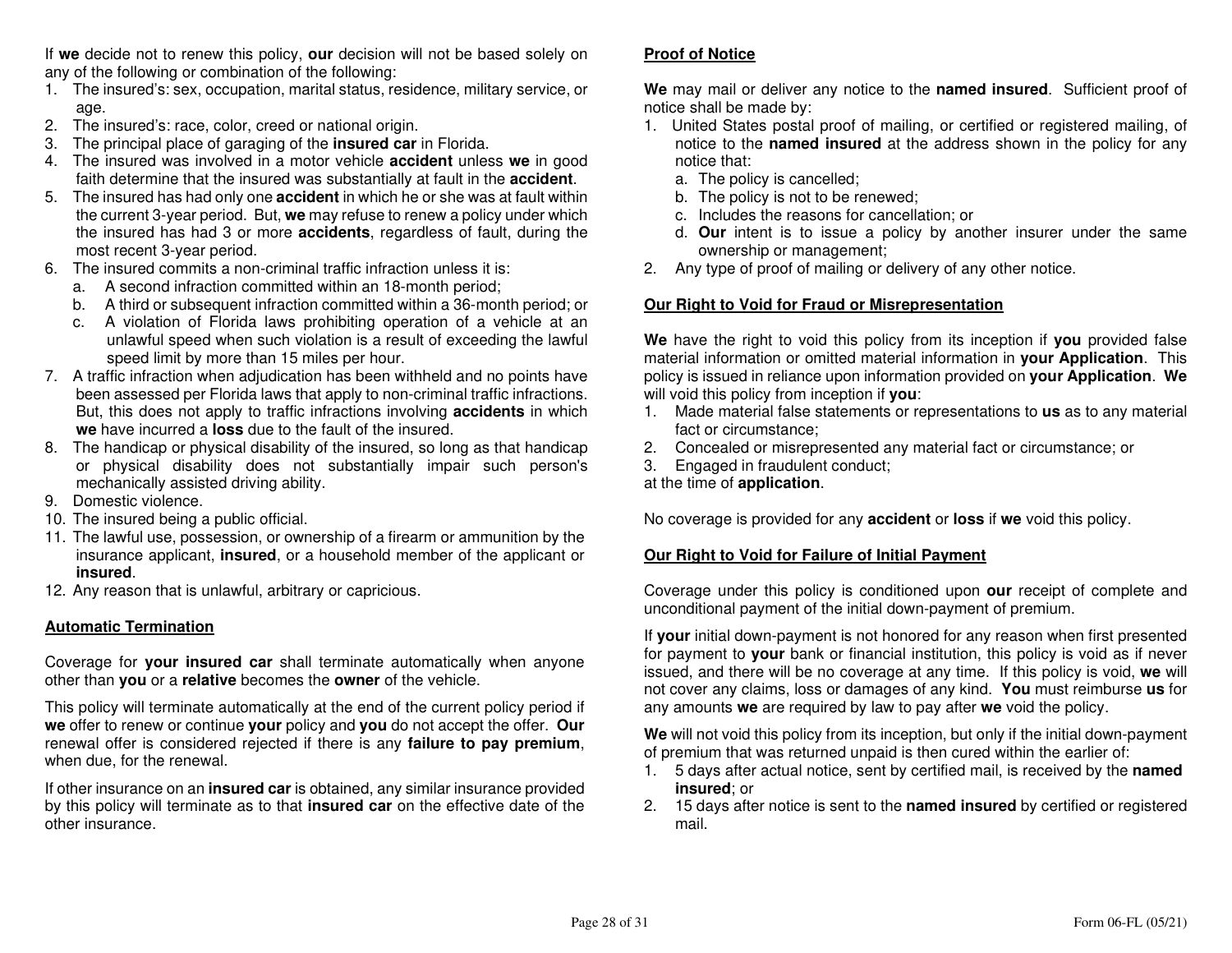If **we** decide not to renew this policy, **our** decision will not be based solely on any of the following or combination of the following:

1. The insured's: sex, occupation, marital status, residence, military service, or age.
2. The insured's: race, color, creed or national origin.
3. The principal place of garaging of the **insured car** in Florida.
4. The insured was involved in a motor vehicle **accident** unless **we** in good faith determine that the insured was substantially at fault in the **accident**.
5. The insured has had only one **accident** in which he or she was at fault within the current 3-year period. But, **we** may refuse to renew a policy under which the insured has had 3 or more **accidents**, regardless of fault, during the most recent 3-year period.
6. The insured commits a non-criminal traffic infraction unless it is:
   a. A second infraction committed within an 18-month period;
   b. A third or subsequent infraction committed within a 36-month period; or
   c. A violation of Florida laws prohibiting operation of a vehicle at an unlawful speed when such violation is a result of exceeding the lawful speed limit by more than 15 miles per hour.
7. A traffic infraction when adjudication has been withheld and no points have been assessed per Florida laws that apply to non-criminal traffic infractions. But, this does not apply to traffic infractions involving **accidents** in which **we** have incurred a **loss** due to the fault of the insured.
8. The handicap or physical disability of the insured, so long as that handicap or physical disability does not substantially impair such person's mechanically assisted driving ability.
9. Domestic violence.
10. The insured being a public official.
11. The lawful use, possession, or ownership of a firearm or ammunition by the insurance applicant, **insured**, or a household member of the applicant or **insured**.
12. Any reason that is unlawful, arbitrary or capricious.

**Automatic Termination**

Coverage for **your insured car** shall terminate automatically when anyone other than **you** or a **relative** becomes the **owner** of the vehicle.

This policy will terminate automatically at the end of the current policy period if **we** offer to renew or continue **your** policy and **you** do not accept the offer. **Our** renewal offer is considered rejected if there is any **failure to pay premium**, when due, for the renewal.

If other insurance on an **insured car** is obtained, any similar insurance provided by this policy will terminate as to that **insured car** on the effective date of the other insurance.

**Proof of Notice**

**We** may mail or deliver any notice to the **named insured**. Sufficient proof of notice shall be made by:

1. United States postal proof of mailing, or certified or registered mailing, of notice to the **named insured** at the address shown in the policy for any notice that:
   a. The policy is cancelled;
   b. The policy is not to be renewed;
   c. Includes the reasons for cancellation; or
   d. **Our** intent is to issue a policy by another insurer under the same ownership or management;
2. Any type of proof of mailing or delivery of any other notice.

**Our Right to Void for Fraud or Misrepresentation**

**We** have the right to void this policy from its inception if **you** provided false material information or omitted material information in **your Application**. This policy is issued in reliance upon information provided on **your Application**. **We** will void this policy from inception if **you**:

1. Made material false statements or representations to **us** as to any material fact or circumstance;
2. Concealed or misrepresented any material fact or circumstance; or
3. Engaged in fraudulent conduct;

at the time of **application**.

No coverage is provided for any **accident** or **loss** if **we** void this policy.

**Our Right to Void for Failure of Initial Payment**

Coverage under this policy is conditioned upon **our** receipt of complete and unconditional payment of the initial down-payment of premium.

If **your** initial down-payment is not honored for any reason when first presented for payment to **your** bank or financial institution, this policy is void as if never issued, and there will be no coverage at any time. If this policy is void, **we** will not cover any claims, loss or damages of any kind. **You** must reimburse **us** for any amounts **we** are required by law to pay after **we** void the policy.

**We** will not void this policy from its inception, but only if the initial down-payment of premium that was returned unpaid is then cured within the earlier of:

1. 5 days after actual notice, sent by certified mail, is received by the **named insured**; or
2. 15 days after notice is sent to the **named insured** by certified or registered mail.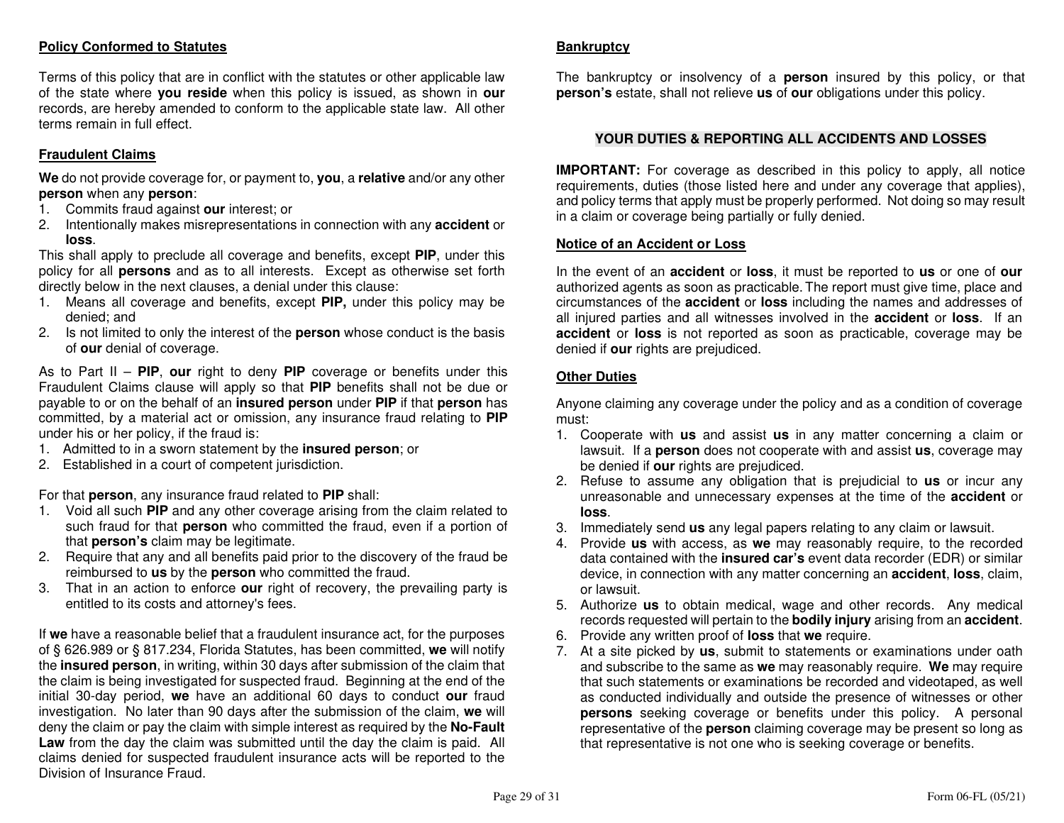**Policy Conformed to Statutes**

Terms of this policy that are in conflict with the statutes or other applicable law of the state where **you reside** when this policy is issued, as shown in **our** records, are hereby amended to conform to the applicable state law. All other terms remain in full effect.

**Fraudulent Claims**

**We** do not provide coverage for, or payment to, **you**, a **relative** and/or any other **person** when any **person**:

1. Commits fraud against **our** interest; or
2. Intentionally makes misrepresentations in connection with any **accident** or **loss**.

This shall apply to preclude all coverage and benefits, except **PIP**, under this policy for all **persons** and as to all interests. Except as otherwise set forth directly below in the next clauses, a denial under this clause:

1. Means all coverage and benefits, except **PIP,** under this policy may be denied; and
2. Is not limited to only the interest of the **person** whose conduct is the basis of **our** denial of coverage.

As to Part II – **PIP**, **our** right to deny **PIP** coverage or benefits under this Fraudulent Claims clause will apply so that **PIP** benefits shall not be due or payable to or on the behalf of an **insured person** under **PIP** if that **person** has committed, by a material act or omission, any insurance fraud relating to **PIP** under his or her policy, if the fraud is:

1. Admitted to in a sworn statement by the **insured person**; or
2. Established in a court of competent jurisdiction.

For that **person**, any insurance fraud related to **PIP** shall:

1. Void all such **PIP** and any other coverage arising from the claim related to such fraud for that **person** who committed the fraud, even if a portion of that **person's** claim may be legitimate.
2. Require that any and all benefits paid prior to the discovery of the fraud be reimbursed to **us** by the **person** who committed the fraud.
3. That in an action to enforce **our** right of recovery, the prevailing party is entitled to its costs and attorney's fees.

If **we** have a reasonable belief that a fraudulent insurance act, for the purposes of § 626.989 or § 817.234, Florida Statutes, has been committed, **we** will notify the **insured person**, in writing, within 30 days after submission of the claim that the claim is being investigated for suspected fraud. Beginning at the end of the initial 30-day period, **we** have an additional 60 days to conduct **our** fraud investigation. No later than 90 days after the submission of the claim, **we** will deny the claim or pay the claim with simple interest as required by the **No-Fault Law** from the day the claim was submitted until the day the claim is paid. All claims denied for suspected fraudulent insurance acts will be reported to the Division of Insurance Fraud.

**Bankruptcy**

The bankruptcy or insolvency of a **person** insured by this policy, or that **person's** estate, shall not relieve **us** of **our** obligations under this policy.

## YOUR DUTIES & REPORTING ALL ACCIDENTS AND LOSSES

**IMPORTANT:** For coverage as described in this policy to apply, all notice requirements, duties (those listed here and under any coverage that applies), and policy terms that apply must be properly performed. Not doing so may result in a claim or coverage being partially or fully denied.

**Notice of an Accident or Loss**

In the event of an **accident** or **loss**, it must be reported to **us** or one of **our** authorized agents as soon as practicable. The report must give time, place and circumstances of the **accident** or **loss** including the names and addresses of all injured parties and all witnesses involved in the **accident** or **loss**. If an **accident** or **loss** is not reported as soon as practicable, coverage may be denied if **our** rights are prejudiced.

**Other Duties**

Anyone claiming any coverage under the policy and as a condition of coverage must:

1. Cooperate with **us** and assist **us** in any matter concerning a claim or lawsuit. If a **person** does not cooperate with and assist **us**, coverage may be denied if **our** rights are prejudiced.
2. Refuse to assume any obligation that is prejudicial to **us** or incur any unreasonable and unnecessary expenses at the time of the **accident** or **loss**.
3. Immediately send **us** any legal papers relating to any claim or lawsuit.
4. Provide **us** with access, as **we** may reasonably require, to the recorded data contained with the **insured car's** event data recorder (EDR) or similar device, in connection with any matter concerning an **accident**, **loss**, claim, or lawsuit.
5. Authorize **us** to obtain medical, wage and other records. Any medical records requested will pertain to the **bodily injury** arising from an **accident**.
6. Provide any written proof of **loss** that **we** require.
7. At a site picked by **us**, submit to statements or examinations under oath and subscribe to the same as **we** may reasonably require. **We** may require that such statements or examinations be recorded and videotaped, as well as conducted individually and outside the presence of witnesses or other **persons** seeking coverage or benefits under this policy. A personal representative of the **person** claiming coverage may be present so long as that representative is not one who is seeking coverage or benefits.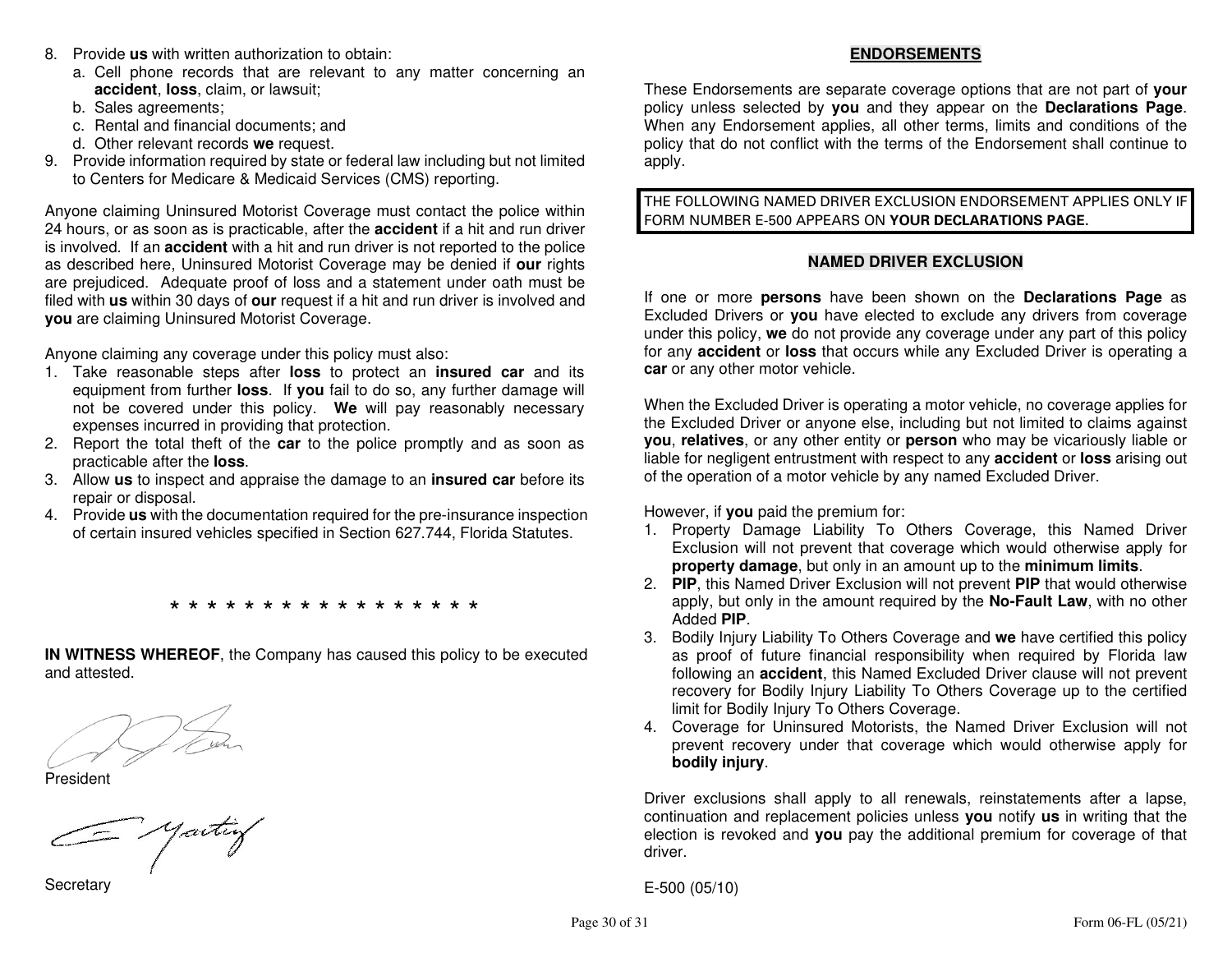8. Provide **us** with written authorization to obtain:
   a. Cell phone records that are relevant to any matter concerning an **accident**, **loss**, claim, or lawsuit;
   b. Sales agreements;
   c. Rental and financial documents; and
   d. Other relevant records **we** request.
9. Provide information required by state or federal law including but not limited to Centers for Medicare & Medicaid Services (CMS) reporting.

Anyone claiming Uninsured Motorist Coverage must contact the police within 24 hours, or as soon as is practicable, after the **accident** if a hit and run driver is involved. If an **accident** with a hit and run driver is not reported to the police as described here, Uninsured Motorist Coverage may be denied if **our** rights are prejudiced. Adequate proof of loss and a statement under oath must be filed with **us** within 30 days of **our** request if a hit and run driver is involved and **you** are claiming Uninsured Motorist Coverage.

Anyone claiming any coverage under this policy must also:

1. Take reasonable steps after **loss** to protect an **insured car** and its equipment from further **loss**. If **you** fail to do so, any further damage will not be covered under this policy. **We** will pay reasonably necessary expenses incurred in providing that protection.
2. Report the total theft of the **car** to the police promptly and as soon as practicable after the **loss**.
3. Allow **us** to inspect and appraise the damage to an **insured car** before its repair or disposal.
4. Provide **us** with the documentation required for the pre-insurance inspection of certain insured vehicles specified in Section 627.744, Florida Statutes.

\* \* \* \* \* \* \* \* \* \* \* \* \* \* \* \* \*

**IN WITNESS WHEREOF**, the Company has caused this policy to be executed and attested.

President

Secretary

## ENDORSEMENTS

These Endorsements are separate coverage options that are not part of **your** policy unless selected by **you** and they appear on the **Declarations Page**. When any Endorsement applies, all other terms, limits and conditions of the policy that do not conflict with the terms of the Endorsement shall continue to apply.

THE FOLLOWING NAMED DRIVER EXCLUSION ENDORSEMENT APPLIES ONLY IF FORM NUMBER E-500 APPEARS ON **YOUR DECLARATIONS PAGE**.

### NAMED DRIVER EXCLUSION

If one or more **persons** have been shown on the **Declarations Page** as Excluded Drivers or **you** have elected to exclude any drivers from coverage under this policy, **we** do not provide any coverage under any part of this policy for any **accident** or **loss** that occurs while any Excluded Driver is operating a **car** or any other motor vehicle.

When the Excluded Driver is operating a motor vehicle, no coverage applies for the Excluded Driver or anyone else, including but not limited to claims against **you**, **relatives**, or any other entity or **person** who may be vicariously liable or liable for negligent entrustment with respect to any **accident** or **loss** arising out of the operation of a motor vehicle by any named Excluded Driver.

However, if **you** paid the premium for:

1. Property Damage Liability To Others Coverage, this Named Driver Exclusion will not prevent that coverage which would otherwise apply for **property damage**, but only in an amount up to the **minimum limits**.
2. **PIP**, this Named Driver Exclusion will not prevent **PIP** that would otherwise apply, but only in the amount required by the **No-Fault Law**, with no other Added **PIP**.
3. Bodily Injury Liability To Others Coverage and **we** have certified this policy as proof of future financial responsibility when required by Florida law following an **accident**, this Named Excluded Driver clause will not prevent recovery for Bodily Injury Liability To Others Coverage up to the certified limit for Bodily Injury To Others Coverage.
4. Coverage for Uninsured Motorists, the Named Driver Exclusion will not prevent recovery under that coverage which would otherwise apply for **bodily injury**.

Driver exclusions shall apply to all renewals, reinstatements after a lapse, continuation and replacement policies unless **you** notify **us** in writing that the election is revoked and **you** pay the additional premium for coverage of that driver.

E-500 (05/10)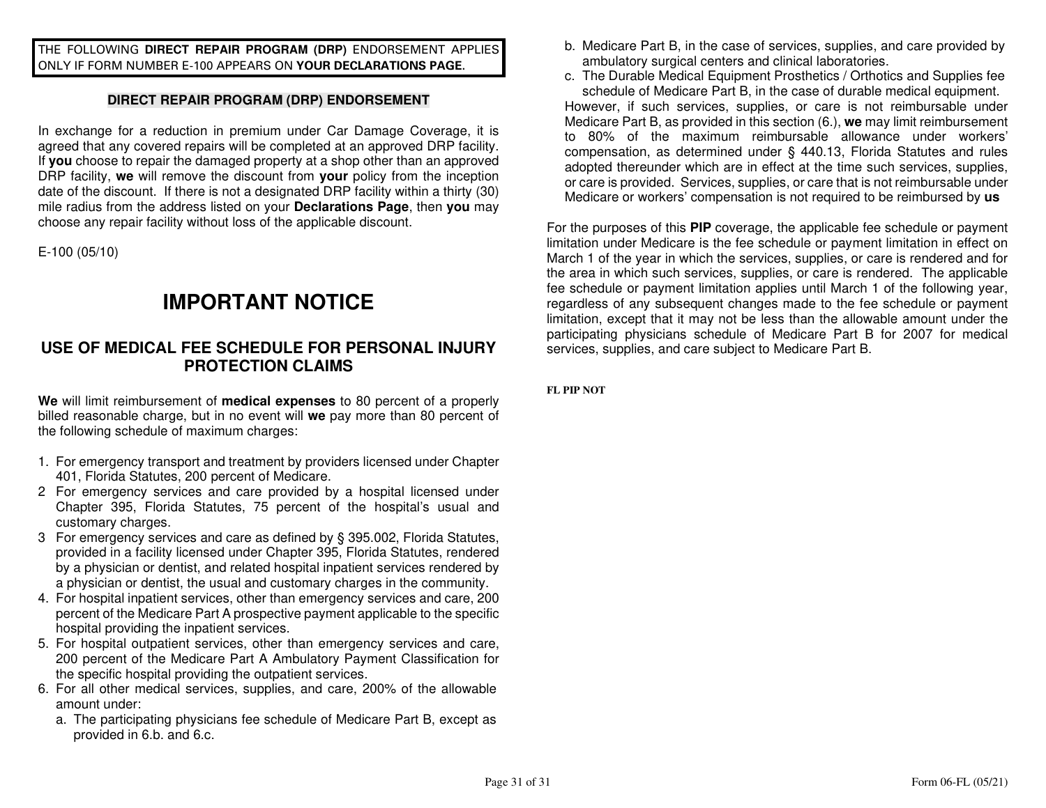THE FOLLOWING **DIRECT REPAIR PROGRAM (DRP)** ENDORSEMENT APPLIES ONLY IF FORM NUMBER E-100 APPEARS ON **YOUR DECLARATIONS PAGE**.

## DIRECT REPAIR PROGRAM (DRP) ENDORSEMENT

In exchange for a reduction in premium under Car Damage Coverage, it is agreed that any covered repairs will be completed at an approved DRP facility. If **you** choose to repair the damaged property at a shop other than an approved DRP facility, **we** will remove the discount from **your** policy from the inception date of the discount. If there is not a designated DRP facility within a thirty (30) mile radius from the address listed on your **Declarations Page**, then **you** may choose any repair facility without loss of the applicable discount.

E-100 (05/10)

# IMPORTANT NOTICE

## USE OF MEDICAL FEE SCHEDULE FOR PERSONAL INJURY PROTECTION CLAIMS

**We** will limit reimbursement of **medical expenses** to 80 percent of a properly billed reasonable charge, but in no event will **we** pay more than 80 percent of the following schedule of maximum charges:

1. For emergency transport and treatment by providers licensed under Chapter 401, Florida Statutes, 200 percent of Medicare.
2. For emergency services and care provided by a hospital licensed under Chapter 395, Florida Statutes, 75 percent of the hospital's usual and customary charges.
3. For emergency services and care as defined by § 395.002, Florida Statutes, provided in a facility licensed under Chapter 395, Florida Statutes, rendered by a physician or dentist, and related hospital inpatient services rendered by a physician or dentist, the usual and customary charges in the community.
4. For hospital inpatient services, other than emergency services and care, 200 percent of the Medicare Part A prospective payment applicable to the specific hospital providing the inpatient services.
5. For hospital outpatient services, other than emergency services and care, 200 percent of the Medicare Part A Ambulatory Payment Classification for the specific hospital providing the outpatient services.
6. For all other medical services, supplies, and care, 200% of the allowable amount under:
   a. The participating physicians fee schedule of Medicare Part B, except as provided in 6.b. and 6.c.
   b. Medicare Part B, in the case of services, supplies, and care provided by ambulatory surgical centers and clinical laboratories.
   c. The Durable Medical Equipment Prosthetics / Orthotics and Supplies fee schedule of Medicare Part B, in the case of durable medical equipment.

   However, if such services, supplies, or care is not reimbursable under Medicare Part B, as provided in this section (6.), **we** may limit reimbursement to 80% of the maximum reimbursable allowance under workers' compensation, as determined under § 440.13, Florida Statutes and rules adopted thereunder which are in effect at the time such services, supplies, or care is provided. Services, supplies, or care that is not reimbursable under Medicare or workers' compensation is not required to be reimbursed by **us**

For the purposes of this **PIP** coverage, the applicable fee schedule or payment limitation under Medicare is the fee schedule or payment limitation in effect on March 1 of the year in which the services, supplies, or care is rendered and for the area in which such services, supplies, or care is rendered. The applicable fee schedule or payment limitation applies until March 1 of the following year, regardless of any subsequent changes made to the fee schedule or payment limitation, except that it may not be less than the allowable amount under the participating physicians schedule of Medicare Part B for 2007 for medical services, supplies, and care subject to Medicare Part B.

**FL PIP NOT**

Form 06-FL (05/21)